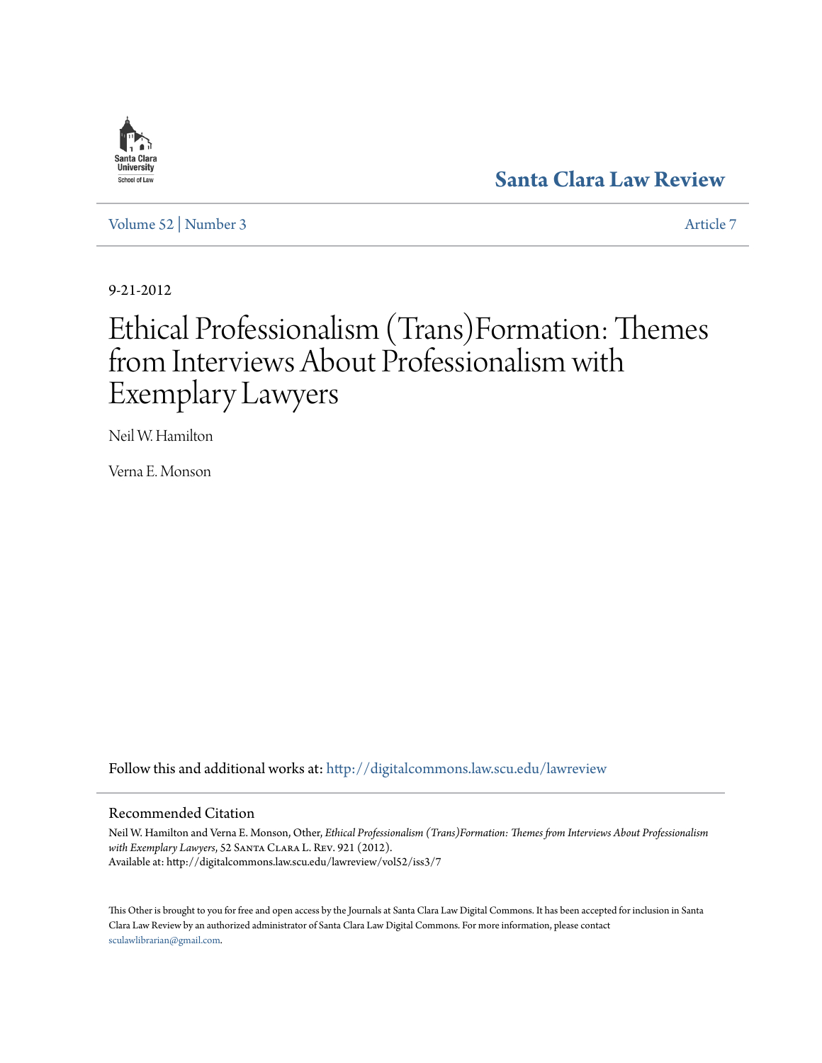Santa Clara University School of Law

**Santa Clara Law Review**

Volume 52 | Number 3 Article 7

9-21-2012

# Ethical Professionalism (Trans)Formation: Themes from Interviews About Professionalism with Exemplary Lawyers

Neil W. Hamilton

Verna E. Monson

Follow this and additional works at: http://digitalcommons.law.scu.edu/lawreview

## Recommended Citation

Neil W. Hamilton and Verna E. Monson, Other, *Ethical Professionalism (Trans)Formation: Themes from Interviews About Professionalism with Exemplary Lawyers*, 52 Santa Clara L. Rev. 921 (2012).
Available at: http://digitalcommons.law.scu.edu/lawreview/vol52/iss3/7

This Other is brought to you for free and open access by the Journals at Santa Clara Law Digital Commons. It has been accepted for inclusion in Santa Clara Law Review by an authorized administrator of Santa Clara Law Digital Commons. For more information, please contact sculawlibrarian@gmail.com.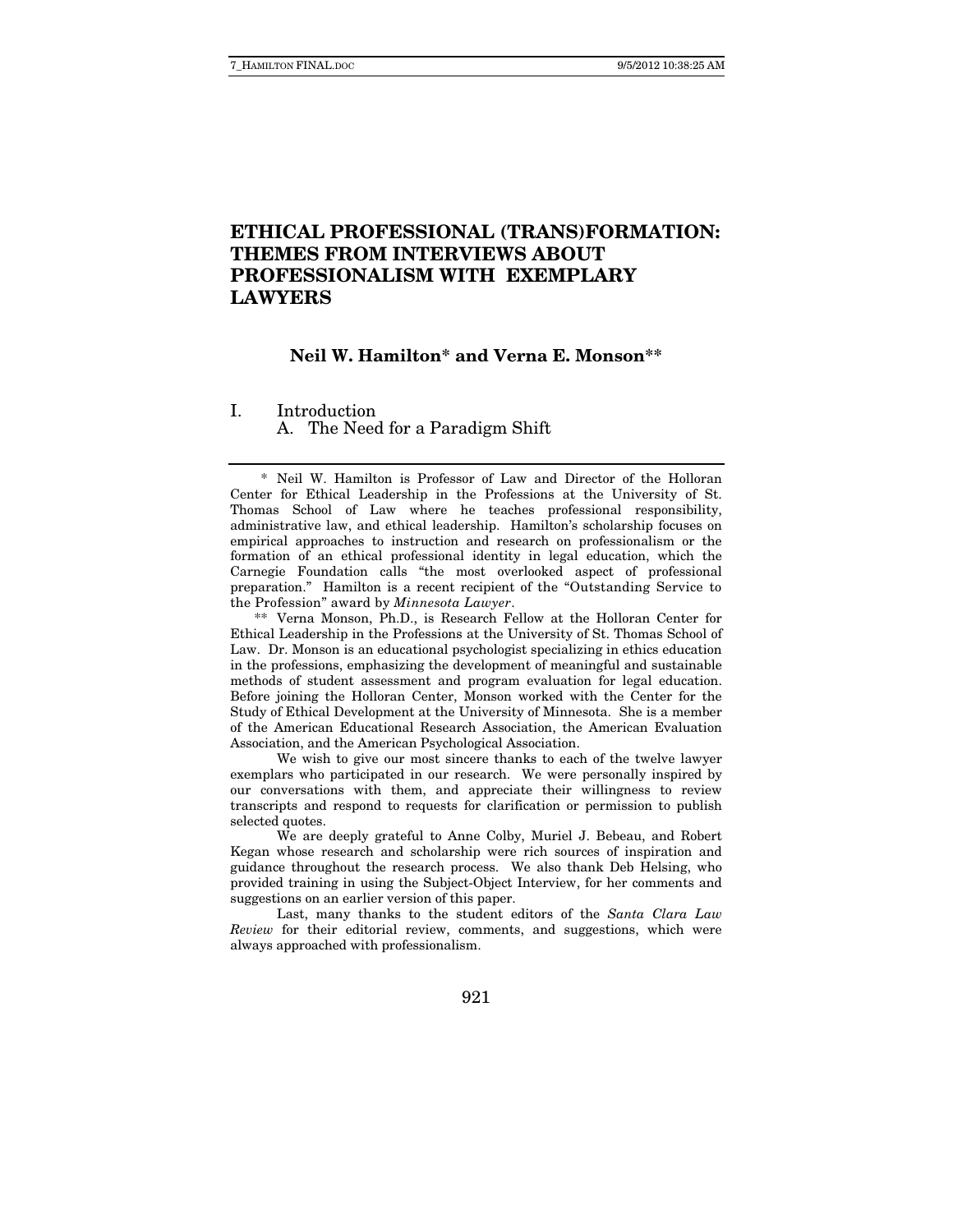# ETHICAL PROFESSIONAL (TRANS)FORMATION: THEMES FROM INTERVIEWS ABOUT PROFESSIONALISM WITH EXEMPLARY LAWYERS

**Neil W. Hamilton\* and Verna E. Monson\*\***

## I. Introduction

### A. The Need for a Paradigm Shift

---

\* Neil W. Hamilton is Professor of Law and Director of the Holloran Center for Ethical Leadership in the Professions at the University of St. Thomas School of Law where he teaches professional responsibility, administrative law, and ethical leadership. Hamilton's scholarship focuses on empirical approaches to instruction and research on professionalism or the formation of an ethical professional identity in legal education, which the Carnegie Foundation calls "the most overlooked aspect of professional preparation." Hamilton is a recent recipient of the "Outstanding Service to the Profession" award by *Minnesota Lawyer*.

\*\* Verna Monson, Ph.D., is Research Fellow at the Holloran Center for Ethical Leadership in the Professions at the University of St. Thomas School of Law. Dr. Monson is an educational psychologist specializing in ethics education in the professions, emphasizing the development of meaningful and sustainable methods of student assessment and program evaluation for legal education. Before joining the Holloran Center, Monson worked with the Center for the Study of Ethical Development at the University of Minnesota. She is a member of the American Educational Research Association, the American Evaluation Association, and the American Psychological Association.

We wish to give our most sincere thanks to each of the twelve lawyer exemplars who participated in our research. We were personally inspired by our conversations with them, and appreciate their willingness to review transcripts and respond to requests for clarification or permission to publish selected quotes.

We are deeply grateful to Anne Colby, Muriel J. Bebeau, and Robert Kegan whose research and scholarship were rich sources of inspiration and guidance throughout the research process. We also thank Deb Helsing, who provided training in using the Subject-Object Interview, for her comments and suggestions on an earlier version of this paper.

Last, many thanks to the student editors of the *Santa Clara Law Review* for their editorial review, comments, and suggestions, which were always approached with professionalism.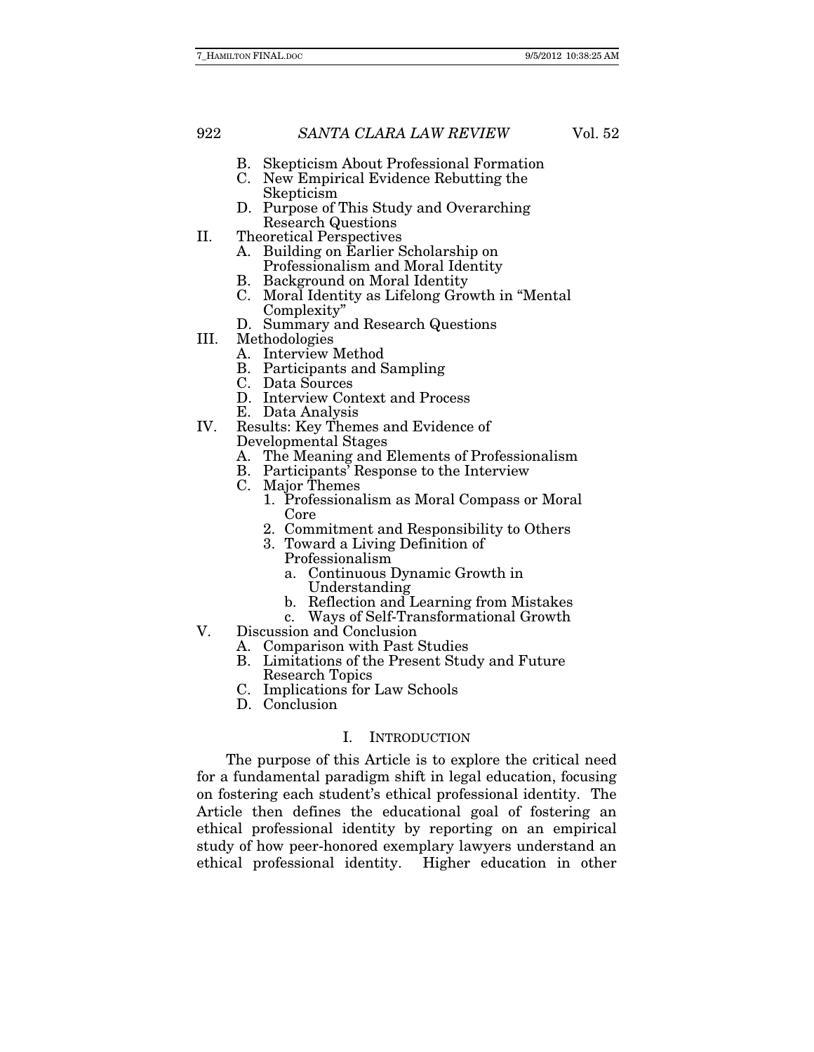- B. Skepticism About Professional Formation
- C. New Empirical Evidence Rebutting the Skepticism
- D. Purpose of This Study and Overarching Research Questions

II. Theoretical Perspectives
- A. Building on Earlier Scholarship on Professionalism and Moral Identity
- B. Background on Moral Identity
- C. Moral Identity as Lifelong Growth in "Mental Complexity"
- D. Summary and Research Questions

III. Methodologies
- A. Interview Method
- B. Participants and Sampling
- C. Data Sources
- D. Interview Context and Process
- E. Data Analysis

IV. Results: Key Themes and Evidence of Developmental Stages
- A. The Meaning and Elements of Professionalism
- B. Participants' Response to the Interview
- C. Major Themes
  1. Professionalism as Moral Compass or Moral Core
  2. Commitment and Responsibility to Others
  3. Toward a Living Definition of Professionalism
     - a. Continuous Dynamic Growth in Understanding
     - b. Reflection and Learning from Mistakes
     - c. Ways of Self-Transformational Growth

V. Discussion and Conclusion
- A. Comparison with Past Studies
- B. Limitations of the Present Study and Future Research Topics
- C. Implications for Law Schools
- D. Conclusion

## I. INTRODUCTION

The purpose of this Article is to explore the critical need for a fundamental paradigm shift in legal education, focusing on fostering each student's ethical professional identity. The Article then defines the educational goal of fostering an ethical professional identity by reporting on an empirical study of how peer-honored exemplary lawyers understand an ethical professional identity. Higher education in other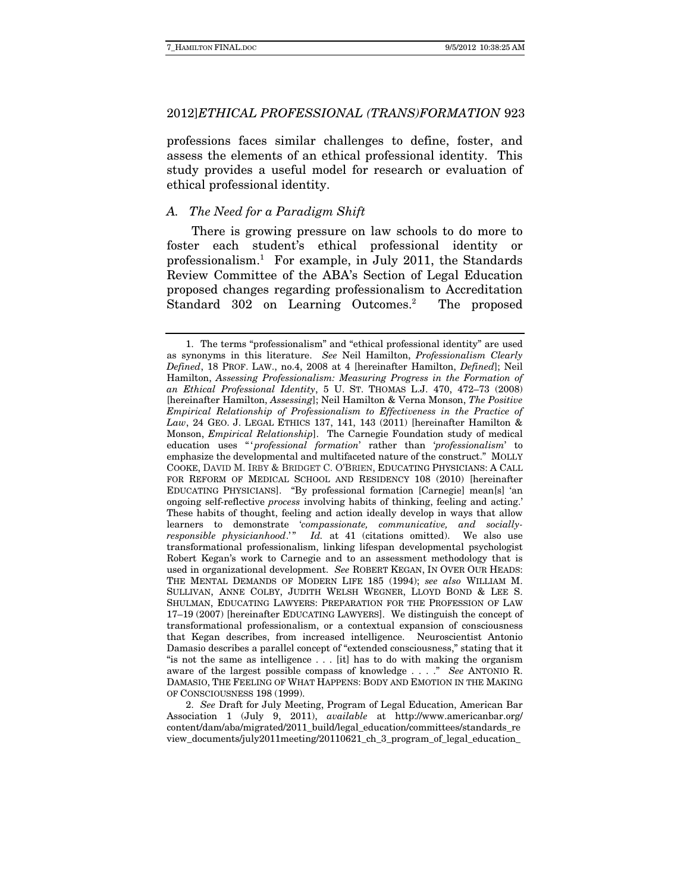professions faces similar challenges to define, foster, and assess the elements of an ethical professional identity. This study provides a useful model for research or evaluation of ethical professional identity.

### *A. The Need for a Paradigm Shift*

There is growing pressure on law schools to do more to foster each student's ethical professional identity or professionalism.[1] For example, in July 2011, the Standards Review Committee of the ABA's Section of Legal Education proposed changes regarding professionalism to Accreditation Standard 302 on Learning Outcomes.[2] The proposed

---

1. The terms "professionalism" and "ethical professional identity" are used as synonyms in this literature. *See* Neil Hamilton, *Professionalism Clearly Defined*, 18 PROF. LAW., no.4, 2008 at 4 [hereinafter Hamilton, *Defined*]; Neil Hamilton, *Assessing Professionalism: Measuring Progress in the Formation of an Ethical Professional Identity*, 5 U. ST. THOMAS L.J. 470, 472–73 (2008) [hereinafter Hamilton, *Assessing*]; Neil Hamilton & Verna Monson, *The Positive Empirical Relationship of Professionalism to Effectiveness in the Practice of Law*, 24 GEO. J. LEGAL ETHICS 137, 141, 143 (2011) [hereinafter Hamilton & Monson, *Empirical Relationship*]. The Carnegie Foundation study of medical education uses "'*professional formation*' rather than '*professionalism*' to emphasize the developmental and multifaceted nature of the construct." MOLLY COOKE, DAVID M. IRBY & BRIDGET C. O'BRIEN, EDUCATING PHYSICIANS: A CALL FOR REFORM OF MEDICAL SCHOOL AND RESIDENCY 108 (2010) [hereinafter EDUCATING PHYSICIANS]. "By professional formation [Carnegie] mean[s] 'an ongoing self-reflective *process* involving habits of thinking, feeling and acting.' These habits of thought, feeling and action ideally develop in ways that allow learners to demonstrate '*compassionate, communicative, and socially-responsible physicianhood*.'" *Id.* at 41 (citations omitted). We also use transformational professionalism, linking lifespan developmental psychologist Robert Kegan's work to Carnegie and to an assessment methodology that is used in organizational development. *See* ROBERT KEGAN, IN OVER OUR HEADS: THE MENTAL DEMANDS OF MODERN LIFE 185 (1994); *see also* WILLIAM M. SULLIVAN, ANNE COLBY, JUDITH WELSH WEGNER, LLOYD BOND & LEE S. SHULMAN, EDUCATING LAWYERS: PREPARATION FOR THE PROFESSION OF LAW 17–19 (2007) [hereinafter EDUCATING LAWYERS]. We distinguish the concept of transformational professionalism, or a contextual expansion of consciousness that Kegan describes, from increased intelligence. Neuroscientist Antonio Damasio describes a parallel concept of "extended consciousness," stating that it "is not the same as intelligence . . . [it] has to do with making the organism aware of the largest possible compass of knowledge . . . ." *See* ANTONIO R. DAMASIO, THE FEELING OF WHAT HAPPENS: BODY AND EMOTION IN THE MAKING OF CONSCIOUSNESS 198 (1999).

2. *See* Draft for July Meeting, Program of Legal Education, American Bar Association 1 (July 9, 2011), *available* at http://www.americanbar.org/content/dam/aba/migrated/2011_build/legal_education/committees/standards_review_documents/july2011meeting/20110621_ch_3_program_of_legal_education_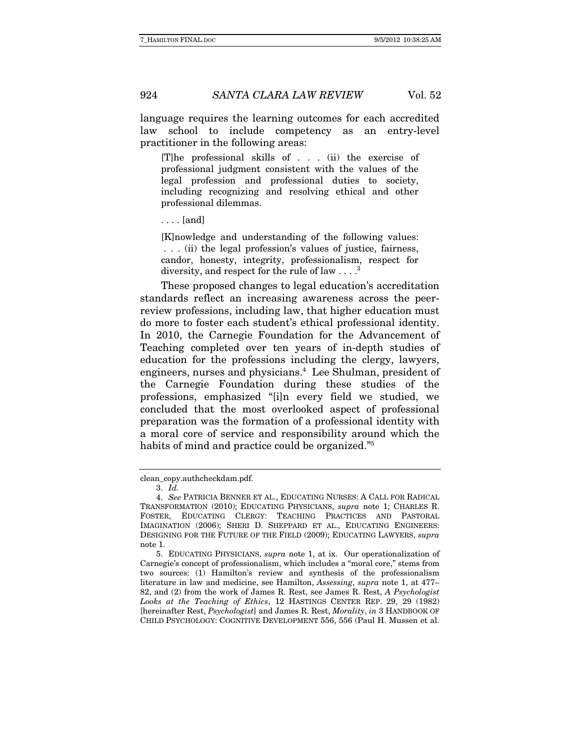language requires the learning outcomes for each accredited law school to include competency as an entry-level practitioner in the following areas:

> [T]he professional skills of . . . (ii) the exercise of professional judgment consistent with the values of the legal profession and professional duties to society, including recognizing and resolving ethical and other professional dilemmas.
>
> . . . . [and]
>
> [K]nowledge and understanding of the following values: . . . (ii) the legal profession's values of justice, fairness, candor, honesty, integrity, professionalism, respect for diversity, and respect for the rule of law . . . .[3]

These proposed changes to legal education's accreditation standards reflect an increasing awareness across the peer-review professions, including law, that higher education must do more to foster each student's ethical professional identity. In 2010, the Carnegie Foundation for the Advancement of Teaching completed over ten years of in-depth studies of education for the professions including the clergy, lawyers, engineers, nurses and physicians.[4] Lee Shulman, president of the Carnegie Foundation during these studies of the professions, emphasized "[i]n every field we studied, we concluded that the most overlooked aspect of professional preparation was the formation of a professional identity with a moral core of service and responsibility around which the habits of mind and practice could be organized."[5]

---

clean_copy.authcheckdam.pdf.

3. *Id.*

4. *See* PATRICIA BENNER ET AL., EDUCATING NURSES: A CALL FOR RADICAL TRANSFORMATION (2010); EDUCATING PHYSICIANS, *supra* note 1; CHARLES R. FOSTER, EDUCATING CLERGY: TEACHING PRACTICES AND PASTORAL IMAGINATION (2006); SHERI D. SHEPPARD ET AL., EDUCATING ENGINEERS: DESIGNING FOR THE FUTURE OF THE FIELD (2009); EDUCATING LAWYERS, *supra* note 1.

5. EDUCATING PHYSICIANS, *supra* note 1, at ix. Our operationalization of Carnegie's concept of professionalism, which includes a "moral core," stems from two sources: (1) Hamilton's review and synthesis of the professionalism literature in law and medicine, see Hamilton, *Assessing*, *supra* note 1, at 477–82, and (2) from the work of James R. Rest, see James R. Rest, *A Psychologist Looks at the Teaching of Ethics*, 12 HASTINGS CENTER REP. 29, 29 (1982) [hereinafter Rest, *Psychologist*] and James R. Rest, *Morality*, *in* 3 HANDBOOK OF CHILD PSYCHOLOGY: COGNITIVE DEVELOPMENT 556, 556 (Paul H. Mussen et al.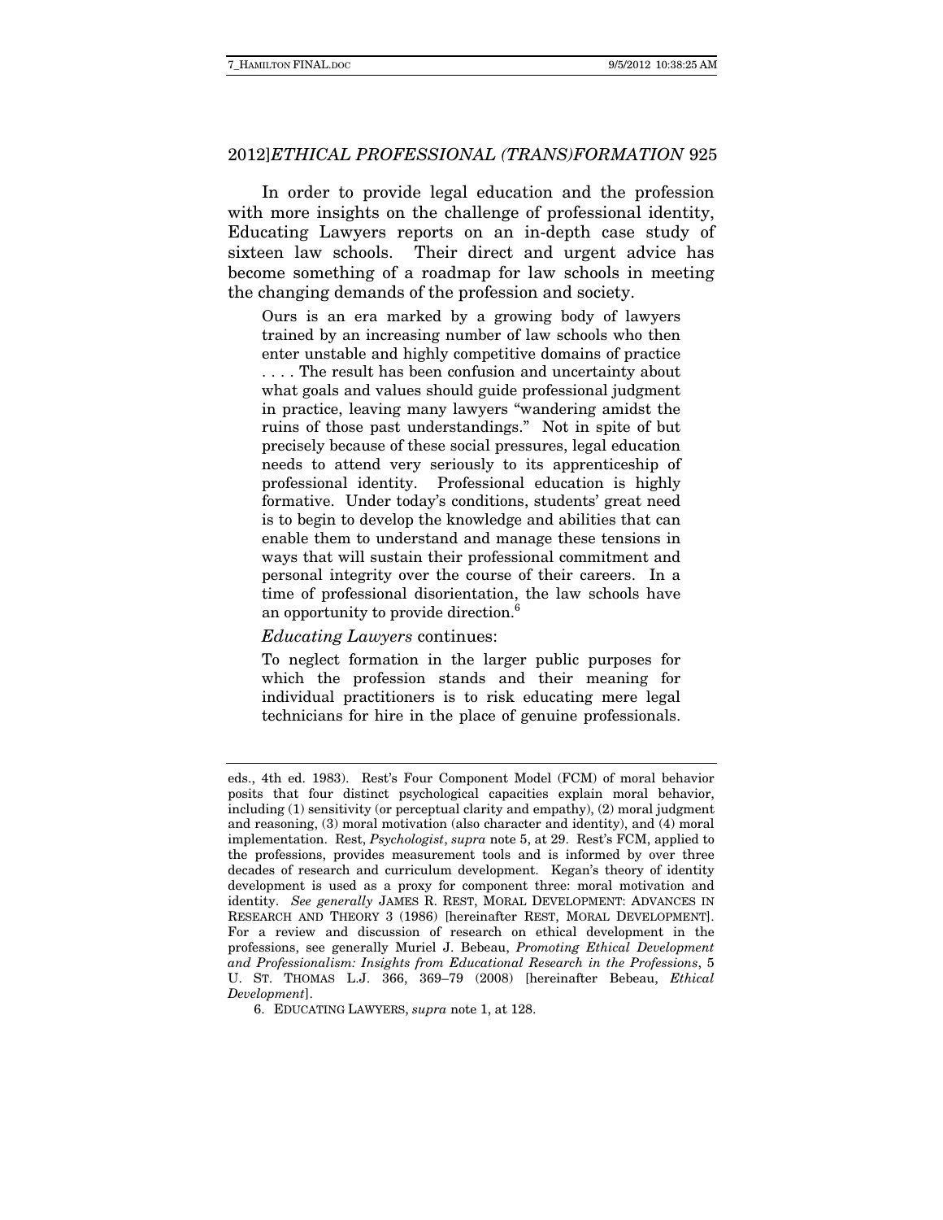In order to provide legal education and the profession with more insights on the challenge of professional identity, Educating Lawyers reports on an in-depth case study of sixteen law schools. Their direct and urgent advice has become something of a roadmap for law schools in meeting the changing demands of the profession and society.

> Ours is an era marked by a growing body of lawyers trained by an increasing number of law schools who then enter unstable and highly competitive domains of practice . . . . The result has been confusion and uncertainty about what goals and values should guide professional judgment in practice, leaving many lawyers "wandering amidst the ruins of those past understandings." Not in spite of but precisely because of these social pressures, legal education needs to attend very seriously to its apprenticeship of professional identity. Professional education is highly formative. Under today's conditions, students' great need is to begin to develop the knowledge and abilities that can enable them to understand and manage these tensions in ways that will sustain their professional commitment and personal integrity over the course of their careers. In a time of professional disorientation, the law schools have an opportunity to provide direction.[6]

*Educating Lawyers* continues:

> To neglect formation in the larger public purposes for which the profession stands and their meaning for individual practitioners is to risk educating mere legal technicians for hire in the place of genuine professionals.

---

eds., 4th ed. 1983). Rest's Four Component Model (FCM) of moral behavior posits that four distinct psychological capacities explain moral behavior, including (1) sensitivity (or perceptual clarity and empathy), (2) moral judgment and reasoning, (3) moral motivation (also character and identity), and (4) moral implementation. Rest, *Psychologist*, *supra* note 5, at 29. Rest's FCM, applied to the professions, provides measurement tools and is informed by over three decades of research and curriculum development. Kegan's theory of identity development is used as a proxy for component three: moral motivation and identity. *See generally* JAMES R. REST, MORAL DEVELOPMENT: ADVANCES IN RESEARCH AND THEORY 3 (1986) [hereinafter REST, MORAL DEVELOPMENT]. For a review and discussion of research on ethical development in the professions, see generally Muriel J. Bebeau, *Promoting Ethical Development and Professionalism: Insights from Educational Research in the Professions*, 5 U. ST. THOMAS L.J. 366, 369–79 (2008) [hereinafter Bebeau, *Ethical Development*].

6. EDUCATING LAWYERS, *supra* note 1, at 128.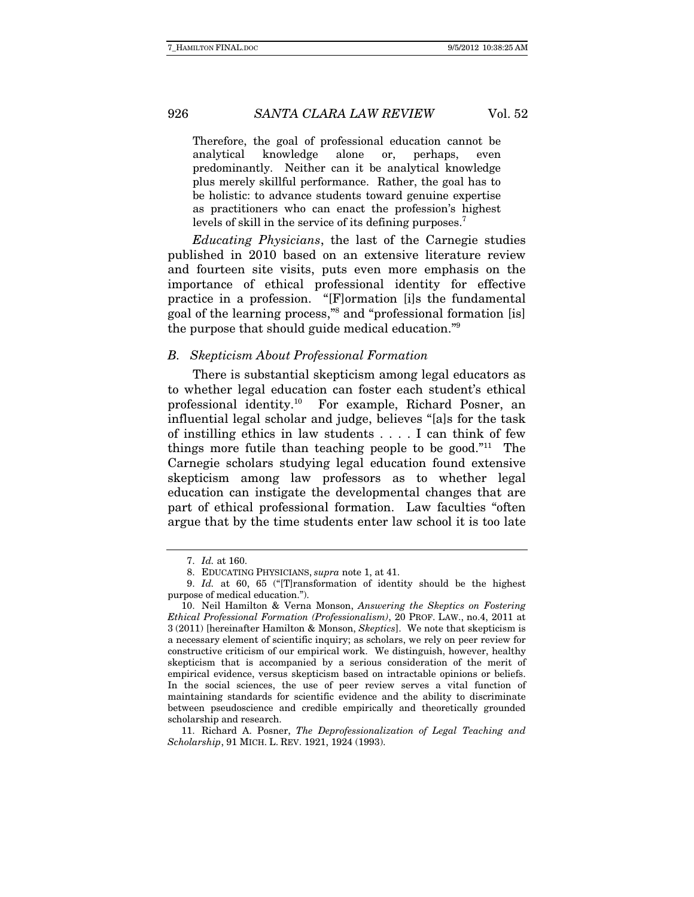> Therefore, the goal of professional education cannot be analytical knowledge alone or, perhaps, even predominantly. Neither can it be analytical knowledge plus merely skillful performance. Rather, the goal has to be holistic: to advance students toward genuine expertise as practitioners who can enact the profession's highest levels of skill in the service of its defining purposes.[7]

*Educating Physicians*, the last of the Carnegie studies published in 2010 based on an extensive literature review and fourteen site visits, puts even more emphasis on the importance of ethical professional identity for effective practice in a profession. "[F]ormation [i]s the fundamental goal of the learning process,"[8] and "professional formation [is] the purpose that should guide medical education."[9]

### *B. Skepticism About Professional Formation*

There is substantial skepticism among legal educators as to whether legal education can foster each student's ethical professional identity.[10] For example, Richard Posner, an influential legal scholar and judge, believes "[a]s for the task of instilling ethics in law students . . . . I can think of few things more futile than teaching people to be good."[11] The Carnegie scholars studying legal education found extensive skepticism among law professors as to whether legal education can instigate the developmental changes that are part of ethical professional formation. Law faculties "often argue that by the time students enter law school it is too late

---

7. *Id.* at 160.

8. EDUCATING PHYSICIANS, *supra* note 1, at 41.

9. *Id.* at 60, 65 ("[T]ransformation of identity should be the highest purpose of medical education.").

10. Neil Hamilton & Verna Monson, *Answering the Skeptics on Fostering Ethical Professional Formation (Professionalism)*, 20 PROF. LAW., no.4, 2011 at 3 (2011) [hereinafter Hamilton & Monson, *Skeptics*]. We note that skepticism is a necessary element of scientific inquiry; as scholars, we rely on peer review for constructive criticism of our empirical work. We distinguish, however, healthy skepticism that is accompanied by a serious consideration of the merit of empirical evidence, versus skepticism based on intractable opinions or beliefs. In the social sciences, the use of peer review serves a vital function of maintaining standards for scientific evidence and the ability to discriminate between pseudoscience and credible empirically and theoretically grounded scholarship and research.

11. Richard A. Posner, *The Deprofessionalization of Legal Teaching and Scholarship*, 91 MICH. L. REV. 1921, 1924 (1993).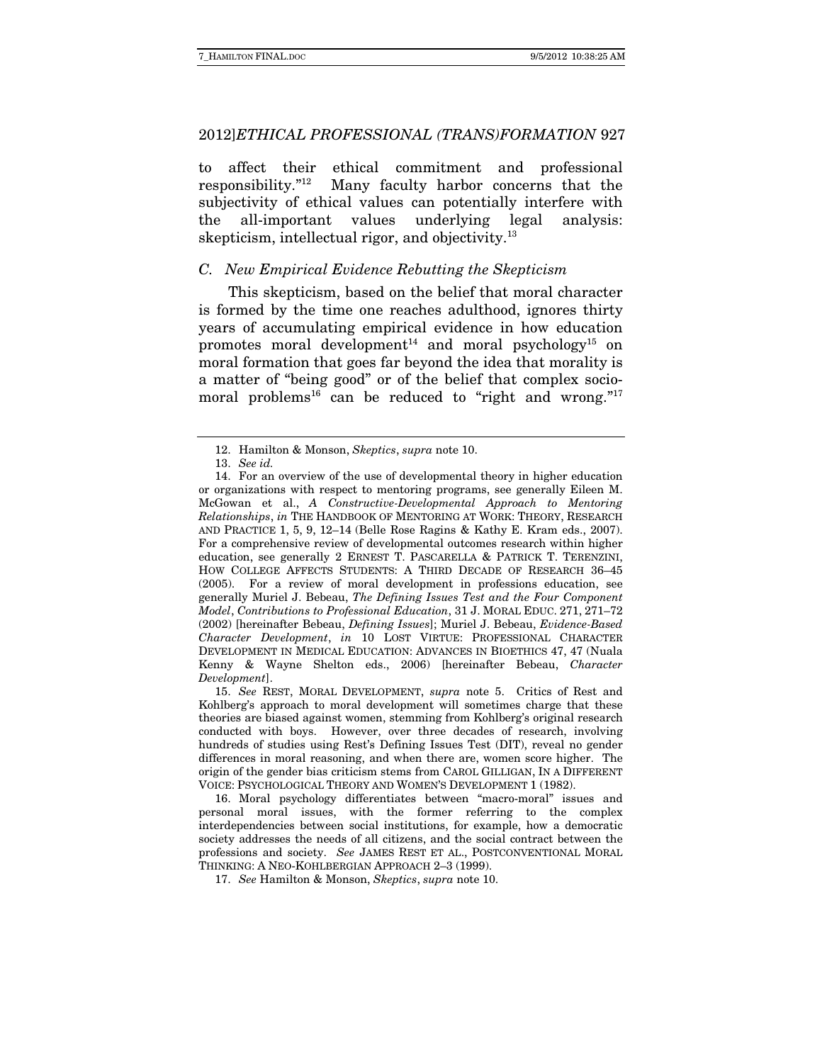to affect their ethical commitment and professional responsibility."[12] Many faculty harbor concerns that the subjectivity of ethical values can potentially interfere with the all-important values underlying legal analysis: skepticism, intellectual rigor, and objectivity.[13]

### *C. New Empirical Evidence Rebutting the Skepticism*

This skepticism, based on the belief that moral character is formed by the time one reaches adulthood, ignores thirty years of accumulating empirical evidence in how education promotes moral development[14] and moral psychology[15] on moral formation that goes far beyond the idea that morality is a matter of "being good" or of the belief that complex socio-moral problems[16] can be reduced to "right and wrong."[17]

---

12. Hamilton & Monson, *Skeptics*, *supra* note 10.

13. *See id.*

14. For an overview of the use of developmental theory in higher education or organizations with respect to mentoring programs, see generally Eileen M. McGowan et al., *A Constructive-Developmental Approach to Mentoring Relationships*, *in* THE HANDBOOK OF MENTORING AT WORK: THEORY, RESEARCH AND PRACTICE 1, 5, 9, 12–14 (Belle Rose Ragins & Kathy E. Kram eds., 2007). For a comprehensive review of developmental outcomes research within higher education, see generally 2 ERNEST T. PASCARELLA & PATRICK T. TERENZINI, HOW COLLEGE AFFECTS STUDENTS: A THIRD DECADE OF RESEARCH 36–45 (2005). For a review of moral development in professions education, see generally Muriel J. Bebeau, *The Defining Issues Test and the Four Component Model*, *Contributions to Professional Education*, 31 J. MORAL EDUC. 271, 271–72 (2002) [hereinafter Bebeau, *Defining Issues*]; Muriel J. Bebeau, *Evidence-Based Character Development*, *in* 10 LOST VIRTUE: PROFESSIONAL CHARACTER DEVELOPMENT IN MEDICAL EDUCATION: ADVANCES IN BIOETHICS 47, 47 (Nuala Kenny & Wayne Shelton eds., 2006) [hereinafter Bebeau, *Character Development*].

15. *See* REST, MORAL DEVELOPMENT, *supra* note 5. Critics of Rest and Kohlberg's approach to moral development will sometimes charge that these theories are biased against women, stemming from Kohlberg's original research conducted with boys. However, over three decades of research, involving hundreds of studies using Rest's Defining Issues Test (DIT), reveal no gender differences in moral reasoning, and when there are, women score higher. The origin of the gender bias criticism stems from CAROL GILLIGAN, IN A DIFFERENT VOICE: PSYCHOLOGICAL THEORY AND WOMEN'S DEVELOPMENT 1 (1982).

16. Moral psychology differentiates between "macro-moral" issues and personal moral issues, with the former referring to the complex interdependencies between social institutions, for example, how a democratic society addresses the needs of all citizens, and the social contract between the professions and society. *See* JAMES REST ET AL., POSTCONVENTIONAL MORAL THINKING: A NEO-KOHLBERGIAN APPROACH 2–3 (1999).

17. *See* Hamilton & Monson, *Skeptics*, *supra* note 10.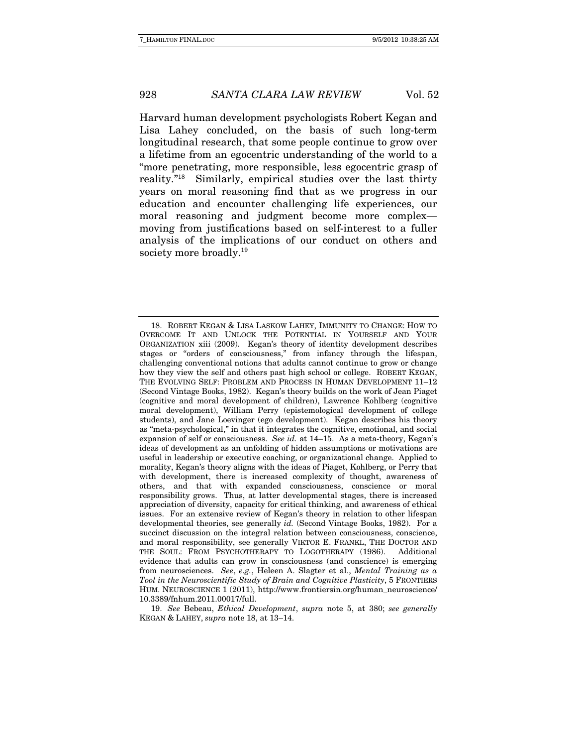Harvard human development psychologists Robert Kegan and Lisa Lahey concluded, on the basis of such long-term longitudinal research, that some people continue to grow over a lifetime from an egocentric understanding of the world to a "more penetrating, more responsible, less egocentric grasp of reality."[18] Similarly, empirical studies over the last thirty years on moral reasoning find that as we progress in our education and encounter challenging life experiences, our moral reasoning and judgment become more complex—moving from justifications based on self-interest to a fuller analysis of the implications of our conduct on others and society more broadly.[19]

---

18. ROBERT KEGAN & LISA LASKOW LAHEY, IMMUNITY TO CHANGE: HOW TO OVERCOME IT AND UNLOCK THE POTENTIAL IN YOURSELF AND YOUR ORGANIZATION xiii (2009). Kegan's theory of identity development describes stages or "orders of consciousness," from infancy through the lifespan, challenging conventional notions that adults cannot continue to grow or change how they view the self and others past high school or college. ROBERT KEGAN, THE EVOLVING SELF: PROBLEM AND PROCESS IN HUMAN DEVELOPMENT 11–12 (Second Vintage Books, 1982). Kegan's theory builds on the work of Jean Piaget (cognitive and moral development of children), Lawrence Kohlberg (cognitive moral development), William Perry (epistemological development of college students), and Jane Loevinger (ego development). Kegan describes his theory as "meta-psychological," in that it integrates the cognitive, emotional, and social expansion of self or consciousness. *See id.* at 14–15. As a meta-theory, Kegan's ideas of development as an unfolding of hidden assumptions or motivations are useful in leadership or executive coaching, or organizational change. Applied to morality, Kegan's theory aligns with the ideas of Piaget, Kohlberg, or Perry that with development, there is increased complexity of thought, awareness of others, and that with expanded consciousness, conscience or moral responsibility grows. Thus, at latter developmental stages, there is increased appreciation of diversity, capacity for critical thinking, and awareness of ethical issues. For an extensive review of Kegan's theory in relation to other lifespan developmental theories, see generally *id.* (Second Vintage Books, 1982). For a succinct discussion on the integral relation between consciousness, conscience, and moral responsibility, see generally VIKTOR E. FRANKL, THE DOCTOR AND THE SOUL: FROM PSYCHOTHERAPY TO LOGOTHERAPY (1986). Additional evidence that adults can grow in consciousness (and conscience) is emerging from neurosciences. *See*, *e.g.*, Heleen A. Slagter et al., *Mental Training as a Tool in the Neuroscientific Study of Brain and Cognitive Plasticity*, 5 FRONTIERS HUM. NEUROSCIENCE 1 (2011), http://www.frontiersin.org/human_neuroscience/10.3389/fnhum.2011.00017/full.

19. *See* Bebeau, *Ethical Development*, *supra* note 5, at 380; *see generally* KEGAN & LAHEY, *supra* note 18, at 13–14.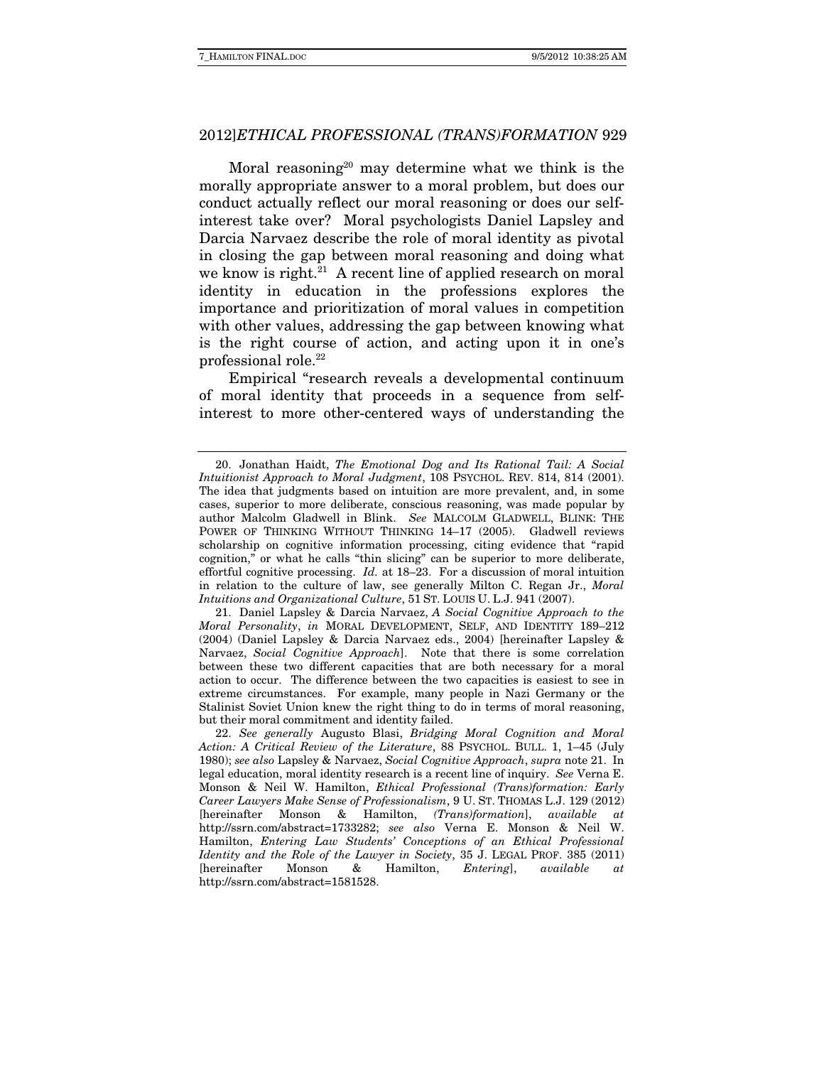Moral reasoning[20] may determine what we think is the morally appropriate answer to a moral problem, but does our conduct actually reflect our moral reasoning or does our self-interest take over? Moral psychologists Daniel Lapsley and Darcia Narvaez describe the role of moral identity as pivotal in closing the gap between moral reasoning and doing what we know is right.[21] A recent line of applied research on moral identity in education in the professions explores the importance and prioritization of moral values in competition with other values, addressing the gap between knowing what is the right course of action, and acting upon it in one's professional role.[22]

Empirical "research reveals a developmental continuum of moral identity that proceeds in a sequence from self-interest to more other-centered ways of understanding the

---

20. Jonathan Haidt, *The Emotional Dog and Its Rational Tail: A Social Intuitionist Approach to Moral Judgment*, 108 PSYCHOL. REV. 814, 814 (2001). The idea that judgments based on intuition are more prevalent, and, in some cases, superior to more deliberate, conscious reasoning, was made popular by author Malcolm Gladwell in Blink. *See* MALCOLM GLADWELL, BLINK: THE POWER OF THINKING WITHOUT THINKING 14–17 (2005). Gladwell reviews scholarship on cognitive information processing, citing evidence that "rapid cognition," or what he calls "thin slicing" can be superior to more deliberate, effortful cognitive processing. *Id.* at 18–23. For a discussion of moral intuition in relation to the culture of law, see generally Milton C. Regan Jr., *Moral Intuitions and Organizational Culture*, 51 ST. LOUIS U. L.J. 941 (2007).

21. Daniel Lapsley & Darcia Narvaez, *A Social Cognitive Approach to the Moral Personality*, *in* MORAL DEVELOPMENT, SELF, AND IDENTITY 189–212 (2004) (Daniel Lapsley & Darcia Narvaez eds., 2004) [hereinafter Lapsley & Narvaez, *Social Cognitive Approach*]. Note that there is some correlation between these two different capacities that are both necessary for a moral action to occur. The difference between the two capacities is easiest to see in extreme circumstances. For example, many people in Nazi Germany or the Stalinist Soviet Union knew the right thing to do in terms of moral reasoning, but their moral commitment and identity failed.

22. *See generally* Augusto Blasi, *Bridging Moral Cognition and Moral Action: A Critical Review of the Literature*, 88 PSYCHOL. BULL. 1, 1–45 (July 1980); *see also* Lapsley & Narvaez, *Social Cognitive Approach*, *supra* note 21. In legal education, moral identity research is a recent line of inquiry. *See* Verna E. Monson & Neil W. Hamilton, *Ethical Professional (Trans)formation: Early Career Lawyers Make Sense of Professionalism*, 9 U. ST. THOMAS L.J. 129 (2012) [hereinafter Monson & Hamilton, *(Trans)formation*], *available at* http://ssrn.com/abstract=1733282; *see also* Verna E. Monson & Neil W. Hamilton, *Entering Law Students' Conceptions of an Ethical Professional Identity and the Role of the Lawyer in Society*, 35 J. LEGAL PROF. 385 (2011) [hereinafter Monson & Hamilton, *Entering*], *available at* http://ssrn.com/abstract=1581528.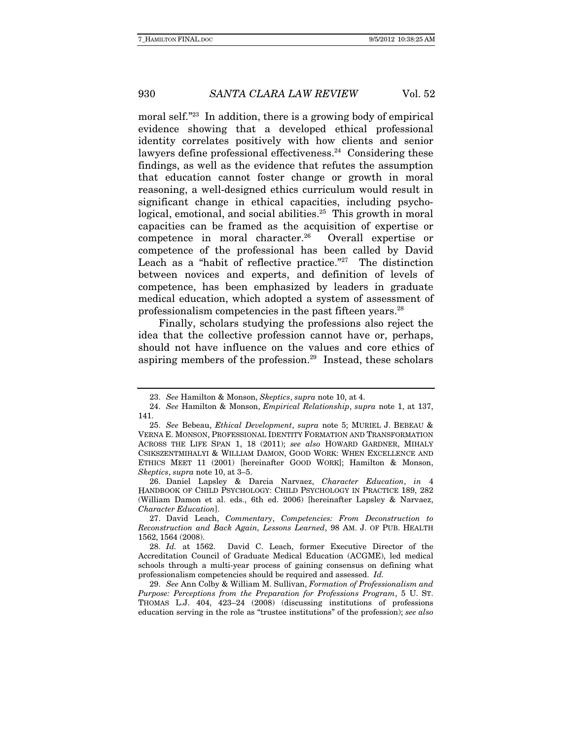moral self."[23] In addition, there is a growing body of empirical evidence showing that a developed ethical professional identity correlates positively with how clients and senior lawyers define professional effectiveness.[24] Considering these findings, as well as the evidence that refutes the assumption that education cannot foster change or growth in moral reasoning, a well-designed ethics curriculum would result in significant change in ethical capacities, including psychological, emotional, and social abilities.[25] This growth in moral capacities can be framed as the acquisition of expertise or competence in moral character.[26] Overall expertise or competence of the professional has been called by David Leach as a "habit of reflective practice."[27] The distinction between novices and experts, and definition of levels of competence, has been emphasized by leaders in graduate medical education, which adopted a system of assessment of professionalism competencies in the past fifteen years.[28]

Finally, scholars studying the professions also reject the idea that the collective profession cannot have or, perhaps, should not have influence on the values and core ethics of aspiring members of the profession.[29] Instead, these scholars

---

23. *See* Hamilton & Monson, *Skeptics*, *supra* note 10, at 4.

24. *See* Hamilton & Monson, *Empirical Relationship*, *supra* note 1, at 137, 141.

25. *See* Bebeau, *Ethical Development*, *supra* note 5; MURIEL J. BEBEAU & VERNA E. MONSON, PROFESSIONAL IDENTITY FORMATION AND TRANSFORMATION ACROSS THE LIFE SPAN 1, 18 (2011); *see also* HOWARD GARDNER, MIHALY CSIKSZENTMIHALYI & WILLIAM DAMON, GOOD WORK: WHEN EXCELLENCE AND ETHICS MEET 11 (2001) [hereinafter GOOD WORK]; Hamilton & Monson, *Skeptics*, *supra* note 10, at 3–5.

26. Daniel Lapsley & Darcia Narvaez, *Character Education*, *in* 4 HANDBOOK OF CHILD PSYCHOLOGY: CHILD PSYCHOLOGY IN PRACTICE 189, 282 (William Damon et al. eds., 6th ed. 2006) [hereinafter Lapsley & Narvaez, *Character Education*].

27. David Leach, *Commentary*, *Competencies: From Deconstruction to Reconstruction and Back Again, Lessons Learned*, 98 AM. J. OF PUB. HEALTH 1562, 1564 (2008).

28. *Id.* at 1562. David C. Leach, former Executive Director of the Accreditation Council of Graduate Medical Education (ACGME), led medical schools through a multi-year process of gaining consensus on defining what professionalism competencies should be required and assessed. *Id.*

29. *See* Ann Colby & William M. Sullivan, *Formation of Professionalism and Purpose: Perceptions from the Preparation for Professions Program*, 5 U. ST. THOMAS L.J. 404, 423–24 (2008) (discussing institutions of professions education serving in the role as "trustee institutions" of the profession); *see also*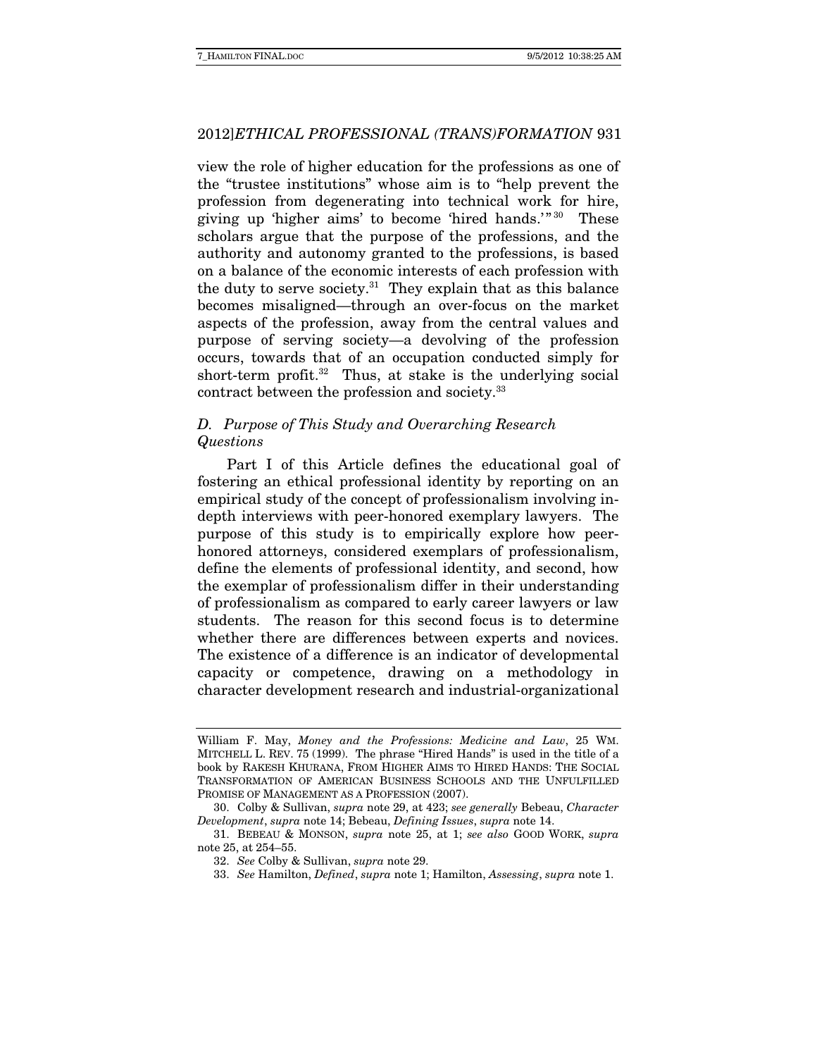view the role of higher education for the professions as one of the "trustee institutions" whose aim is to "help prevent the profession from degenerating into technical work for hire, giving up 'higher aims' to become 'hired hands.'"[30] These scholars argue that the purpose of the professions, and the authority and autonomy granted to the professions, is based on a balance of the economic interests of each profession with the duty to serve society.[31] They explain that as this balance becomes misaligned—through an over-focus on the market aspects of the profession, away from the central values and purpose of serving society—a devolving of the profession occurs, towards that of an occupation conducted simply for short-term profit.[32] Thus, at stake is the underlying social contract between the profession and society.[33]

### *D. Purpose of This Study and Overarching Research Questions*

Part I of this Article defines the educational goal of fostering an ethical professional identity by reporting on an empirical study of the concept of professionalism involving in-depth interviews with peer-honored exemplary lawyers. The purpose of this study is to empirically explore how peer-honored attorneys, considered exemplars of professionalism, define the elements of professional identity, and second, how the exemplar of professionalism differ in their understanding of professionalism as compared to early career lawyers or law students. The reason for this second focus is to determine whether there are differences between experts and novices. The existence of a difference is an indicator of developmental capacity or competence, drawing on a methodology in character development research and industrial-organizational

---

William F. May, *Money and the Professions: Medicine and Law*, 25 WM. MITCHELL L. REV. 75 (1999). The phrase "Hired Hands" is used in the title of a book by RAKESH KHURANA, FROM HIGHER AIMS TO HIRED HANDS: THE SOCIAL TRANSFORMATION OF AMERICAN BUSINESS SCHOOLS AND THE UNFULFILLED PROMISE OF MANAGEMENT AS A PROFESSION (2007).

30. Colby & Sullivan, *supra* note 29, at 423; *see generally* Bebeau, *Character Development*, *supra* note 14; Bebeau, *Defining Issues*, *supra* note 14.

31. BEBEAU & MONSON, *supra* note 25, at 1; *see also* GOOD WORK, *supra* note 25, at 254–55.

32. *See* Colby & Sullivan, *supra* note 29.

33. *See* Hamilton, *Defined*, *supra* note 1; Hamilton, *Assessing*, *supra* note 1.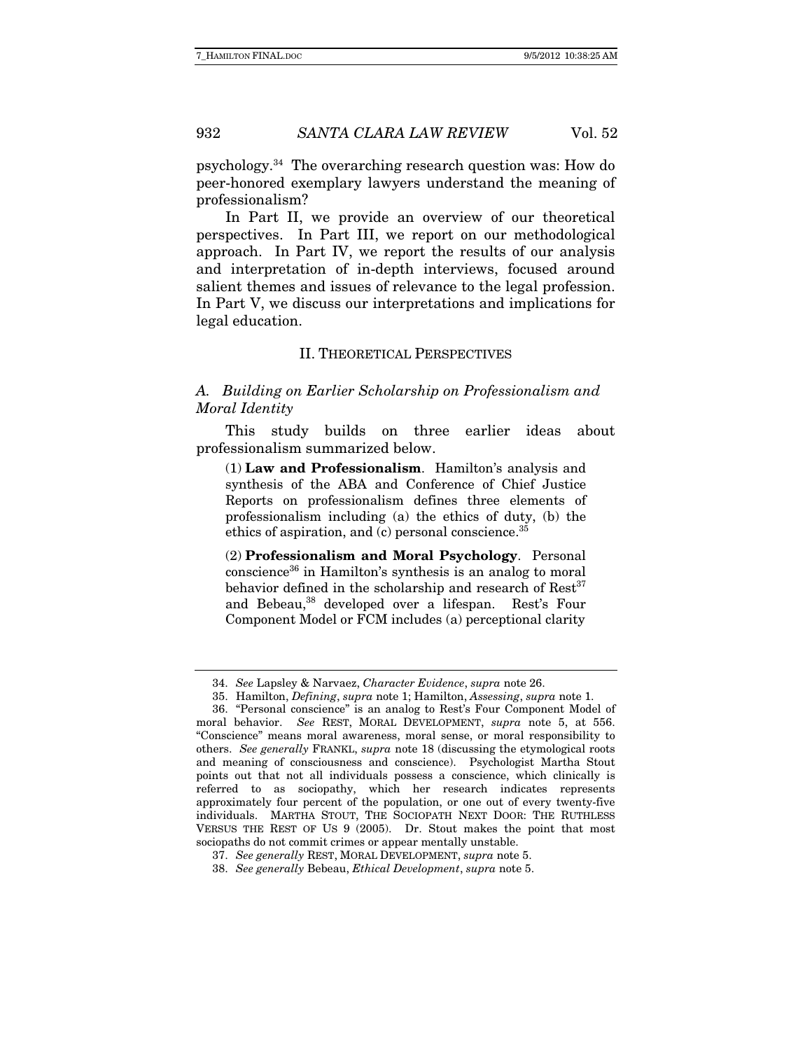psychology.[34] The overarching research question was: How do peer-honored exemplary lawyers understand the meaning of professionalism?

In Part II, we provide an overview of our theoretical perspectives. In Part III, we report on our methodological approach. In Part IV, we report the results of our analysis and interpretation of in-depth interviews, focused around salient themes and issues of relevance to the legal profession. In Part V, we discuss our interpretations and implications for legal education.

## II. THEORETICAL PERSPECTIVES

### *A. Building on Earlier Scholarship on Professionalism and Moral Identity*

This study builds on three earlier ideas about professionalism summarized below.

> (1) **Law and Professionalism**. Hamilton's analysis and synthesis of the ABA and Conference of Chief Justice Reports on professionalism defines three elements of professionalism including (a) the ethics of duty, (b) the ethics of aspiration, and (c) personal conscience.[35]
>
> (2) **Professionalism and Moral Psychology**. Personal conscience[36] in Hamilton's synthesis is an analog to moral behavior defined in the scholarship and research of Rest[37] and Bebeau,[38] developed over a lifespan. Rest's Four Component Model or FCM includes (a) perceptional clarity

---

34. *See* Lapsley & Narvaez, *Character Evidence*, *supra* note 26.

35. Hamilton, *Defining*, *supra* note 1; Hamilton, *Assessing*, *supra* note 1.

36. "Personal conscience" is an analog to Rest's Four Component Model of moral behavior. *See* REST, MORAL DEVELOPMENT, *supra* note 5, at 556. "Conscience" means moral awareness, moral sense, or moral responsibility to others. *See generally* FRANKL, *supra* note 18 (discussing the etymological roots and meaning of consciousness and conscience). Psychologist Martha Stout points out that not all individuals possess a conscience, which clinically is referred to as sociopathy, which her research indicates represents approximately four percent of the population, or one out of every twenty-five individuals. MARTHA STOUT, THE SOCIOPATH NEXT DOOR: THE RUTHLESS VERSUS THE REST OF US 9 (2005). Dr. Stout makes the point that most sociopaths do not commit crimes or appear mentally unstable.

37. *See generally* REST, MORAL DEVELOPMENT, *supra* note 5.

38. *See generally* Bebeau, *Ethical Development*, *supra* note 5.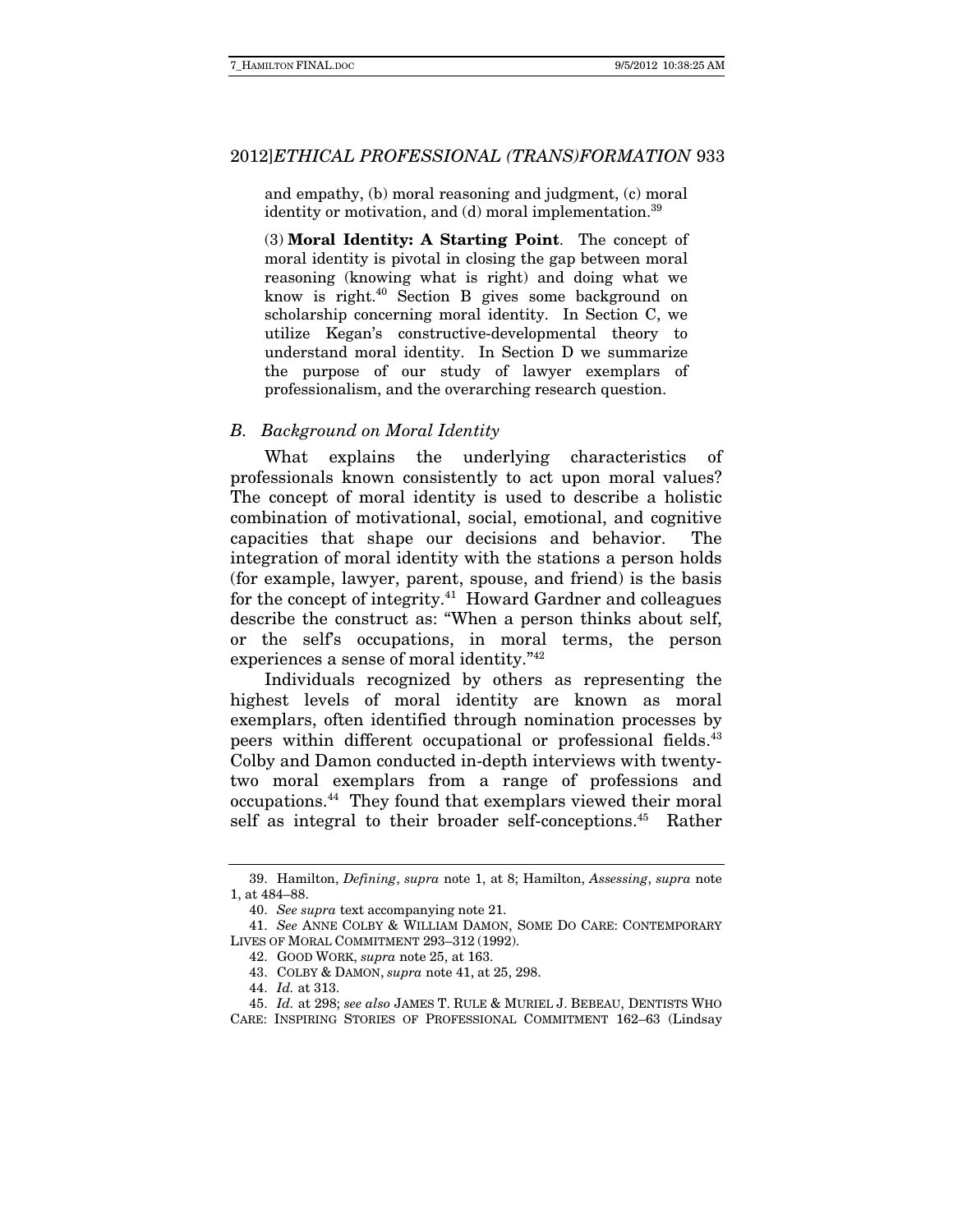and empathy, (b) moral reasoning and judgment, (c) moral identity or motivation, and (d) moral implementation.[39]

(3) **Moral Identity: A Starting Point**. The concept of moral identity is pivotal in closing the gap between moral reasoning (knowing what is right) and doing what we know is right.[40] Section B gives some background on scholarship concerning moral identity. In Section C, we utilize Kegan's constructive-developmental theory to understand moral identity. In Section D we summarize the purpose of our study of lawyer exemplars of professionalism, and the overarching research question.

### *B. Background on Moral Identity*

What explains the underlying characteristics of professionals known consistently to act upon moral values? The concept of moral identity is used to describe a holistic combination of motivational, social, emotional, and cognitive capacities that shape our decisions and behavior. The integration of moral identity with the stations a person holds (for example, lawyer, parent, spouse, and friend) is the basis for the concept of integrity.[41] Howard Gardner and colleagues describe the construct as: "When a person thinks about self, or the self's occupations, in moral terms, the person experiences a sense of moral identity."[42]

Individuals recognized by others as representing the highest levels of moral identity are known as moral exemplars, often identified through nomination processes by peers within different occupational or professional fields.[43] Colby and Damon conducted in-depth interviews with twenty-two moral exemplars from a range of professions and occupations.[44] They found that exemplars viewed their moral self as integral to their broader self-conceptions.[45] Rather

---

39. Hamilton, *Defining*, *supra* note 1, at 8; Hamilton, *Assessing*, *supra* note 1, at 484–88.

40. *See supra* text accompanying note 21.

41. *See* ANNE COLBY & WILLIAM DAMON, SOME DO CARE: CONTEMPORARY LIVES OF MORAL COMMITMENT 293–312 (1992).

42. GOOD WORK, *supra* note 25, at 163.

43. COLBY & DAMON, *supra* note 41, at 25, 298.

44. *Id.* at 313.

45. *Id.* at 298; *see also* JAMES T. RULE & MURIEL J. BEBEAU, DENTISTS WHO CARE: INSPIRING STORIES OF PROFESSIONAL COMMITMENT 162–63 (Lindsay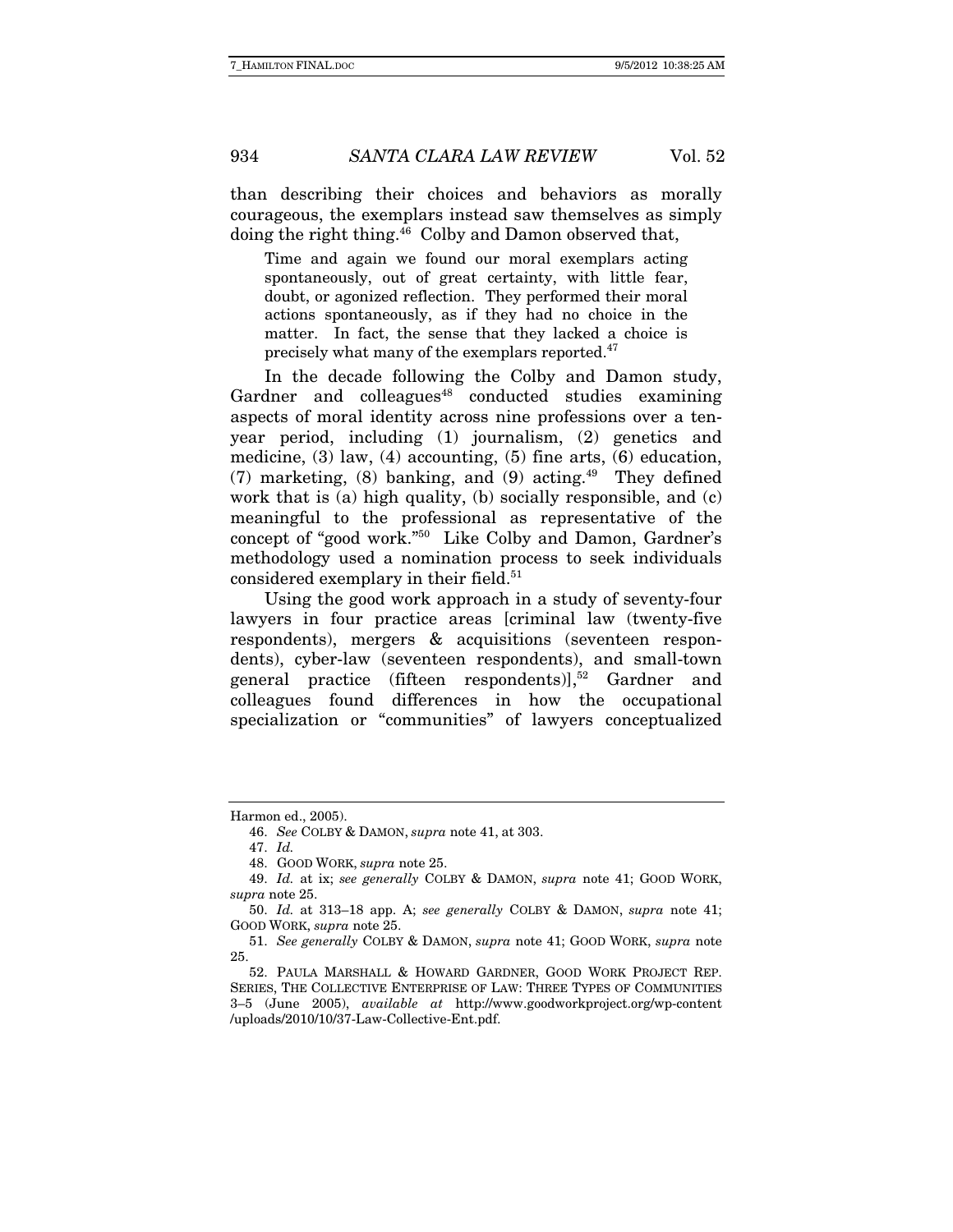than describing their choices and behaviors as morally courageous, the exemplars instead saw themselves as simply doing the right thing.[46] Colby and Damon observed that,

> Time and again we found our moral exemplars acting spontaneously, out of great certainty, with little fear, doubt, or agonized reflection. They performed their moral actions spontaneously, as if they had no choice in the matter. In fact, the sense that they lacked a choice is precisely what many of the exemplars reported.[47]

In the decade following the Colby and Damon study, Gardner and colleagues[48] conducted studies examining aspects of moral identity across nine professions over a ten-year period, including (1) journalism, (2) genetics and medicine, (3) law, (4) accounting, (5) fine arts, (6) education, (7) marketing, (8) banking, and (9) acting.[49] They defined work that is (a) high quality, (b) socially responsible, and (c) meaningful to the professional as representative of the concept of "good work."[50] Like Colby and Damon, Gardner's methodology used a nomination process to seek individuals considered exemplary in their field.[51]

Using the good work approach in a study of seventy-four lawyers in four practice areas [criminal law (twenty-five respondents), mergers & acquisitions (seventeen respondents), cyber-law (seventeen respondents), and small-town general practice (fifteen respondents)],[52] Gardner and colleagues found differences in how the occupational specialization or "communities" of lawyers conceptualized

---

Harmon ed., 2005).

46. *See* COLBY & DAMON, *supra* note 41, at 303.

47. *Id.*

48. GOOD WORK, *supra* note 25.

49. *Id.* at ix; *see generally* COLBY & DAMON, *supra* note 41; GOOD WORK, *supra* note 25.

50. *Id.* at 313–18 app. A; *see generally* COLBY & DAMON, *supra* note 41; GOOD WORK, *supra* note 25.

51. *See generally* COLBY & DAMON, *supra* note 41; GOOD WORK, *supra* note 25.

52. PAULA MARSHALL & HOWARD GARDNER, GOOD WORK PROJECT REP. SERIES, THE COLLECTIVE ENTERPRISE OF LAW: THREE TYPES OF COMMUNITIES 3–5 (June 2005), *available at* http://www.goodworkproject.org/wp-content/uploads/2010/10/37-Law-Collective-Ent.pdf.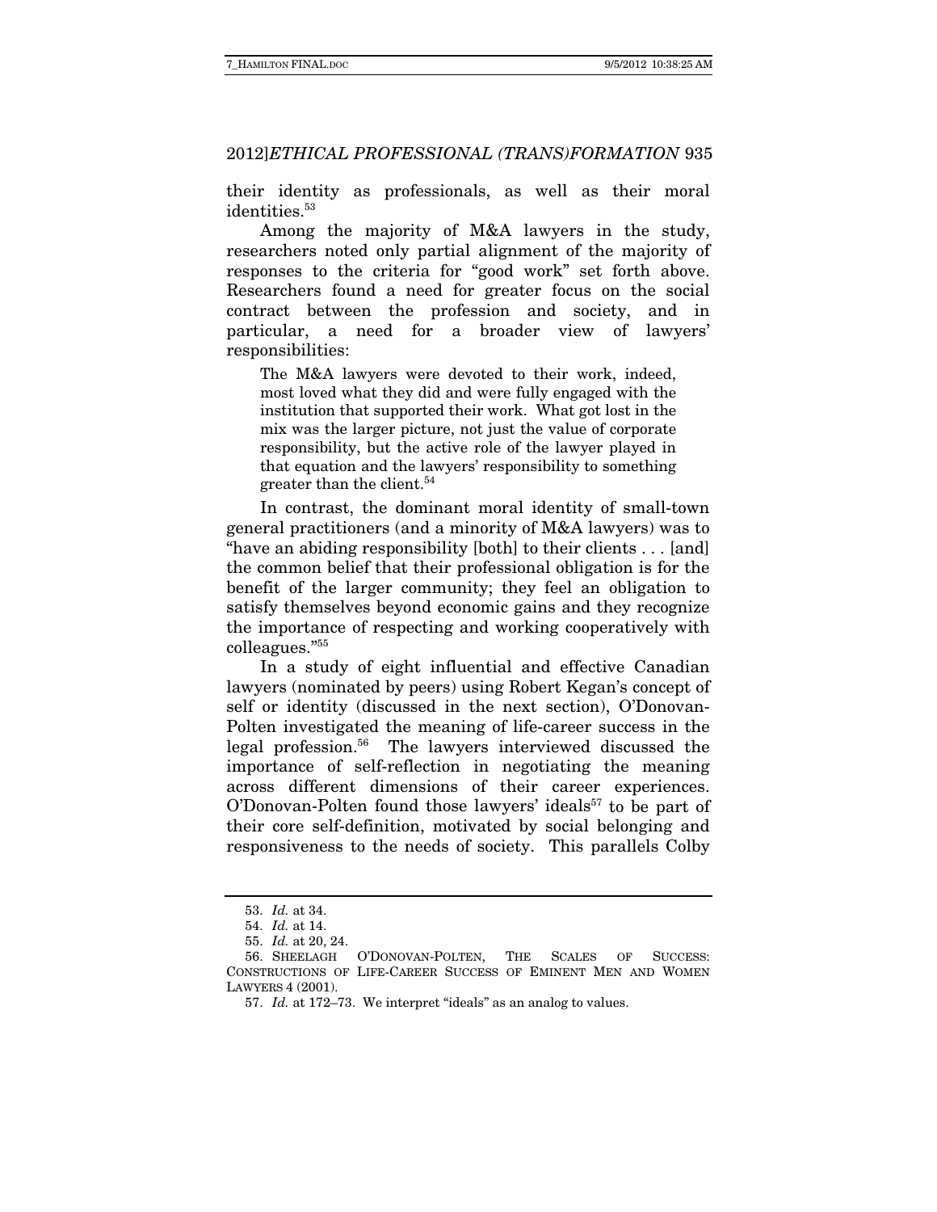their identity as professionals, as well as their moral identities.[53]

Among the majority of M&A lawyers in the study, researchers noted only partial alignment of the majority of responses to the criteria for "good work" set forth above. Researchers found a need for greater focus on the social contract between the profession and society, and in particular, a need for a broader view of lawyers' responsibilities:

> The M&A lawyers were devoted to their work, indeed, most loved what they did and were fully engaged with the institution that supported their work. What got lost in the mix was the larger picture, not just the value of corporate responsibility, but the active role of the lawyer played in that equation and the lawyers' responsibility to something greater than the client.[54]

In contrast, the dominant moral identity of small-town general practitioners (and a minority of M&A lawyers) was to "have an abiding responsibility [both] to their clients . . . [and] the common belief that their professional obligation is for the benefit of the larger community; they feel an obligation to satisfy themselves beyond economic gains and they recognize the importance of respecting and working cooperatively with colleagues."[55]

In a study of eight influential and effective Canadian lawyers (nominated by peers) using Robert Kegan's concept of self or identity (discussed in the next section), O'Donovan-Polten investigated the meaning of life-career success in the legal profession.[56] The lawyers interviewed discussed the importance of self-reflection in negotiating the meaning across different dimensions of their career experiences. O'Donovan-Polten found those lawyers' ideals[57] to be part of their core self-definition, motivated by social belonging and responsiveness to the needs of society. This parallels Colby

---

53. *Id.* at 34.

54. *Id.* at 14.

55. *Id.* at 20, 24.

56. SHEELAGH O'DONOVAN-POLTEN, THE SCALES OF SUCCESS: CONSTRUCTIONS OF LIFE-CAREER SUCCESS OF EMINENT MEN AND WOMEN LAWYERS 4 (2001).

57. *Id.* at 172–73. We interpret "ideals" as an analog to values.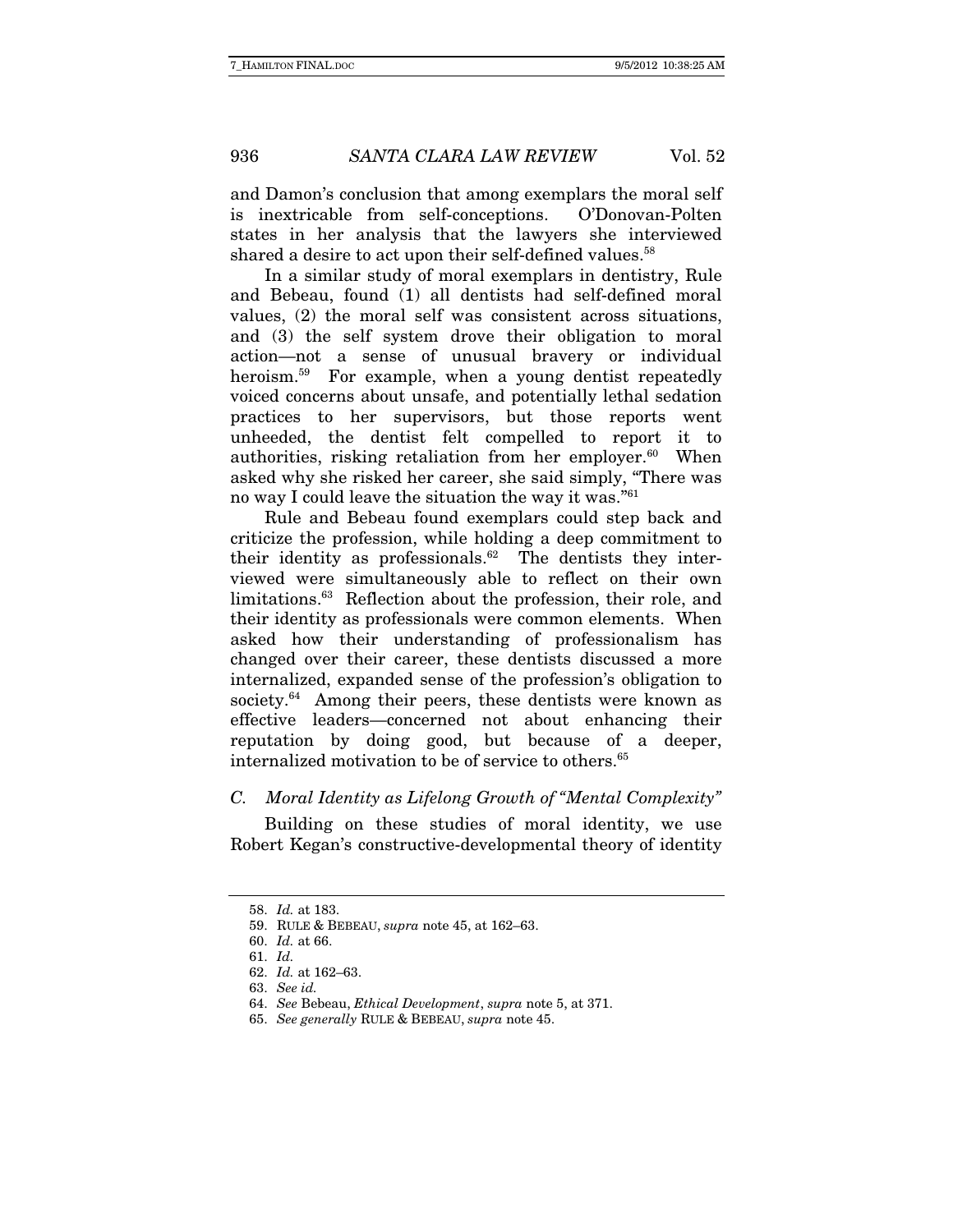and Damon's conclusion that among exemplars the moral self is inextricable from self-conceptions. O'Donovan-Polten states in her analysis that the lawyers she interviewed shared a desire to act upon their self-defined values.[58]

In a similar study of moral exemplars in dentistry, Rule and Bebeau, found (1) all dentists had self-defined moral values, (2) the moral self was consistent across situations, and (3) the self system drove their obligation to moral action—not a sense of unusual bravery or individual heroism.[59] For example, when a young dentist repeatedly voiced concerns about unsafe, and potentially lethal sedation practices to her supervisors, but those reports went unheeded, the dentist felt compelled to report it to authorities, risking retaliation from her employer.[60] When asked why she risked her career, she said simply, "There was no way I could leave the situation the way it was."[61]

Rule and Bebeau found exemplars could step back and criticize the profession, while holding a deep commitment to their identity as professionals.[62] The dentists they interviewed were simultaneously able to reflect on their own limitations.[63] Reflection about the profession, their role, and their identity as professionals were common elements. When asked how their understanding of professionalism has changed over their career, these dentists discussed a more internalized, expanded sense of the profession's obligation to society.[64] Among their peers, these dentists were known as effective leaders—concerned not about enhancing their reputation by doing good, but because of a deeper, internalized motivation to be of service to others.[65]

### *C. Moral Identity as Lifelong Growth of "Mental Complexity"*

Building on these studies of moral identity, we use Robert Kegan's constructive-developmental theory of identity

---

58. *Id.* at 183.

59. RULE & BEBEAU, *supra* note 45, at 162–63.

60. *Id.* at 66.

61. *Id.*

62. *Id.* at 162–63.

63. *See id.*

64. *See* Bebeau, *Ethical Development*, *supra* note 5, at 371.

65. *See generally* RULE & BEBEAU, *supra* note 45.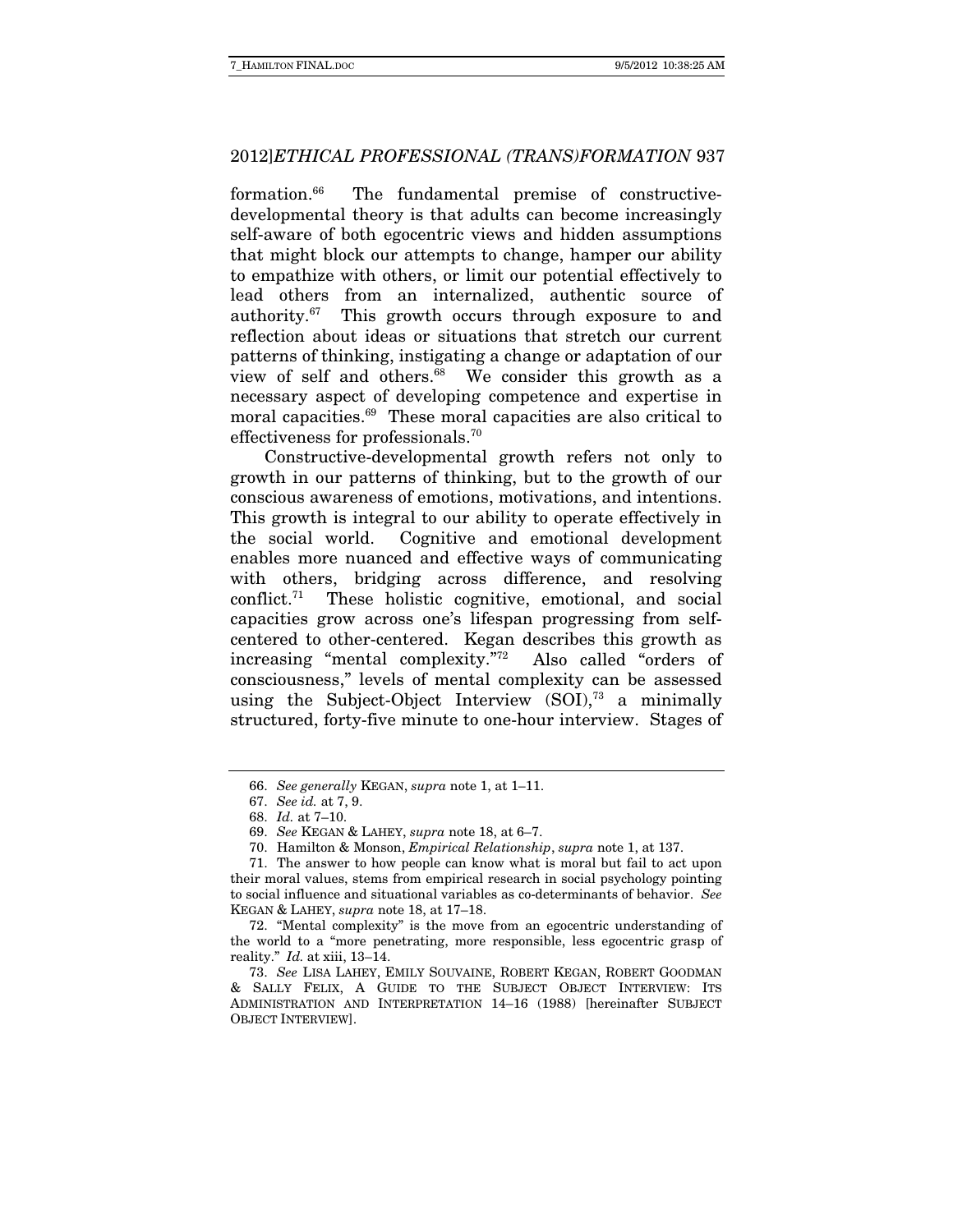formation.[66] The fundamental premise of constructive-developmental theory is that adults can become increasingly self-aware of both egocentric views and hidden assumptions that might block our attempts to change, hamper our ability to empathize with others, or limit our potential effectively to lead others from an internalized, authentic source of authority.[67] This growth occurs through exposure to and reflection about ideas or situations that stretch our current patterns of thinking, instigating a change or adaptation of our view of self and others.[68] We consider this growth as a necessary aspect of developing competence and expertise in moral capacities.[69] These moral capacities are also critical to effectiveness for professionals.[70]

Constructive-developmental growth refers not only to growth in our patterns of thinking, but to the growth of our conscious awareness of emotions, motivations, and intentions. This growth is integral to our ability to operate effectively in the social world. Cognitive and emotional development enables more nuanced and effective ways of communicating with others, bridging across difference, and resolving conflict.[71] These holistic cognitive, emotional, and social capacities grow across one's lifespan progressing from self-centered to other-centered. Kegan describes this growth as increasing "mental complexity."[72] Also called "orders of consciousness," levels of mental complexity can be assessed using the Subject-Object Interview (SOI),[73] a minimally structured, forty-five minute to one-hour interview. Stages of

---

66. *See generally* KEGAN, *supra* note 1, at 1–11.

67. *See id.* at 7, 9.

68. *Id.* at 7–10.

69. *See* KEGAN & LAHEY, *supra* note 18, at 6–7.

70. Hamilton & Monson, *Empirical Relationship*, *supra* note 1, at 137.

71. The answer to how people can know what is moral but fail to act upon their moral values, stems from empirical research in social psychology pointing to social influence and situational variables as co-determinants of behavior. *See* KEGAN & LAHEY, *supra* note 18, at 17–18.

72. "Mental complexity" is the move from an egocentric understanding of the world to a "more penetrating, more responsible, less egocentric grasp of reality." *Id.* at xiii, 13–14.

73. *See* LISA LAHEY, EMILY SOUVAINE, ROBERT KEGAN, ROBERT GOODMAN & SALLY FELIX, A GUIDE TO THE SUBJECT OBJECT INTERVIEW: ITS ADMINISTRATION AND INTERPRETATION 14–16 (1988) [hereinafter SUBJECT OBJECT INTERVIEW].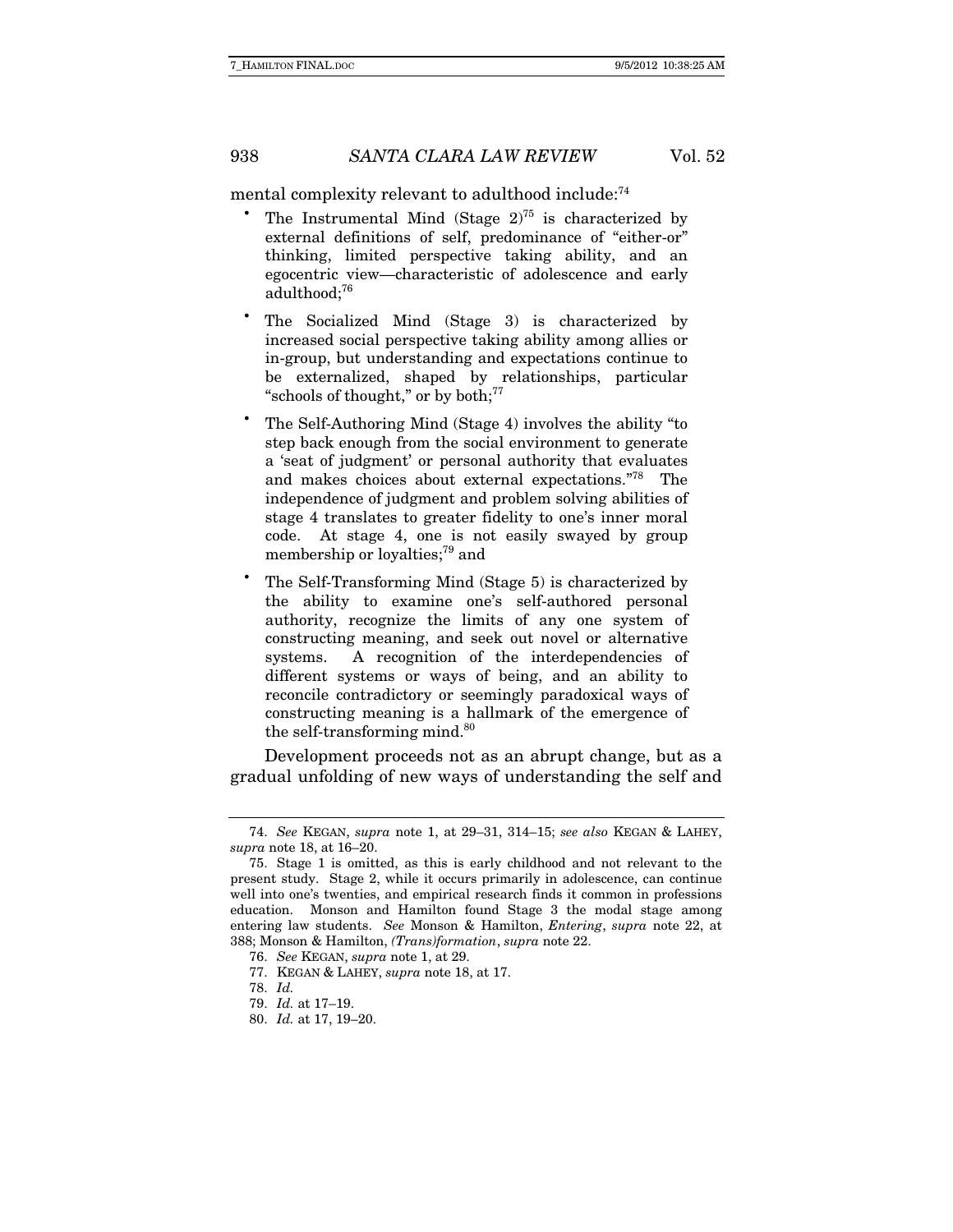mental complexity relevant to adulthood include:[74]

- The Instrumental Mind (Stage 2)[75] is characterized by external definitions of self, predominance of "either-or" thinking, limited perspective taking ability, and an egocentric view—characteristic of adolescence and early adulthood;[76]
- The Socialized Mind (Stage 3) is characterized by increased social perspective taking ability among allies or in-group, but understanding and expectations continue to be externalized, shaped by relationships, particular "schools of thought," or by both;[77]
- The Self-Authoring Mind (Stage 4) involves the ability "to step back enough from the social environment to generate a 'seat of judgment' or personal authority that evaluates and makes choices about external expectations."[78] The independence of judgment and problem solving abilities of stage 4 translates to greater fidelity to one's inner moral code. At stage 4, one is not easily swayed by group membership or loyalties;[79] and
- The Self-Transforming Mind (Stage 5) is characterized by the ability to examine one's self-authored personal authority, recognize the limits of any one system of constructing meaning, and seek out novel or alternative systems. A recognition of the interdependencies of different systems or ways of being, and an ability to reconcile contradictory or seemingly paradoxical ways of constructing meaning is a hallmark of the emergence of the self-transforming mind.[80]

Development proceeds not as an abrupt change, but as a gradual unfolding of new ways of understanding the self and

---

74. *See* KEGAN, *supra* note 1, at 29–31, 314–15; *see also* KEGAN & LAHEY, *supra* note 18, at 16–20.

75. Stage 1 is omitted, as this is early childhood and not relevant to the present study. Stage 2, while it occurs primarily in adolescence, can continue well into one's twenties, and empirical research finds it common in professions education. Monson and Hamilton found Stage 3 the modal stage among entering law students. *See* Monson & Hamilton, *Entering*, *supra* note 22, at 388; Monson & Hamilton, *(Trans)formation*, *supra* note 22.

76. *See* KEGAN, *supra* note 1, at 29.

77. KEGAN & LAHEY, *supra* note 18, at 17.

78. *Id.*

79. *Id.* at 17–19.

80. *Id.* at 17, 19–20.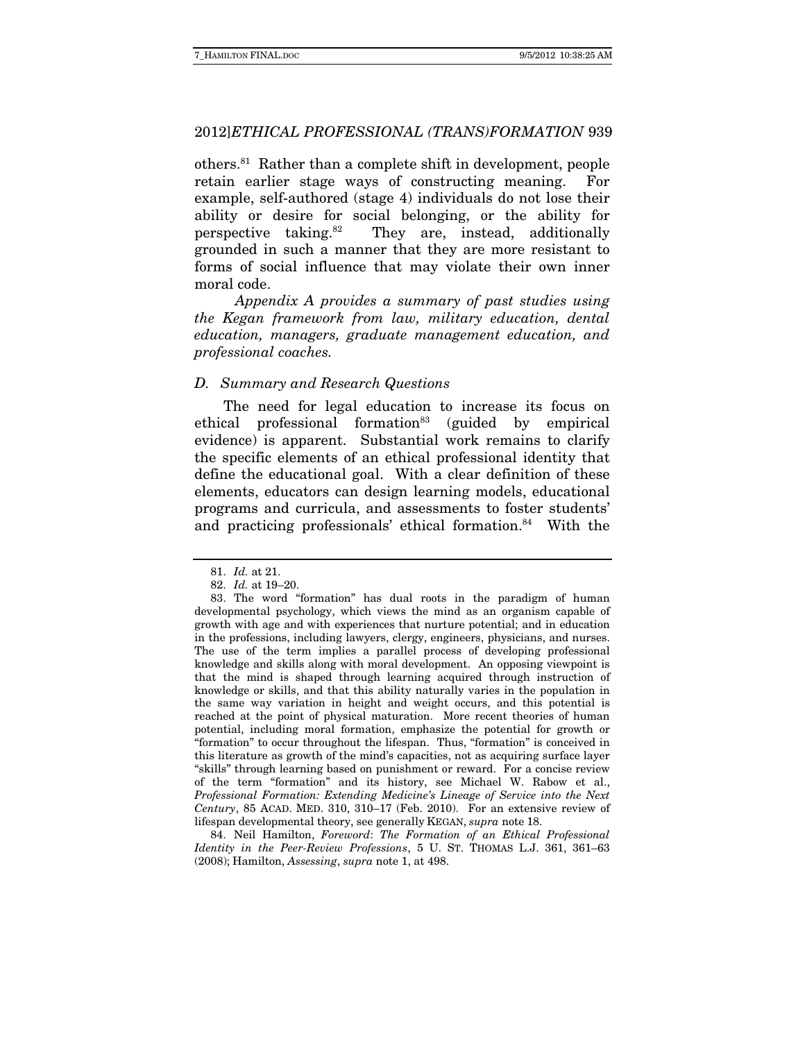others.[81] Rather than a complete shift in development, people retain earlier stage ways of constructing meaning. For example, self-authored (stage 4) individuals do not lose their ability or desire for social belonging, or the ability for perspective taking.[82] They are, instead, additionally grounded in such a manner that they are more resistant to forms of social influence that may violate their own inner moral code.

*Appendix A provides a summary of past studies using the Kegan framework from law, military education, dental education, managers, graduate management education, and professional coaches.*

### *D. Summary and Research Questions*

The need for legal education to increase its focus on ethical professional formation[83] (guided by empirical evidence) is apparent. Substantial work remains to clarify the specific elements of an ethical professional identity that define the educational goal. With a clear definition of these elements, educators can design learning models, educational programs and curricula, and assessments to foster students' and practicing professionals' ethical formation.[84] With the

---

81. *Id.* at 21.

82. *Id.* at 19–20.

83. The word "formation" has dual roots in the paradigm of human developmental psychology, which views the mind as an organism capable of growth with age and with experiences that nurture potential; and in education in the professions, including lawyers, clergy, engineers, physicians, and nurses. The use of the term implies a parallel process of developing professional knowledge and skills along with moral development. An opposing viewpoint is that the mind is shaped through learning acquired through instruction of knowledge or skills, and that this ability naturally varies in the population in the same way variation in height and weight occurs, and this potential is reached at the point of physical maturation. More recent theories of human potential, including moral formation, emphasize the potential for growth or "formation" to occur throughout the lifespan. Thus, "formation" is conceived in this literature as growth of the mind's capacities, not as acquiring surface layer "skills" through learning based on punishment or reward. For a concise review of the term "formation" and its history, see Michael W. Rabow et al., *Professional Formation: Extending Medicine's Lineage of Service into the Next Century*, 85 ACAD. MED. 310, 310–17 (Feb. 2010). For an extensive review of lifespan developmental theory, see generally KEGAN, *supra* note 18.

84. Neil Hamilton, *Foreword*: *The Formation of an Ethical Professional Identity in the Peer-Review Professions*, 5 U. ST. THOMAS L.J. 361, 361–63 (2008); Hamilton, *Assessing*, *supra* note 1, at 498.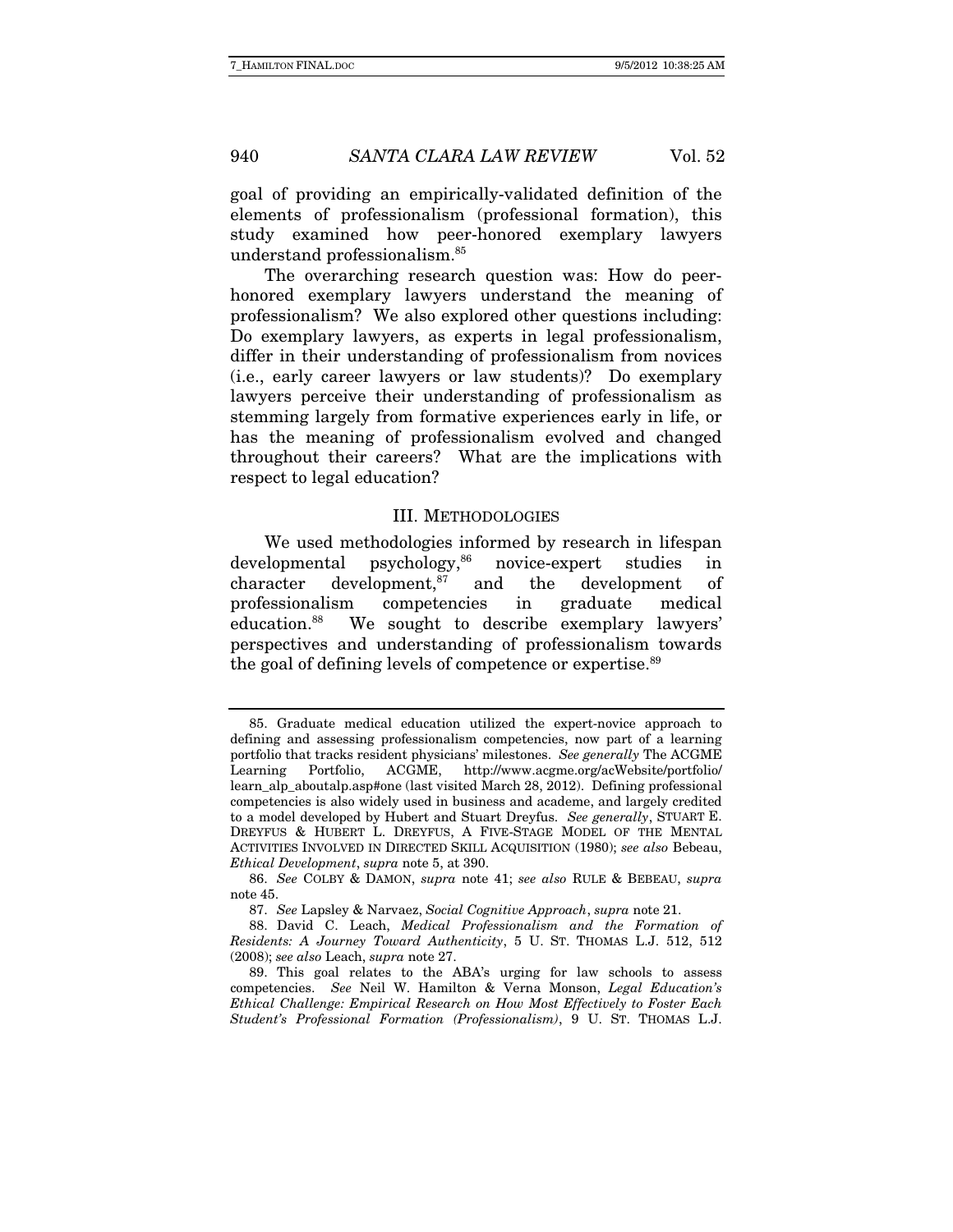goal of providing an empirically-validated definition of the elements of professionalism (professional formation), this study examined how peer-honored exemplary lawyers understand professionalism.[85]

The overarching research question was: How do peer-honored exemplary lawyers understand the meaning of professionalism? We also explored other questions including: Do exemplary lawyers, as experts in legal professionalism, differ in their understanding of professionalism from novices (i.e., early career lawyers or law students)? Do exemplary lawyers perceive their understanding of professionalism as stemming largely from formative experiences early in life, or has the meaning of professionalism evolved and changed throughout their careers? What are the implications with respect to legal education?

## III. METHODOLOGIES

We used methodologies informed by research in lifespan developmental psychology,[86] novice-expert studies in character development,[87] and the development of professionalism competencies in graduate medical education.[88] We sought to describe exemplary lawyers' perspectives and understanding of professionalism towards the goal of defining levels of competence or expertise.[89]

---

85. Graduate medical education utilized the expert-novice approach to defining and assessing professionalism competencies, now part of a learning portfolio that tracks resident physicians' milestones. *See generally* The ACGME Learning Portfolio, ACGME, http://www.acgme.org/acWebsite/portfolio/learn_alp_aboutalp.asp#one (last visited March 28, 2012). Defining professional competencies is also widely used in business and academe, and largely credited to a model developed by Hubert and Stuart Dreyfus. *See generally*, STUART E. DREYFUS & HUBERT L. DREYFUS, A FIVE-STAGE MODEL OF THE MENTAL ACTIVITIES INVOLVED IN DIRECTED SKILL ACQUISITION (1980); *see also* Bebeau, *Ethical Development*, *supra* note 5, at 390.

86. *See* COLBY & DAMON, *supra* note 41; *see also* RULE & BEBEAU, *supra* note 45.

87. *See* Lapsley & Narvaez, *Social Cognitive Approach*, *supra* note 21.

88. David C. Leach, *Medical Professionalism and the Formation of Residents: A Journey Toward Authenticity*, 5 U. ST. THOMAS L.J. 512, 512 (2008); *see also* Leach, *supra* note 27.

89. This goal relates to the ABA's urging for law schools to assess competencies. *See* Neil W. Hamilton & Verna Monson, *Legal Education's Ethical Challenge: Empirical Research on How Most Effectively to Foster Each Student's Professional Formation (Professionalism)*, 9 U. ST. THOMAS L.J.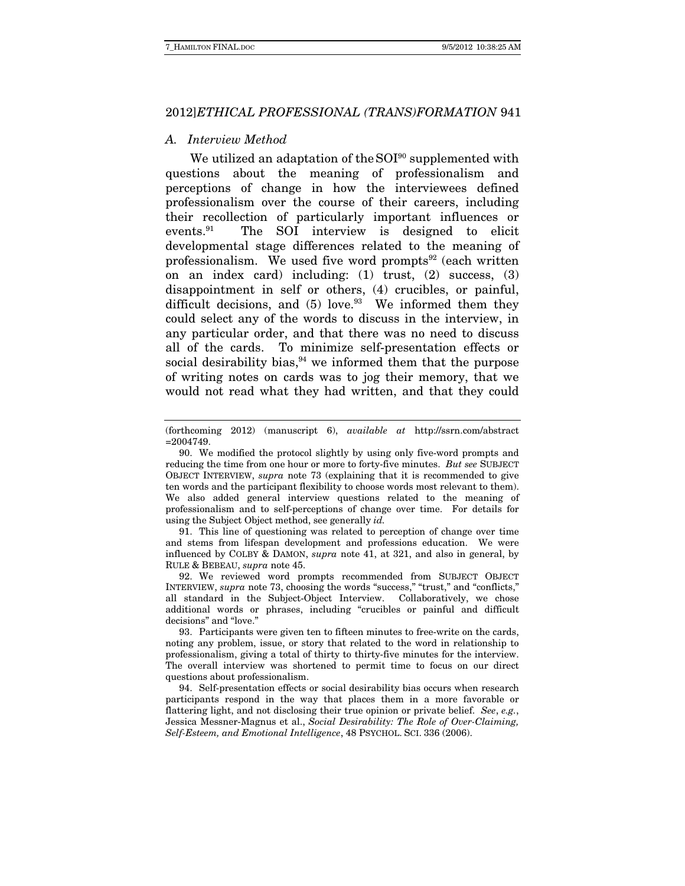### A. Interview Method

We utilized an adaptation of the SOI[90] supplemented with questions about the meaning of professionalism and perceptions of change in how the interviewees defined professionalism over the course of their careers, including their recollection of particularly important influences or events.[91] The SOI interview is designed to elicit developmental stage differences related to the meaning of professionalism. We used five word prompts[92] (each written on an index card) including: (1) trust, (2) success, (3) disappointment in self or others, (4) crucibles, or painful, difficult decisions, and (5) love.[93] We informed them they could select any of the words to discuss in the interview, in any particular order, and that there was no need to discuss all of the cards. To minimize self-presentation effects or social desirability bias,[94] we informed them that the purpose of writing notes on cards was to jog their memory, that we would not read what they had written, and that they could

---

(forthcoming 2012) (manuscript 6), *available at* http://ssrn.com/abstract =2004749.

90. We modified the protocol slightly by using only five-word prompts and reducing the time from one hour or more to forty-five minutes. *But see* SUBJECT OBJECT INTERVIEW, *supra* note 73 (explaining that it is recommended to give ten words and the participant flexibility to choose words most relevant to them). We also added general interview questions related to the meaning of professionalism and to self-perceptions of change over time. For details for using the Subject Object method, see generally *id.*

91. This line of questioning was related to perception of change over time and stems from lifespan development and professions education. We were influenced by COLBY & DAMON, *supra* note 41, at 321, and also in general, by RULE & BEBEAU, *supra* note 45.

92. We reviewed word prompts recommended from SUBJECT OBJECT INTERVIEW, *supra* note 73, choosing the words "success," "trust," and "conflicts," all standard in the Subject-Object Interview. Collaboratively, we chose additional words or phrases, including "crucibles or painful and difficult decisions" and "love."

93. Participants were given ten to fifteen minutes to free-write on the cards, noting any problem, issue, or story that related to the word in relationship to professionalism, giving a total of thirty to thirty-five minutes for the interview. The overall interview was shortened to permit time to focus on our direct questions about professionalism.

94. Self-presentation effects or social desirability bias occurs when research participants respond in the way that places them in a more favorable or flattering light, and not disclosing their true opinion or private belief. *See, e.g.*, Jessica Messner-Magnus et al., *Social Desirability: The Role of Over-Claiming, Self-Esteem, and Emotional Intelligence*, 48 PSYCHOL. SCI. 336 (2006).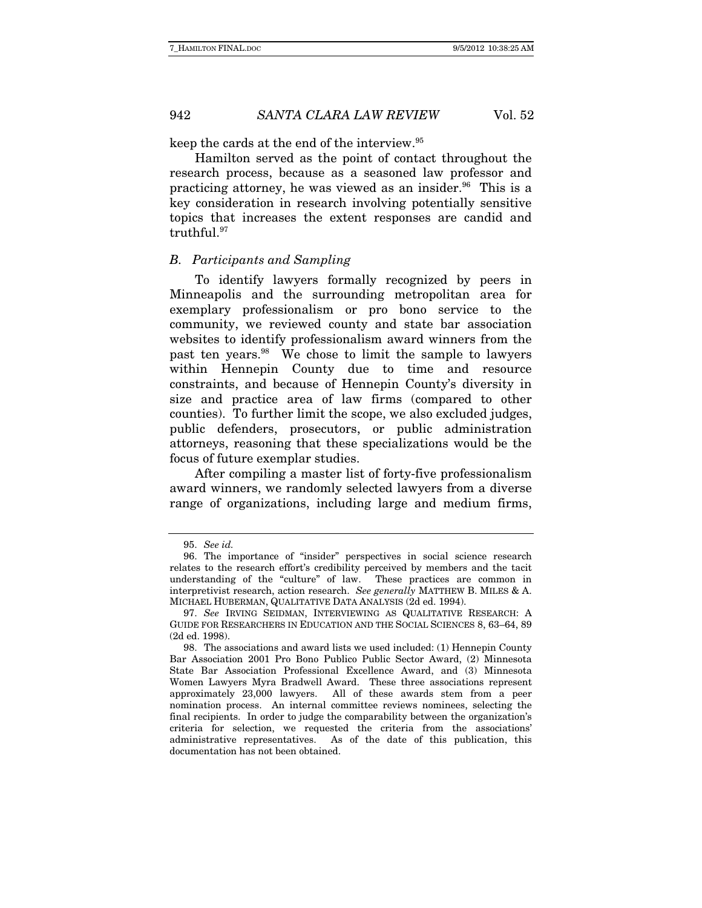keep the cards at the end of the interview.[95]

Hamilton served as the point of contact throughout the research process, because as a seasoned law professor and practicing attorney, he was viewed as an insider.[96] This is a key consideration in research involving potentially sensitive topics that increases the extent responses are candid and truthful.[97]

### *B. Participants and Sampling*

To identify lawyers formally recognized by peers in Minneapolis and the surrounding metropolitan area for exemplary professionalism or pro bono service to the community, we reviewed county and state bar association websites to identify professionalism award winners from the past ten years.[98] We chose to limit the sample to lawyers within Hennepin County due to time and resource constraints, and because of Hennepin County's diversity in size and practice area of law firms (compared to other counties). To further limit the scope, we also excluded judges, public defenders, prosecutors, or public administration attorneys, reasoning that these specializations would be the focus of future exemplar studies.

After compiling a master list of forty-five professionalism award winners, we randomly selected lawyers from a diverse range of organizations, including large and medium firms,

---

95. *See id.*

96. The importance of "insider" perspectives in social science research relates to the research effort's credibility perceived by members and the tacit understanding of the "culture" of law. These practices are common in interpretivist research, action research. *See generally* MATTHEW B. MILES & A. MICHAEL HUBERMAN, QUALITATIVE DATA ANALYSIS (2d ed. 1994).

97. *See* IRVING SEIDMAN, INTERVIEWING AS QUALITATIVE RESEARCH: A GUIDE FOR RESEARCHERS IN EDUCATION AND THE SOCIAL SCIENCES 8, 63–64, 89 (2d ed. 1998).

98. The associations and award lists we used included: (1) Hennepin County Bar Association 2001 Pro Bono Publico Public Sector Award, (2) Minnesota State Bar Association Professional Excellence Award, and (3) Minnesota Women Lawyers Myra Bradwell Award. These three associations represent approximately 23,000 lawyers. All of these awards stem from a peer nomination process. An internal committee reviews nominees, selecting the final recipients. In order to judge the comparability between the organization's criteria for selection, we requested the criteria from the associations' administrative representatives. As of the date of this publication, this documentation has not been obtained.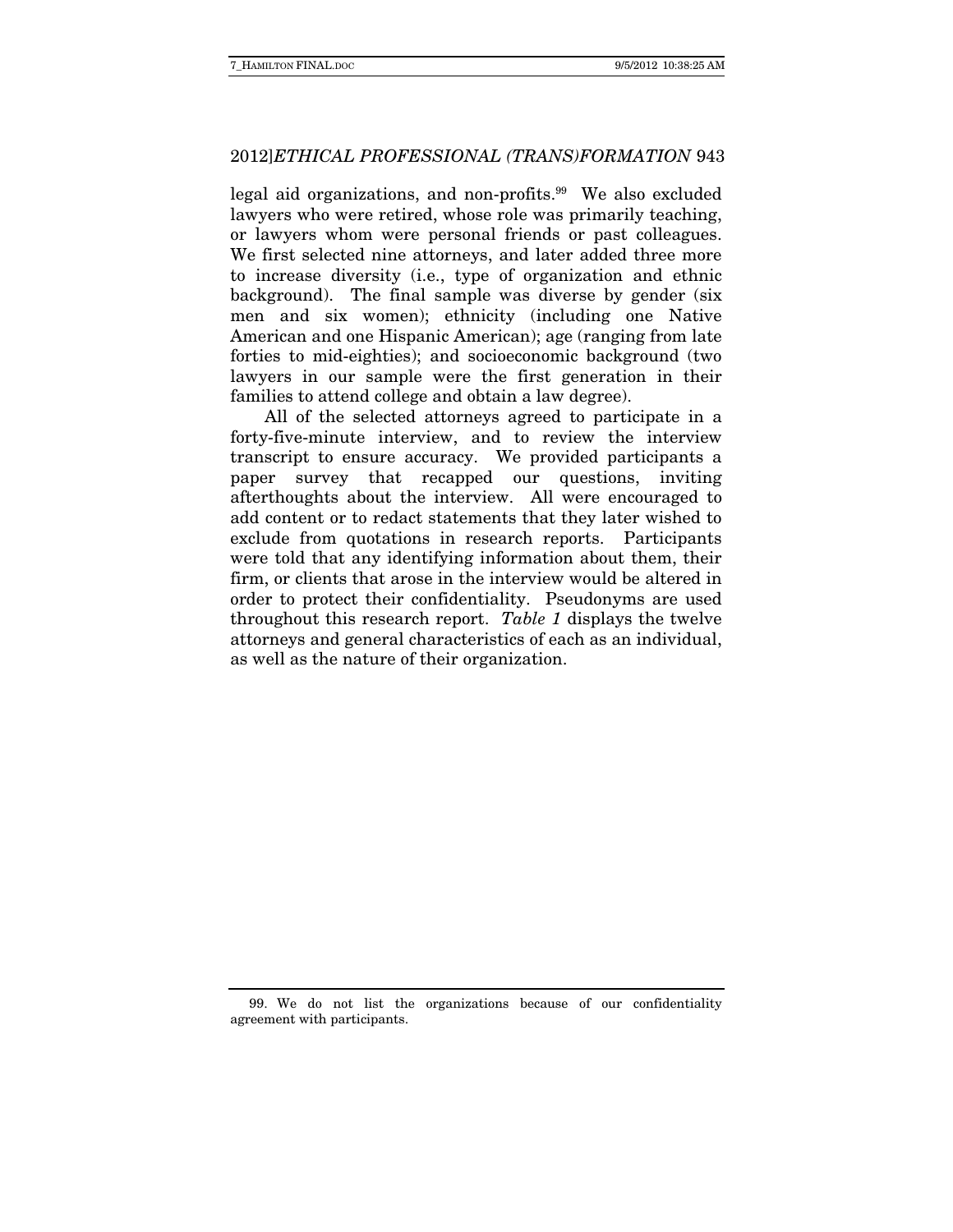legal aid organizations, and non-profits.[99] We also excluded lawyers who were retired, whose role was primarily teaching, or lawyers whom were personal friends or past colleagues. We first selected nine attorneys, and later added three more to increase diversity (i.e., type of organization and ethnic background). The final sample was diverse by gender (six men and six women); ethnicity (including one Native American and one Hispanic American); age (ranging from late forties to mid-eighties); and socioeconomic background (two lawyers in our sample were the first generation in their families to attend college and obtain a law degree).

All of the selected attorneys agreed to participate in a forty-five-minute interview, and to review the interview transcript to ensure accuracy. We provided participants a paper survey that recapped our questions, inviting afterthoughts about the interview. All were encouraged to add content or to redact statements that they later wished to exclude from quotations in research reports. Participants were told that any identifying information about them, their firm, or clients that arose in the interview would be altered in order to protect their confidentiality. Pseudonyms are used throughout this research report. *Table 1* displays the twelve attorneys and general characteristics of each as an individual, as well as the nature of their organization.

99. We do not list the organizations because of our confidentiality agreement with participants.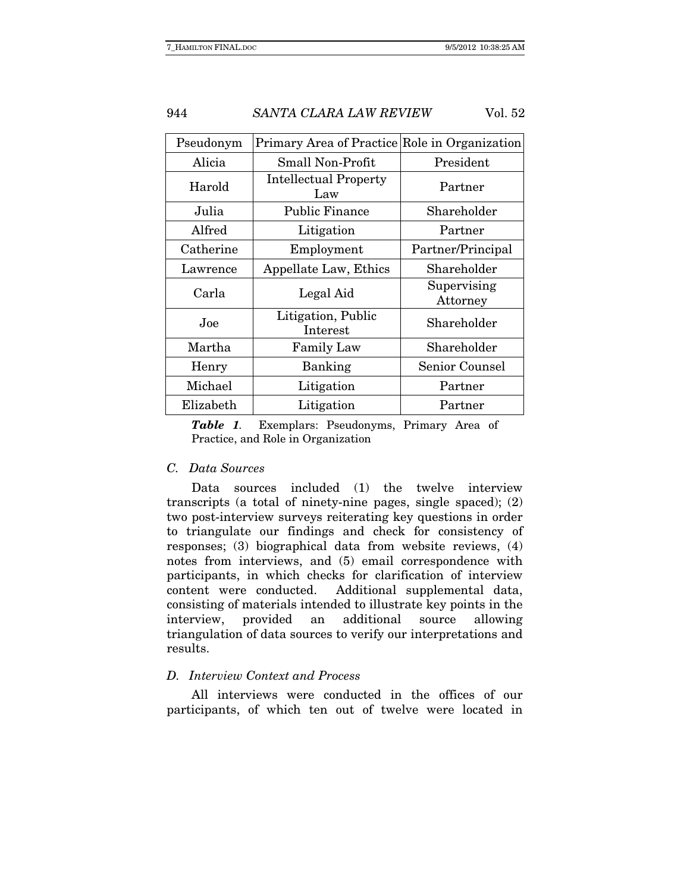| Pseudonym | Primary Area of Practice | Role in Organization |
| --- | --- | --- |
| Alicia | Small Non-Profit | President |
| Harold | Intellectual Property Law | Partner |
| Julia | Public Finance | Shareholder |
| Alfred | Litigation | Partner |
| Catherine | Employment | Partner/Principal |
| Lawrence | Appellate Law, Ethics | Shareholder |
| Carla | Legal Aid | Supervising Attorney |
| Joe | Litigation, Public Interest | Shareholder |
| Martha | Family Law | Shareholder |
| Henry | Banking | Senior Counsel |
| Michael | Litigation | Partner |
| Elizabeth | Litigation | Partner |

***Table 1.*** Exemplars: Pseudonyms, Primary Area of Practice, and Role in Organization

### *C. Data Sources*

Data sources included (1) the twelve interview transcripts (a total of ninety-nine pages, single spaced); (2) two post-interview surveys reiterating key questions in order to triangulate our findings and check for consistency of responses; (3) biographical data from website reviews, (4) notes from interviews, and (5) email correspondence with participants, in which checks for clarification of interview content were conducted. Additional supplemental data, consisting of materials intended to illustrate key points in the interview, provided an additional source allowing triangulation of data sources to verify our interpretations and results.

### *D. Interview Context and Process*

All interviews were conducted in the offices of our participants, of which ten out of twelve were located in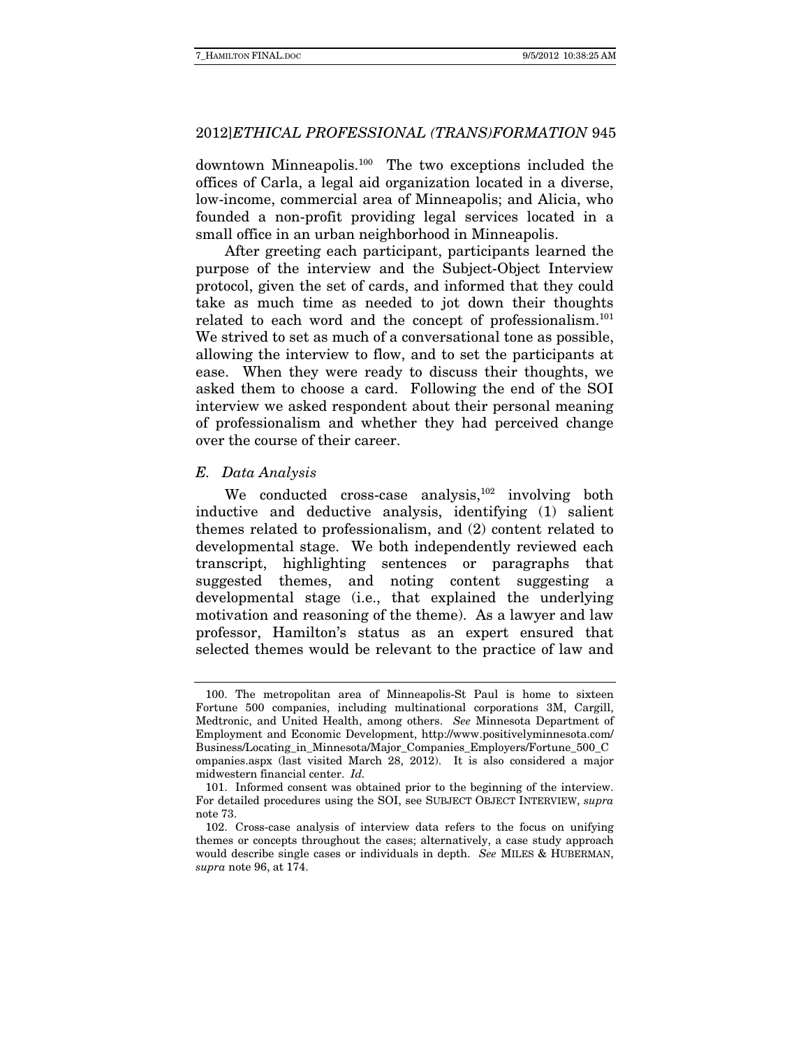downtown Minneapolis.[100] The two exceptions included the offices of Carla, a legal aid organization located in a diverse, low-income, commercial area of Minneapolis; and Alicia, who founded a non-profit providing legal services located in a small office in an urban neighborhood in Minneapolis.

After greeting each participant, participants learned the purpose of the interview and the Subject-Object Interview protocol, given the set of cards, and informed that they could take as much time as needed to jot down their thoughts related to each word and the concept of professionalism.[101] We strived to set as much of a conversational tone as possible, allowing the interview to flow, and to set the participants at ease. When they were ready to discuss their thoughts, we asked them to choose a card. Following the end of the SOI interview we asked respondent about their personal meaning of professionalism and whether they had perceived change over the course of their career.

### *E. Data Analysis*

We conducted cross-case analysis,[102] involving both inductive and deductive analysis, identifying (1) salient themes related to professionalism, and (2) content related to developmental stage. We both independently reviewed each transcript, highlighting sentences or paragraphs that suggested themes, and noting content suggesting a developmental stage (i.e., that explained the underlying motivation and reasoning of the theme). As a lawyer and law professor, Hamilton's status as an expert ensured that selected themes would be relevant to the practice of law and

---

100. The metropolitan area of Minneapolis-St Paul is home to sixteen Fortune 500 companies, including multinational corporations 3M, Cargill, Medtronic, and United Health, among others. *See* Minnesota Department of Employment and Economic Development, http://www.positivelyminnesota.com/Business/Locating_in_Minnesota/Major_Companies_Employers/Fortune_500_Companies.aspx (last visited March 28, 2012). It is also considered a major midwestern financial center. *Id.*

101. Informed consent was obtained prior to the beginning of the interview. For detailed procedures using the SOI, see SUBJECT OBJECT INTERVIEW, *supra* note 73.

102. Cross-case analysis of interview data refers to the focus on unifying themes or concepts throughout the cases; alternatively, a case study approach would describe single cases or individuals in depth. *See* MILES & HUBERMAN, *supra* note 96, at 174.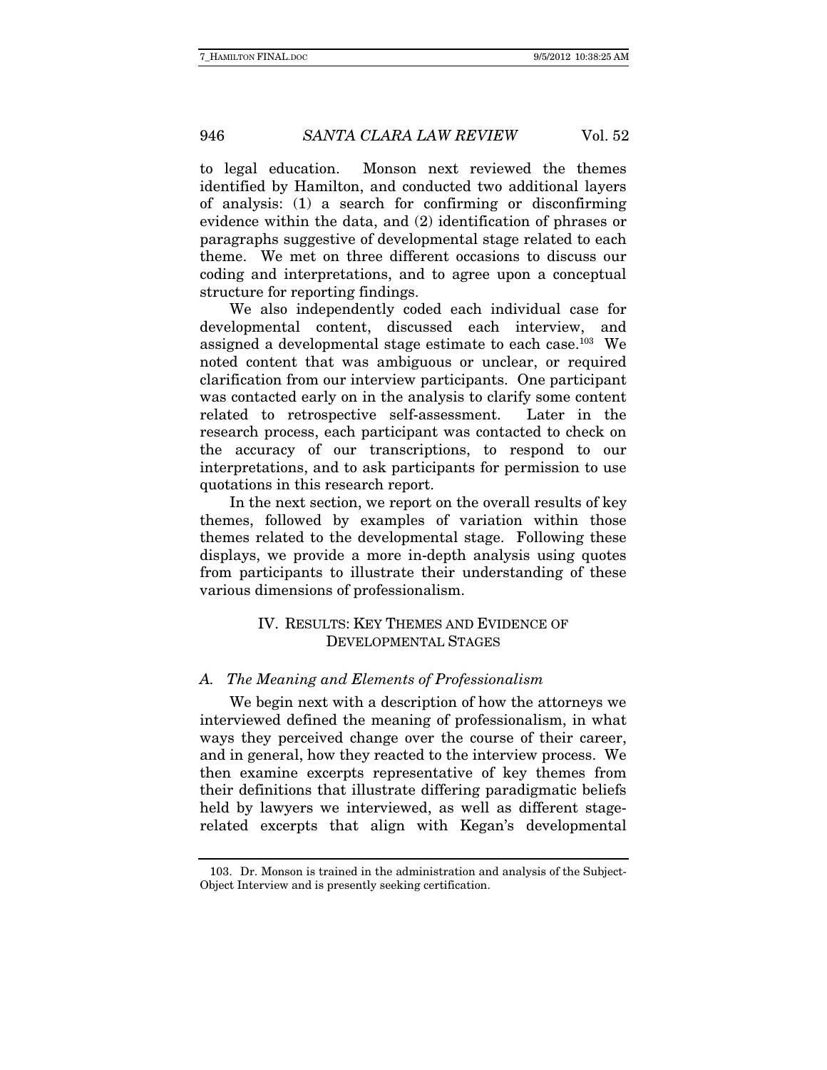to legal education. Monson next reviewed the themes identified by Hamilton, and conducted two additional layers of analysis: (1) a search for confirming or disconfirming evidence within the data, and (2) identification of phrases or paragraphs suggestive of developmental stage related to each theme. We met on three different occasions to discuss our coding and interpretations, and to agree upon a conceptual structure for reporting findings.

We also independently coded each individual case for developmental content, discussed each interview, and assigned a developmental stage estimate to each case.[103] We noted content that was ambiguous or unclear, or required clarification from our interview participants. One participant was contacted early on in the analysis to clarify some content related to retrospective self-assessment. Later in the research process, each participant was contacted to check on the accuracy of our transcriptions, to respond to our interpretations, and to ask participants for permission to use quotations in this research report.

In the next section, we report on the overall results of key themes, followed by examples of variation within those themes related to the developmental stage. Following these displays, we provide a more in-depth analysis using quotes from participants to illustrate their understanding of these various dimensions of professionalism.

## IV. Results: Key Themes and Evidence of Developmental Stages

### A. *The Meaning and Elements of Professionalism*

We begin next with a description of how the attorneys we interviewed defined the meaning of professionalism, in what ways they perceived change over the course of their career, and in general, how they reacted to the interview process. We then examine excerpts representative of key themes from their definitions that illustrate differing paradigmatic beliefs held by lawyers we interviewed, as well as different stage-related excerpts that align with Kegan's developmental

---

103. Dr. Monson is trained in the administration and analysis of the Subject-Object Interview and is presently seeking certification.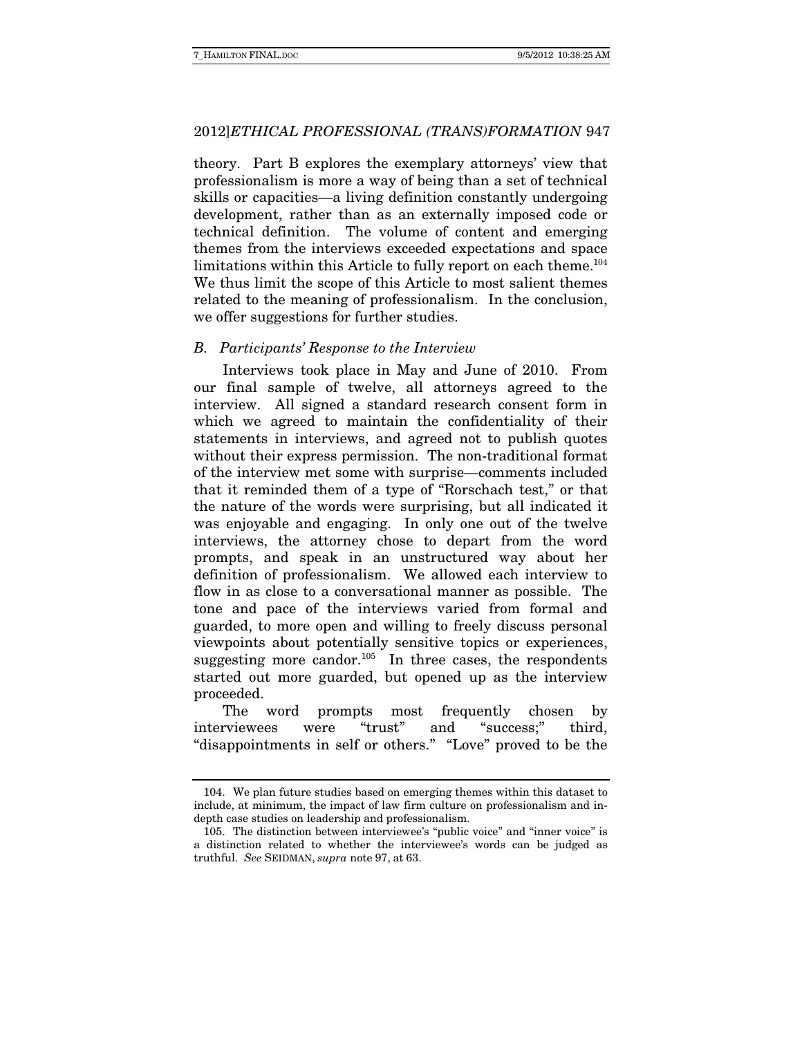theory. Part B explores the exemplary attorneys' view that professionalism is more a way of being than a set of technical skills or capacities—a living definition constantly undergoing development, rather than as an externally imposed code or technical definition. The volume of content and emerging themes from the interviews exceeded expectations and space limitations within this Article to fully report on each theme.[104] We thus limit the scope of this Article to most salient themes related to the meaning of professionalism. In the conclusion, we offer suggestions for further studies.

### *B. Participants' Response to the Interview*

Interviews took place in May and June of 2010. From our final sample of twelve, all attorneys agreed to the interview. All signed a standard research consent form in which we agreed to maintain the confidentiality of their statements in interviews, and agreed not to publish quotes without their express permission. The non-traditional format of the interview met some with surprise—comments included that it reminded them of a type of "Rorschach test," or that the nature of the words were surprising, but all indicated it was enjoyable and engaging. In only one out of the twelve interviews, the attorney chose to depart from the word prompts, and speak in an unstructured way about her definition of professionalism. We allowed each interview to flow in as close to a conversational manner as possible. The tone and pace of the interviews varied from formal and guarded, to more open and willing to freely discuss personal viewpoints about potentially sensitive topics or experiences, suggesting more candor.[105] In three cases, the respondents started out more guarded, but opened up as the interview proceeded.

The word prompts most frequently chosen by interviewees were "trust" and "success;" third, "disappointments in self or others." "Love" proved to be the

---

104. We plan future studies based on emerging themes within this dataset to include, at minimum, the impact of law firm culture on professionalism and in-depth case studies on leadership and professionalism.

105. The distinction between interviewee's "public voice" and "inner voice" is a distinction related to whether the interviewee's words can be judged as truthful. *See* SEIDMAN, *supra* note 97, at 63.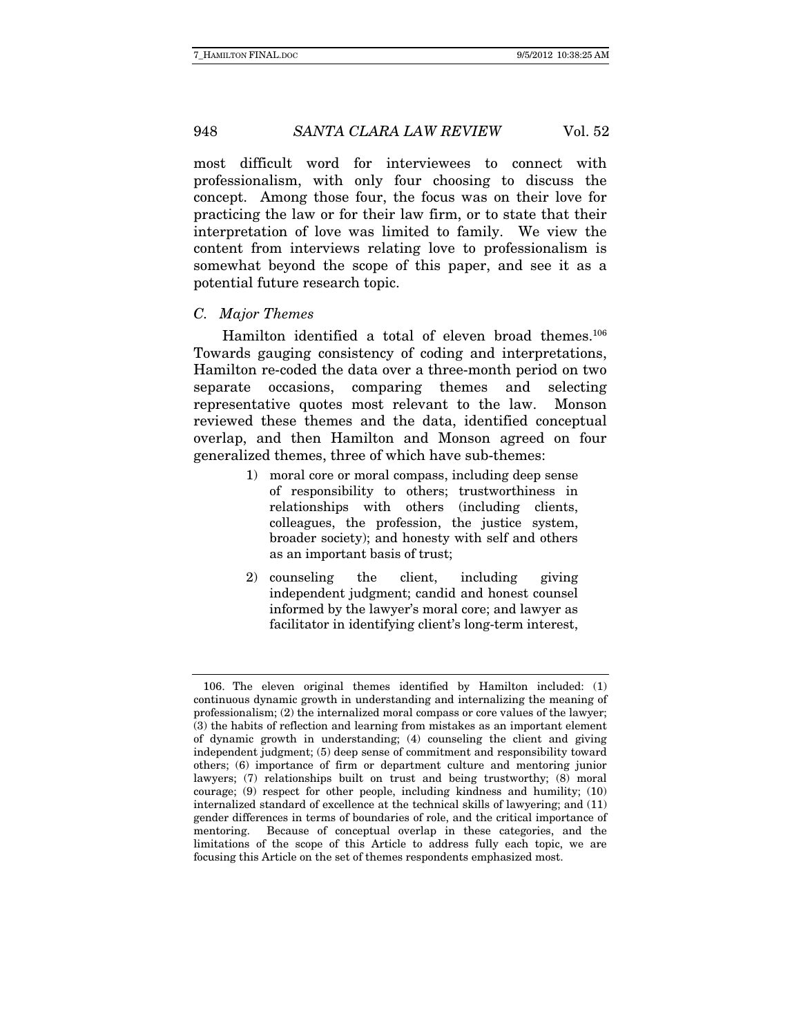most difficult word for interviewees to connect with professionalism, with only four choosing to discuss the concept. Among those four, the focus was on their love for practicing the law or for their law firm, or to state that their interpretation of love was limited to family. We view the content from interviews relating love to professionalism is somewhat beyond the scope of this paper, and see it as a potential future research topic.

### *C. Major Themes*

Hamilton identified a total of eleven broad themes.[106] Towards gauging consistency of coding and interpretations, Hamilton re-coded the data over a three-month period on two separate occasions, comparing themes and selecting representative quotes most relevant to the law. Monson reviewed these themes and the data, identified conceptual overlap, and then Hamilton and Monson agreed on four generalized themes, three of which have sub-themes:

1) moral core or moral compass, including deep sense of responsibility to others; trustworthiness in relationships with others (including clients, colleagues, the profession, the justice system, broader society); and honesty with self and others as an important basis of trust;
2) counseling the client, including giving independent judgment; candid and honest counsel informed by the lawyer's moral core; and lawyer as facilitator in identifying client's long-term interest,

---

106. The eleven original themes identified by Hamilton included: (1) continuous dynamic growth in understanding and internalizing the meaning of professionalism; (2) the internalized moral compass or core values of the lawyer; (3) the habits of reflection and learning from mistakes as an important element of dynamic growth in understanding; (4) counseling the client and giving independent judgment; (5) deep sense of commitment and responsibility toward others; (6) importance of firm or department culture and mentoring junior lawyers; (7) relationships built on trust and being trustworthy; (8) moral courage; (9) respect for other people, including kindness and humility; (10) internalized standard of excellence at the technical skills of lawyering; and (11) gender differences in terms of boundaries of role, and the critical importance of mentoring. Because of conceptual overlap in these categories, and the limitations of the scope of this Article to address fully each topic, we are focusing this Article on the set of themes respondents emphasized most.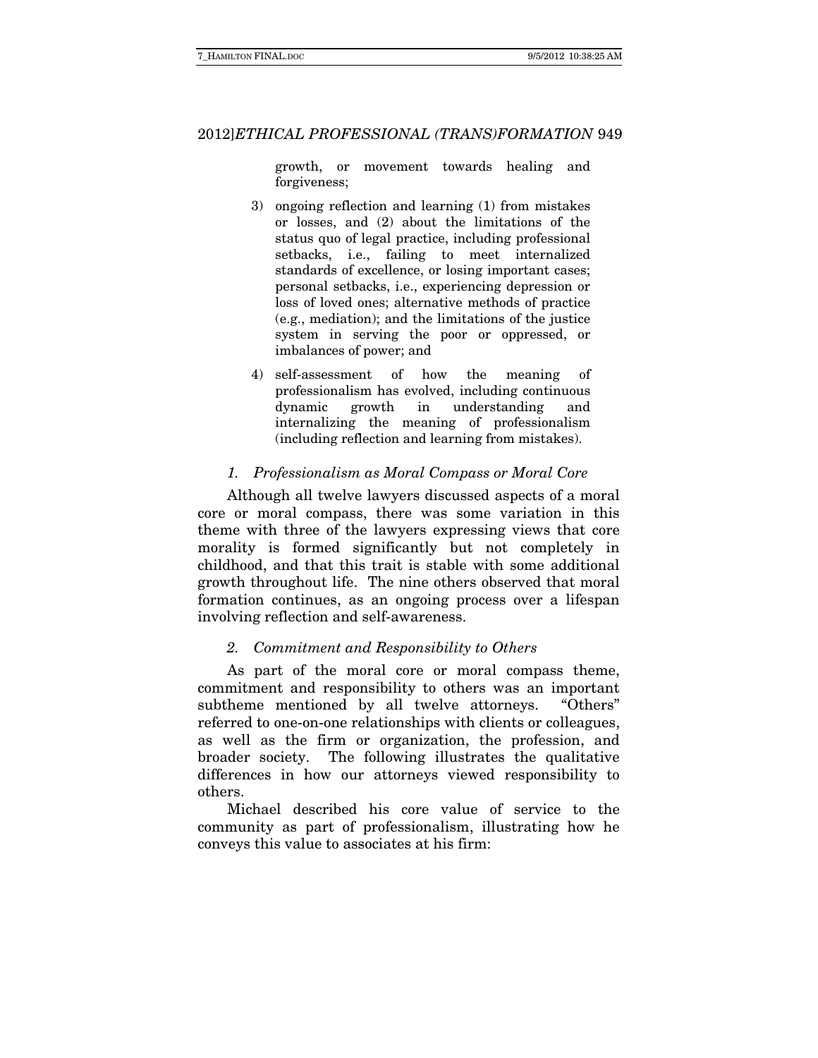growth, or movement towards healing and forgiveness;

3) ongoing reflection and learning (1) from mistakes or losses, and (2) about the limitations of the status quo of legal practice, including professional setbacks, i.e., failing to meet internalized standards of excellence, or losing important cases; personal setbacks, i.e., experiencing depression or loss of loved ones; alternative methods of practice (e.g., mediation); and the limitations of the justice system in serving the poor or oppressed, or imbalances of power; and

4) self-assessment of how the meaning of professionalism has evolved, including continuous dynamic growth in understanding and internalizing the meaning of professionalism (including reflection and learning from mistakes).

### *1. Professionalism as Moral Compass or Moral Core*

Although all twelve lawyers discussed aspects of a moral core or moral compass, there was some variation in this theme with three of the lawyers expressing views that core morality is formed significantly but not completely in childhood, and that this trait is stable with some additional growth throughout life. The nine others observed that moral formation continues, as an ongoing process over a lifespan involving reflection and self-awareness.

### *2. Commitment and Responsibility to Others*

As part of the moral core or moral compass theme, commitment and responsibility to others was an important subtheme mentioned by all twelve attorneys. "Others" referred to one-on-one relationships with clients or colleagues, as well as the firm or organization, the profession, and broader society. The following illustrates the qualitative differences in how our attorneys viewed responsibility to others.

Michael described his core value of service to the community as part of professionalism, illustrating how he conveys this value to associates at his firm: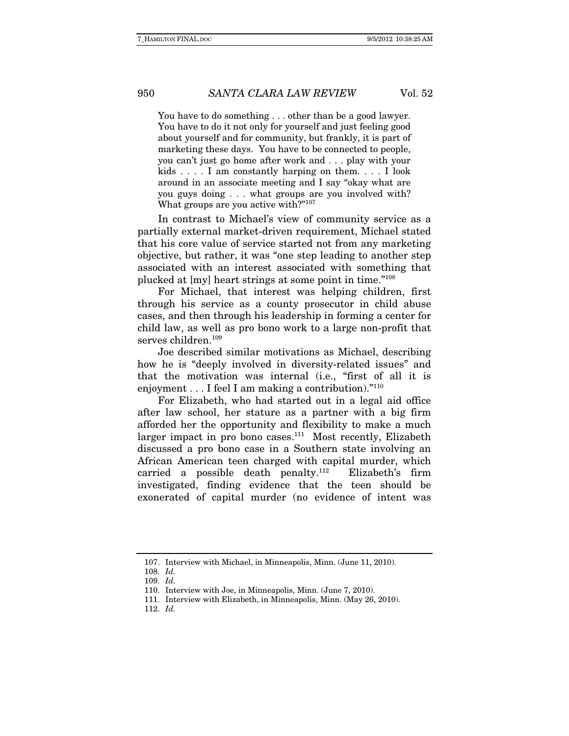> You have to do something . . . other than be a good lawyer. You have to do it not only for yourself and just feeling good about yourself and for community, but frankly, it is part of marketing these days. You have to be connected to people, you can't just go home after work and . . . play with your kids . . . . I am constantly harping on them. . . . I look around in an associate meeting and I say "okay what are you guys doing . . . what groups are you involved with? What groups are you active with?"[107]

In contrast to Michael's view of community service as a partially external market-driven requirement, Michael stated that his core value of service started not from any marketing objective, but rather, it was "one step leading to another step associated with an interest associated with something that plucked at [my] heart strings at some point in time."[108]

For Michael, that interest was helping children, first through his service as a county prosecutor in child abuse cases, and then through his leadership in forming a center for child law, as well as pro bono work to a large non-profit that serves children.[109]

Joe described similar motivations as Michael, describing how he is "deeply involved in diversity-related issues" and that the motivation was internal (i.e., "first of all it is enjoyment . . . I feel I am making a contribution)."[110]

For Elizabeth, who had started out in a legal aid office after law school, her stature as a partner with a big firm afforded her the opportunity and flexibility to make a much larger impact in pro bono cases.[111] Most recently, Elizabeth discussed a pro bono case in a Southern state involving an African American teen charged with capital murder, which carried a possible death penalty.[112] Elizabeth's firm investigated, finding evidence that the teen should be exonerated of capital murder (no evidence of intent was

---

107. Interview with Michael, in Minneapolis, Minn. (June 11, 2010).

108. *Id.*

109. *Id.*

110. Interview with Joe, in Minneapolis, Minn. (June 7, 2010).

111. Interview with Elizabeth, in Minneapolis, Minn. (May 26, 2010).

112. *Id.*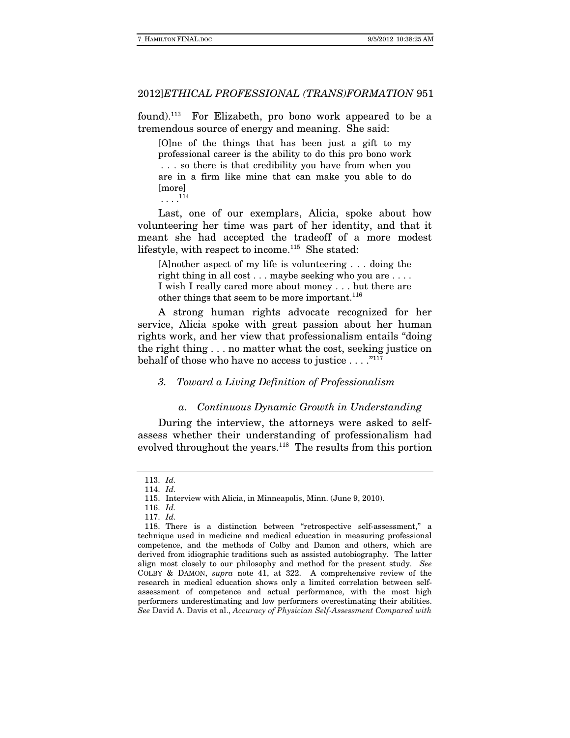found).[113] For Elizabeth, pro bono work appeared to be a tremendous source of energy and meaning. She said:

> [O]ne of the things that has been just a gift to my professional career is the ability to do this pro bono work . . . so there is that credibility you have from when you are in a firm like mine that can make you able to do [more] . . . .[114]

Last, one of our exemplars, Alicia, spoke about how volunteering her time was part of her identity, and that it meant she had accepted the tradeoff of a more modest lifestyle, with respect to income.[115] She stated:

> [A]nother aspect of my life is volunteering . . . doing the right thing in all cost . . . maybe seeking who you are . . . . I wish I really cared more about money . . . but there are other things that seem to be more important.[116]

A strong human rights advocate recognized for her service, Alicia spoke with great passion about her human rights work, and her view that professionalism entails "doing the right thing . . . no matter what the cost, seeking justice on behalf of those who have no access to justice . . . ."[117]

### *3. Toward a Living Definition of Professionalism*

#### *a. Continuous Dynamic Growth in Understanding*

During the interview, the attorneys were asked to self-assess whether their understanding of professionalism had evolved throughout the years.[118] The results from this portion

---

113. *Id.*

114. *Id.*

115. Interview with Alicia, in Minneapolis, Minn. (June 9, 2010).

116. *Id.*

117. *Id.*

118. There is a distinction between "retrospective self-assessment," a technique used in medicine and medical education in measuring professional competence, and the methods of Colby and Damon and others, which are derived from idiographic traditions such as assisted autobiography. The latter align most closely to our philosophy and method for the present study. *See* COLBY & DAMON, *supra* note 41, at 322. A comprehensive review of the research in medical education shows only a limited correlation between self-assessment of competence and actual performance, with the most high performers underestimating and low performers overestimating their abilities. *See* David A. Davis et al., *Accuracy of Physician Self-Assessment Compared with*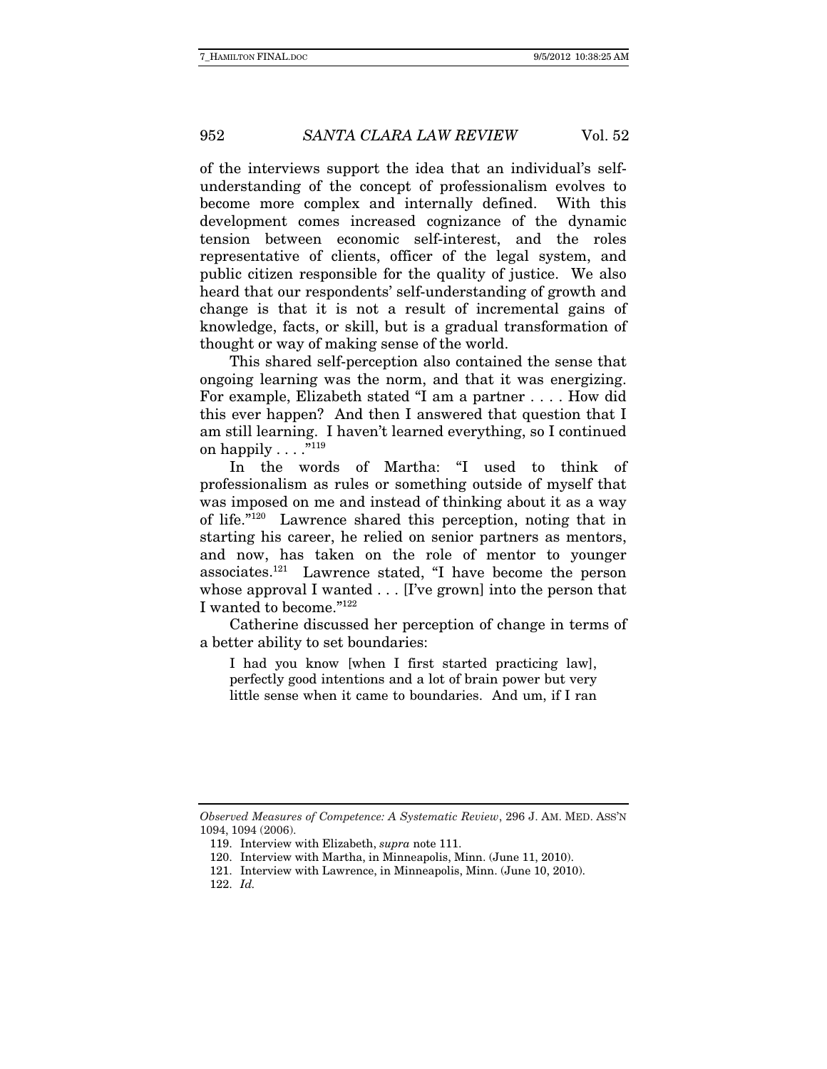of the interviews support the idea that an individual's self-understanding of the concept of professionalism evolves to become more complex and internally defined. With this development comes increased cognizance of the dynamic tension between economic self-interest, and the roles representative of clients, officer of the legal system, and public citizen responsible for the quality of justice. We also heard that our respondents' self-understanding of growth and change is that it is not a result of incremental gains of knowledge, facts, or skill, but is a gradual transformation of thought or way of making sense of the world.

This shared self-perception also contained the sense that ongoing learning was the norm, and that it was energizing. For example, Elizabeth stated "I am a partner . . . . How did this ever happen? And then I answered that question that I am still learning. I haven't learned everything, so I continued on happily . . . ."[119]

In the words of Martha: "I used to think of professionalism as rules or something outside of myself that was imposed on me and instead of thinking about it as a way of life."[120] Lawrence shared this perception, noting that in starting his career, he relied on senior partners as mentors, and now, has taken on the role of mentor to younger associates.[121] Lawrence stated, "I have become the person whose approval I wanted . . . [I've grown] into the person that I wanted to become."[122]

Catherine discussed her perception of change in terms of a better ability to set boundaries:

> I had you know [when I first started practicing law], perfectly good intentions and a lot of brain power but very little sense when it came to boundaries. And um, if I ran

---

*Observed Measures of Competence: A Systematic Review*, 296 J. AM. MED. ASS'N 1094, 1094 (2006).

119. Interview with Elizabeth, *supra* note 111.

120. Interview with Martha, in Minneapolis, Minn. (June 11, 2010).

121. Interview with Lawrence, in Minneapolis, Minn. (June 10, 2010).

122. *Id.*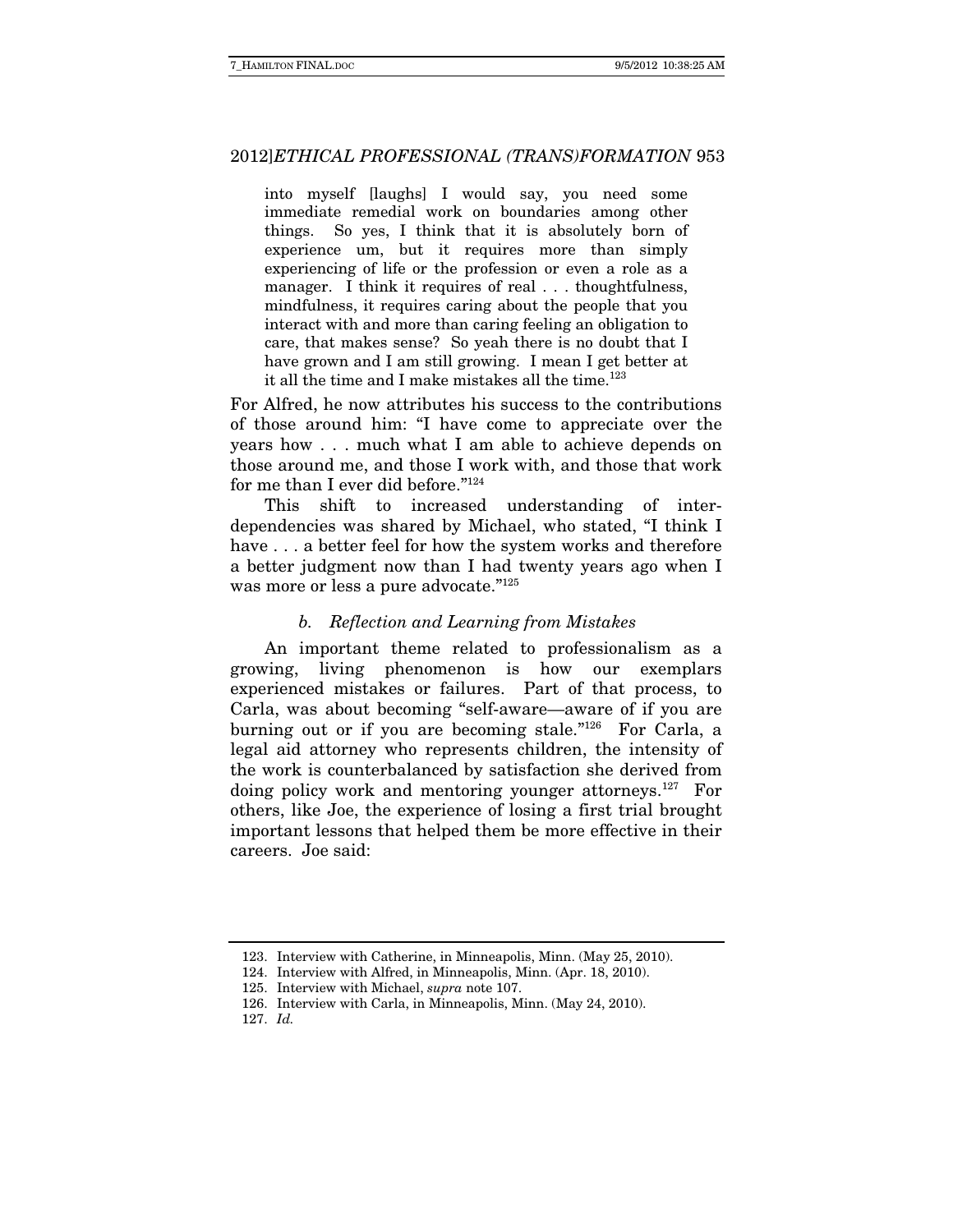> into myself [laughs] I would say, you need some immediate remedial work on boundaries among other things. So yes, I think that it is absolutely born of experience um, but it requires more than simply experiencing of life or the profession or even a role as a manager. I think it requires of real . . . thoughtfulness, mindfulness, it requires caring about the people that you interact with and more than caring feeling an obligation to care, that makes sense? So yeah there is no doubt that I have grown and I am still growing. I mean I get better at it all the time and I make mistakes all the time.[123]

For Alfred, he now attributes his success to the contributions of those around him: "I have come to appreciate over the years how . . . much what I am able to achieve depends on those around me, and those I work with, and those that work for me than I ever did before."[124]

This shift to increased understanding of inter-dependencies was shared by Michael, who stated, "I think I have . . . a better feel for how the system works and therefore a better judgment now than I had twenty years ago when I was more or less a pure advocate."[125]

### *b. Reflection and Learning from Mistakes*

An important theme related to professionalism as a growing, living phenomenon is how our exemplars experienced mistakes or failures. Part of that process, to Carla, was about becoming "self-aware—aware of if you are burning out or if you are becoming stale."[126] For Carla, a legal aid attorney who represents children, the intensity of the work is counterbalanced by satisfaction she derived from doing policy work and mentoring younger attorneys.[127] For others, like Joe, the experience of losing a first trial brought important lessons that helped them be more effective in their careers. Joe said:

---

123. Interview with Catherine, in Minneapolis, Minn. (May 25, 2010).

124. Interview with Alfred, in Minneapolis, Minn. (Apr. 18, 2010).

125. Interview with Michael, *supra* note 107.

126. Interview with Carla, in Minneapolis, Minn. (May 24, 2010).

127. *Id.*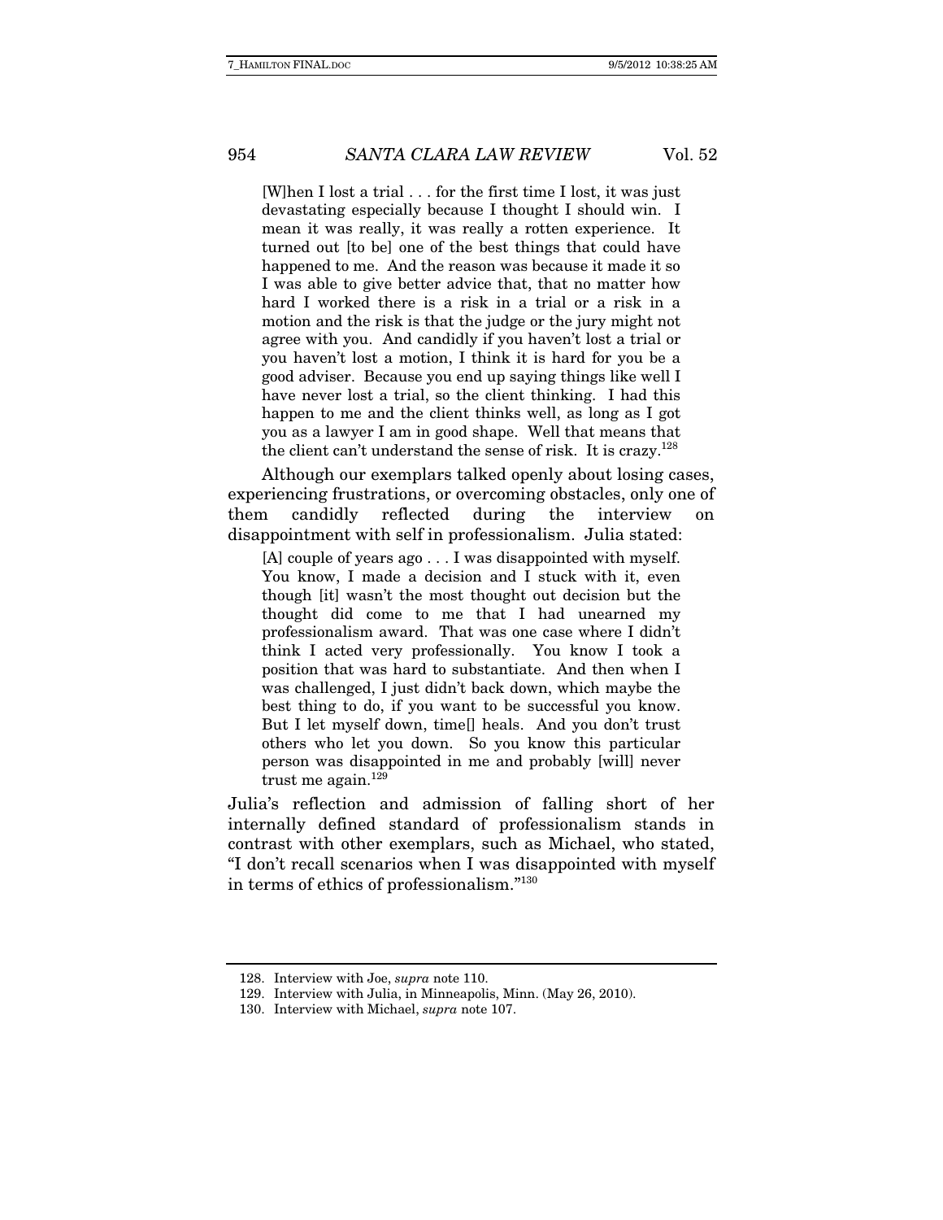> [W]hen I lost a trial . . . for the first time I lost, it was just devastating especially because I thought I should win. I mean it was really, it was really a rotten experience. It turned out [to be] one of the best things that could have happened to me. And the reason was because it made it so I was able to give better advice that, that no matter how hard I worked there is a risk in a trial or a risk in a motion and the risk is that the judge or the jury might not agree with you. And candidly if you haven't lost a trial or you haven't lost a motion, I think it is hard for you be a good adviser. Because you end up saying things like well I have never lost a trial, so the client thinking. I had this happen to me and the client thinks well, as long as I got you as a lawyer I am in good shape. Well that means that the client can't understand the sense of risk. It is crazy.[128]

Although our exemplars talked openly about losing cases, experiencing frustrations, or overcoming obstacles, only one of them candidly reflected during the interview on disappointment with self in professionalism. Julia stated:

> [A] couple of years ago . . . I was disappointed with myself. You know, I made a decision and I stuck with it, even though [it] wasn't the most thought out decision but the thought did come to me that I had unearned my professionalism award. That was one case where I didn't think I acted very professionally. You know I took a position that was hard to substantiate. And then when I was challenged, I just didn't back down, which maybe the best thing to do, if you want to be successful you know. But I let myself down, time[] heals. And you don't trust others who let you down. So you know this particular person was disappointed in me and probably [will] never trust me again.[129]

Julia's reflection and admission of falling short of her internally defined standard of professionalism stands in contrast with other exemplars, such as Michael, who stated, "I don't recall scenarios when I was disappointed with myself in terms of ethics of professionalism."[130]

---

128. Interview with Joe, *supra* note 110.

129. Interview with Julia, in Minneapolis, Minn. (May 26, 2010).

130. Interview with Michael, *supra* note 107.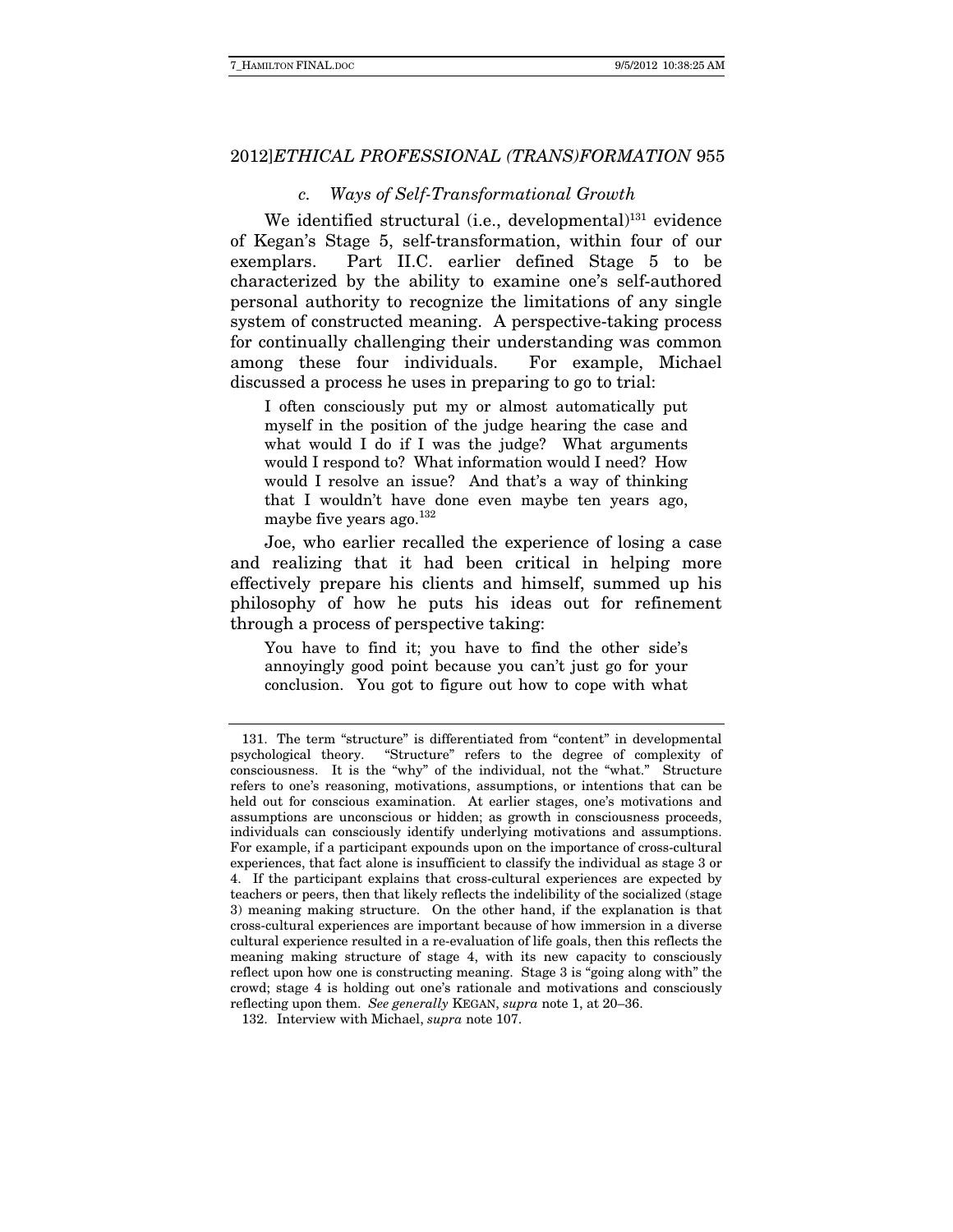#### *c. Ways of Self-Transformational Growth*

We identified structural (i.e., developmental)[131] evidence of Kegan's Stage 5, self-transformation, within four of our exemplars. Part II.C. earlier defined Stage 5 to be characterized by the ability to examine one's self-authored personal authority to recognize the limitations of any single system of constructed meaning. A perspective-taking process for continually challenging their understanding was common among these four individuals. For example, Michael discussed a process he uses in preparing to go to trial:

> I often consciously put my or almost automatically put myself in the position of the judge hearing the case and what would I do if I was the judge? What arguments would I respond to? What information would I need? How would I resolve an issue? And that's a way of thinking that I wouldn't have done even maybe ten years ago, maybe five years ago.[132]

Joe, who earlier recalled the experience of losing a case and realizing that it had been critical in helping more effectively prepare his clients and himself, summed up his philosophy of how he puts his ideas out for refinement through a process of perspective taking:

> You have to find it; you have to find the other side's annoyingly good point because you can't just go for your conclusion. You got to figure out how to cope with what

---

131. The term "structure" is differentiated from "content" in developmental psychological theory. "Structure" refers to the degree of complexity of consciousness. It is the "why" of the individual, not the "what." Structure refers to one's reasoning, motivations, assumptions, or intentions that can be held out for conscious examination. At earlier stages, one's motivations and assumptions are unconscious or hidden; as growth in consciousness proceeds, individuals can consciously identify underlying motivations and assumptions. For example, if a participant expounds upon on the importance of cross-cultural experiences, that fact alone is insufficient to classify the individual as stage 3 or 4. If the participant explains that cross-cultural experiences are expected by teachers or peers, then that likely reflects the indelibility of the socialized (stage 3) meaning making structure. On the other hand, if the explanation is that cross-cultural experiences are important because of how immersion in a diverse cultural experience resulted in a re-evaluation of life goals, then this reflects the meaning making structure of stage 4, with its new capacity to consciously reflect upon how one is constructing meaning. Stage 3 is "going along with" the crowd; stage 4 is holding out one's rationale and motivations and consciously reflecting upon them. *See generally* KEGAN, *supra* note 1, at 20–36.

132. Interview with Michael, *supra* note 107.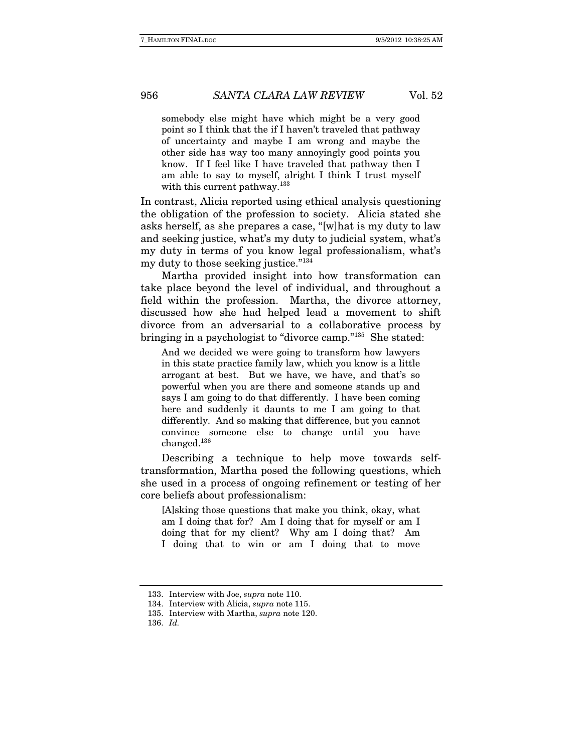> somebody else might have which might be a very good point so I think that the if I haven't traveled that pathway of uncertainty and maybe I am wrong and maybe the other side has way too many annoyingly good points you know. If I feel like I have traveled that pathway then I am able to say to myself, alright I think I trust myself with this current pathway.[133]

In contrast, Alicia reported using ethical analysis questioning the obligation of the profession to society. Alicia stated she asks herself, as she prepares a case, "[w]hat is my duty to law and seeking justice, what's my duty to judicial system, what's my duty in terms of you know legal professionalism, what's my duty to those seeking justice."[134]

Martha provided insight into how transformation can take place beyond the level of individual, and throughout a field within the profession. Martha, the divorce attorney, discussed how she had helped lead a movement to shift divorce from an adversarial to a collaborative process by bringing in a psychologist to "divorce camp."[135] She stated:

> And we decided we were going to transform how lawyers in this state practice family law, which you know is a little arrogant at best. But we have, we have, and that's so powerful when you are there and someone stands up and says I am going to do that differently. I have been coming here and suddenly it daunts to me I am going to that differently. And so making that difference, but you cannot convince someone else to change until you have changed.[136]

Describing a technique to help move towards self-transformation, Martha posed the following questions, which she used in a process of ongoing refinement or testing of her core beliefs about professionalism:

> [A]sking those questions that make you think, okay, what am I doing that for? Am I doing that for myself or am I doing that for my client? Why am I doing that? Am I doing that to win or am I doing that to move

---

133. Interview with Joe, *supra* note 110.

134. Interview with Alicia, *supra* note 115.

135. Interview with Martha, *supra* note 120.

136. *Id.*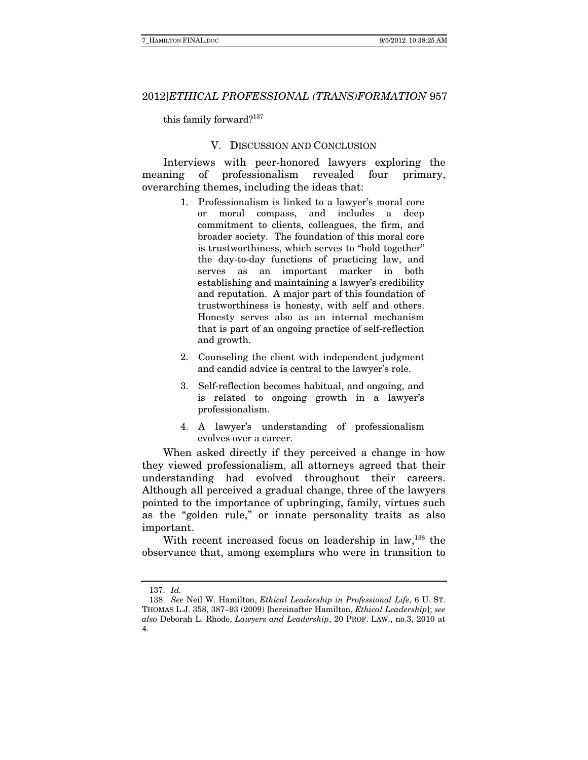this family forward?[137]

## V. Discussion and Conclusion

Interviews with peer-honored lawyers exploring the meaning of professionalism revealed four primary, overarching themes, including the ideas that:

1. Professionalism is linked to a lawyer's moral core or moral compass, and includes a deep commitment to clients, colleagues, the firm, and broader society. The foundation of this moral core is trustworthiness, which serves to "hold together" the day-to-day functions of practicing law, and serves as an important marker in both establishing and maintaining a lawyer's credibility and reputation. A major part of this foundation of trustworthiness is honesty, with self and others. Honesty serves also as an internal mechanism that is part of an ongoing practice of self-reflection and growth.
2. Counseling the client with independent judgment and candid advice is central to the lawyer's role.
3. Self-reflection becomes habitual, and ongoing, and is related to ongoing growth in a lawyer's professionalism.
4. A lawyer's understanding of professionalism evolves over a career.

When asked directly if they perceived a change in how they viewed professionalism, all attorneys agreed that their understanding had evolved throughout their careers. Although all perceived a gradual change, three of the lawyers pointed to the importance of upbringing, family, virtues such as the "golden rule," or innate personality traits as also important.

With recent increased focus on leadership in law,[138] the observance that, among exemplars who were in transition to

---

137. *Id.*

138. *See* Neil W. Hamilton, *Ethical Leadership in Professional Life*, 6 U. ST. THOMAS L.J. 358, 387–93 (2009) [hereinafter Hamilton, *Ethical Leadership*]; *see also* Deborah L. Rhode, *Lawyers and Leadership*, 20 PROF. LAW., no.3, 2010 at 4.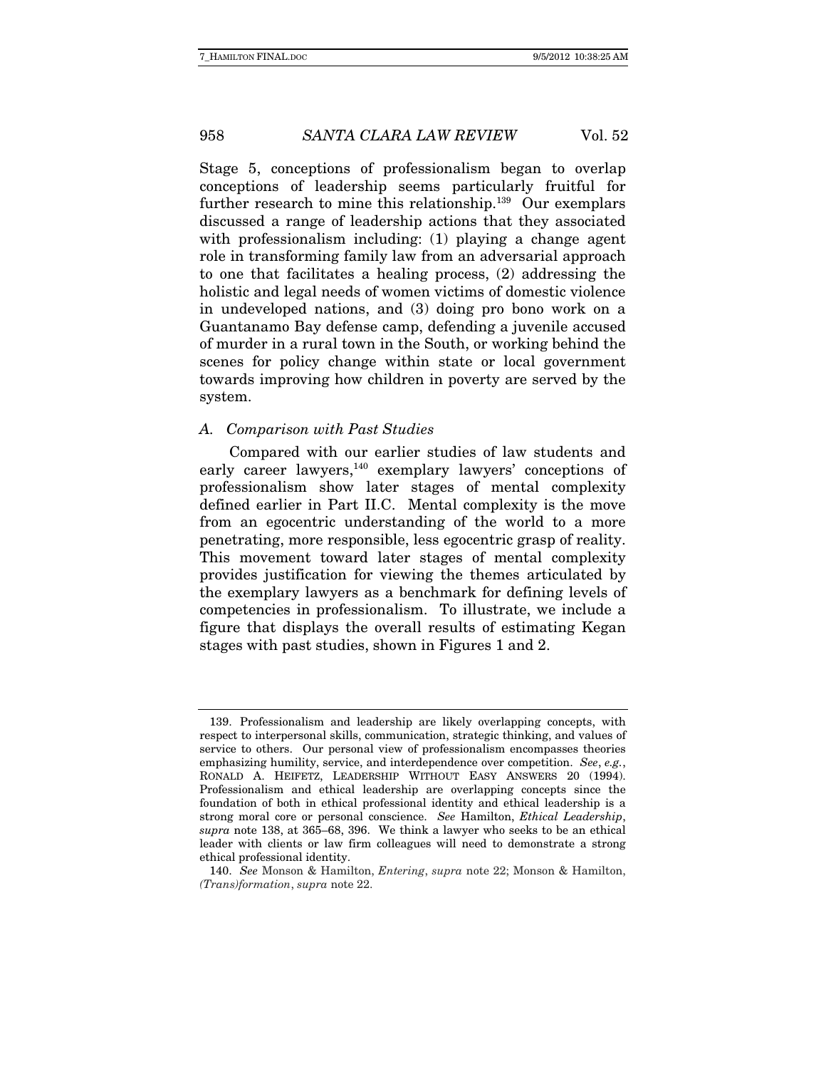Stage 5, conceptions of professionalism began to overlap conceptions of leadership seems particularly fruitful for further research to mine this relationship.[139] Our exemplars discussed a range of leadership actions that they associated with professionalism including: (1) playing a change agent role in transforming family law from an adversarial approach to one that facilitates a healing process, (2) addressing the holistic and legal needs of women victims of domestic violence in undeveloped nations, and (3) doing pro bono work on a Guantanamo Bay defense camp, defending a juvenile accused of murder in a rural town in the South, or working behind the scenes for policy change within state or local government towards improving how children in poverty are served by the system.

### *A. Comparison with Past Studies*

Compared with our earlier studies of law students and early career lawyers,[140] exemplary lawyers' conceptions of professionalism show later stages of mental complexity defined earlier in Part II.C. Mental complexity is the move from an egocentric understanding of the world to a more penetrating, more responsible, less egocentric grasp of reality. This movement toward later stages of mental complexity provides justification for viewing the themes articulated by the exemplary lawyers as a benchmark for defining levels of competencies in professionalism. To illustrate, we include a figure that displays the overall results of estimating Kegan stages with past studies, shown in Figures 1 and 2.

---

139. Professionalism and leadership are likely overlapping concepts, with respect to interpersonal skills, communication, strategic thinking, and values of service to others. Our personal view of professionalism encompasses theories emphasizing humility, service, and interdependence over competition. *See*, *e.g.*, RONALD A. HEIFETZ, LEADERSHIP WITHOUT EASY ANSWERS 20 (1994). Professionalism and ethical leadership are overlapping concepts since the foundation of both in ethical professional identity and ethical leadership is a strong moral core or personal conscience. *See* Hamilton, *Ethical Leadership*, *supra* note 138, at 365–68, 396. We think a lawyer who seeks to be an ethical leader with clients or law firm colleagues will need to demonstrate a strong ethical professional identity.

140. *See* Monson & Hamilton, *Entering*, *supra* note 22; Monson & Hamilton, *(Trans)formation*, *supra* note 22.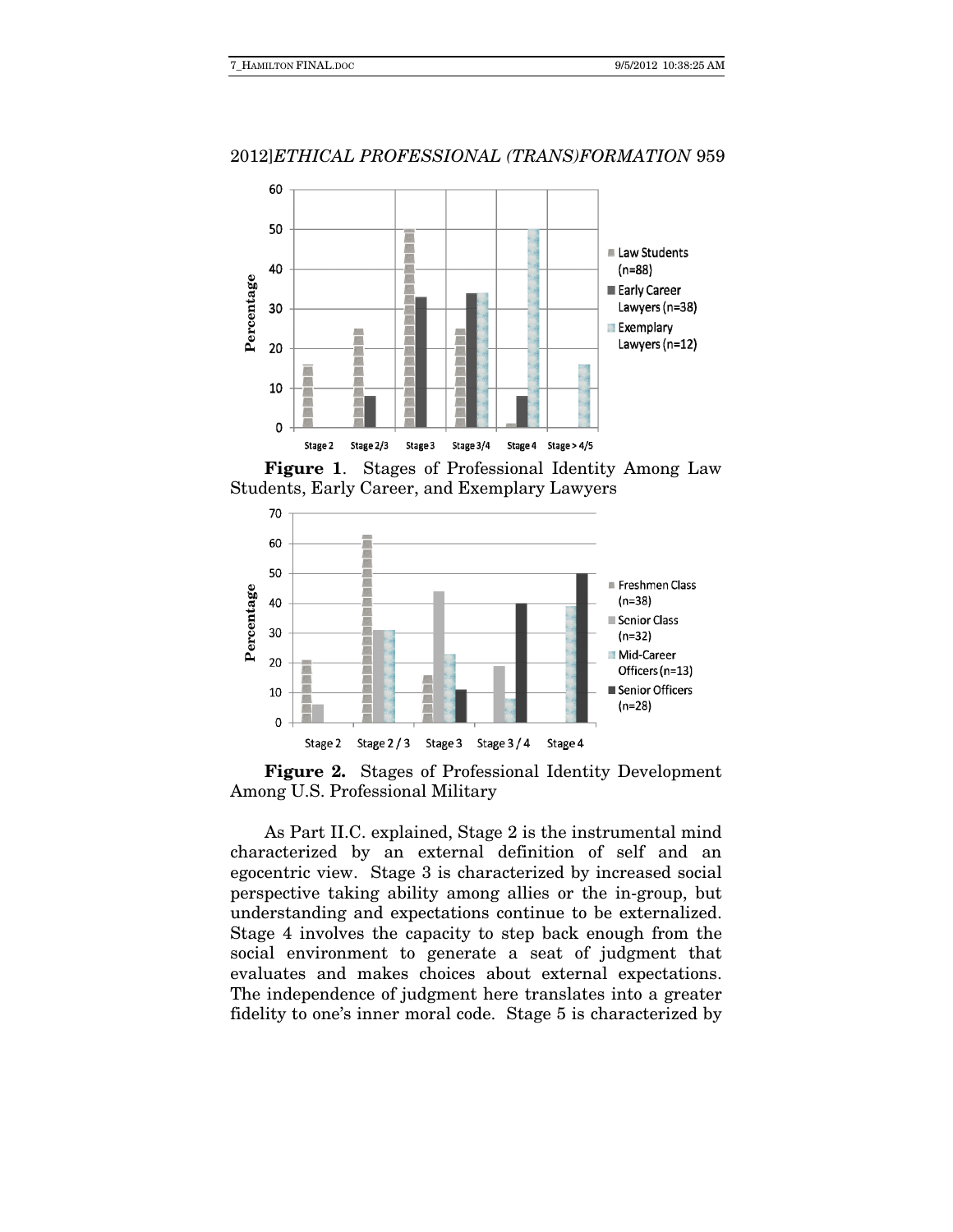**Figure 1.** Stages of Professional Identity Among Law Students, Early Career, and Exemplary Lawyers

**Figure 2.** Stages of Professional Identity Development Among U.S. Professional Military

As Part II.C. explained, Stage 2 is the instrumental mind characterized by an external definition of self and an egocentric view. Stage 3 is characterized by increased social perspective taking ability among allies or the in-group, but understanding and expectations continue to be externalized. Stage 4 involves the capacity to step back enough from the social environment to generate a seat of judgment that evaluates and makes choices about external expectations. The independence of judgment here translates into a greater fidelity to one's inner moral code. Stage 5 is characterized by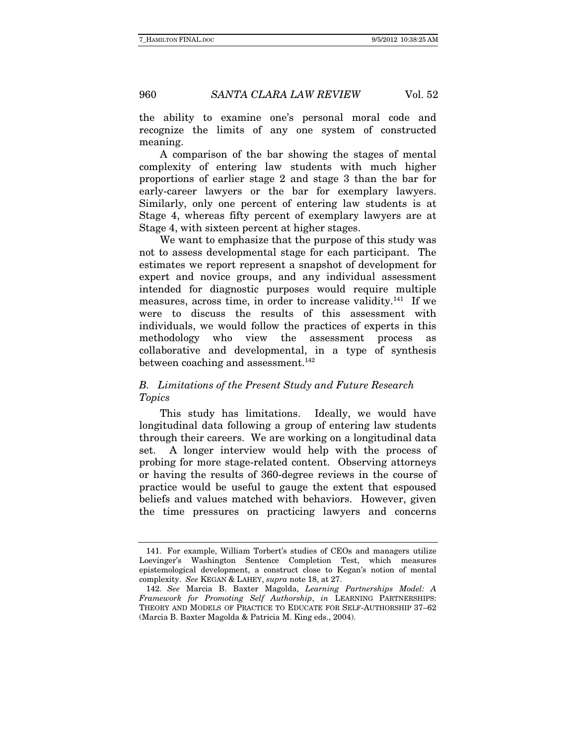the ability to examine one's personal moral code and recognize the limits of any one system of constructed meaning.

A comparison of the bar showing the stages of mental complexity of entering law students with much higher proportions of earlier stage 2 and stage 3 than the bar for early-career lawyers or the bar for exemplary lawyers. Similarly, only one percent of entering law students is at Stage 4, whereas fifty percent of exemplary lawyers are at Stage 4, with sixteen percent at higher stages.

We want to emphasize that the purpose of this study was not to assess developmental stage for each participant. The estimates we report represent a snapshot of development for expert and novice groups, and any individual assessment intended for diagnostic purposes would require multiple measures, across time, in order to increase validity.[141] If we were to discuss the results of this assessment with individuals, we would follow the practices of experts in this methodology who view the assessment process as collaborative and developmental, in a type of synthesis between coaching and assessment.[142]

### *B. Limitations of the Present Study and Future Research Topics*

This study has limitations. Ideally, we would have longitudinal data following a group of entering law students through their careers. We are working on a longitudinal data set. A longer interview would help with the process of probing for more stage-related content. Observing attorneys or having the results of 360-degree reviews in the course of practice would be useful to gauge the extent that espoused beliefs and values matched with behaviors. However, given the time pressures on practicing lawyers and concerns

---

141. For example, William Torbert's studies of CEOs and managers utilize Loevinger's Washington Sentence Completion Test, which measures epistemological development, a construct close to Kegan's notion of mental complexity. *See* KEGAN & LAHEY, *supra* note 18, at 27.

142. *See* Marcia B. Baxter Magolda, *Learning Partnerships Model: A Framework for Promoting Self Authorship*, *in* LEARNING PARTNERSHIPS: THEORY AND MODELS OF PRACTICE TO EDUCATE FOR SELF-AUTHORSHIP 37–62 (Marcia B. Baxter Magolda & Patricia M. King eds., 2004).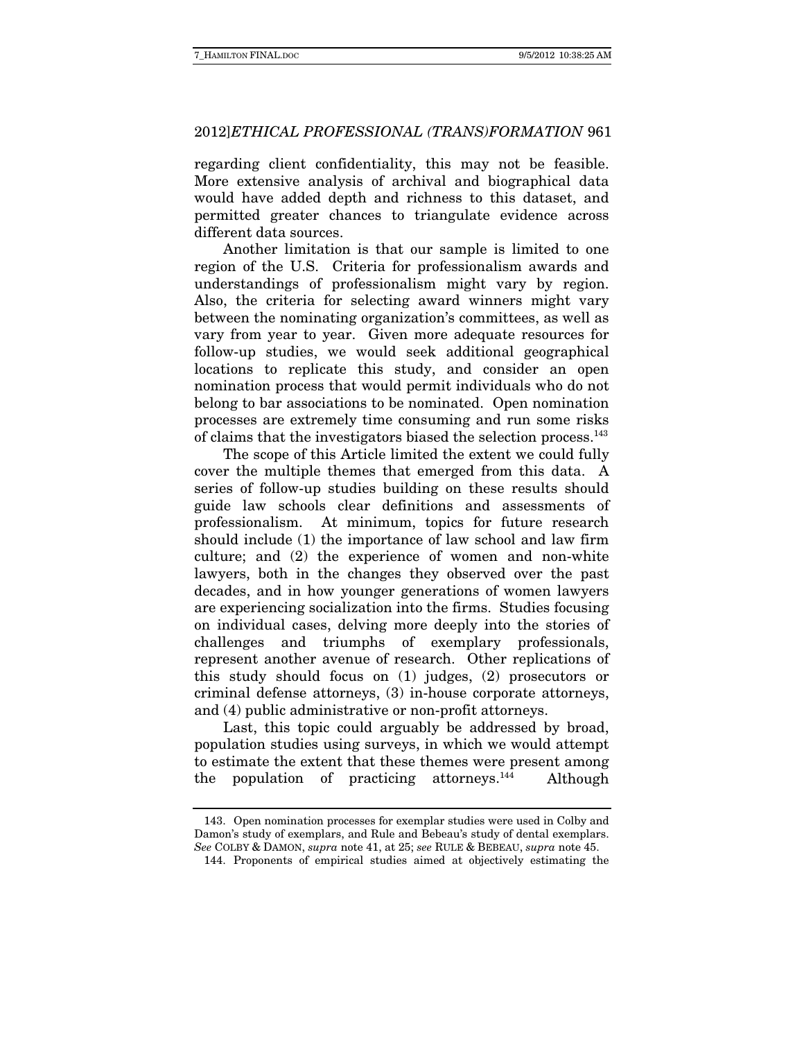regarding client confidentiality, this may not be feasible. More extensive analysis of archival and biographical data would have added depth and richness to this dataset, and permitted greater chances to triangulate evidence across different data sources.

Another limitation is that our sample is limited to one region of the U.S. Criteria for professionalism awards and understandings of professionalism might vary by region. Also, the criteria for selecting award winners might vary between the nominating organization's committees, as well as vary from year to year. Given more adequate resources for follow-up studies, we would seek additional geographical locations to replicate this study, and consider an open nomination process that would permit individuals who do not belong to bar associations to be nominated. Open nomination processes are extremely time consuming and run some risks of claims that the investigators biased the selection process.[143]

The scope of this Article limited the extent we could fully cover the multiple themes that emerged from this data. A series of follow-up studies building on these results should guide law schools clear definitions and assessments of professionalism. At minimum, topics for future research should include (1) the importance of law school and law firm culture; and (2) the experience of women and non-white lawyers, both in the changes they observed over the past decades, and in how younger generations of women lawyers are experiencing socialization into the firms. Studies focusing on individual cases, delving more deeply into the stories of challenges and triumphs of exemplary professionals, represent another avenue of research. Other replications of this study should focus on (1) judges, (2) prosecutors or criminal defense attorneys, (3) in-house corporate attorneys, and (4) public administrative or non-profit attorneys.

Last, this topic could arguably be addressed by broad, population studies using surveys, in which we would attempt to estimate the extent that these themes were present among the population of practicing attorneys.[144] Although

---

143. Open nomination processes for exemplar studies were used in Colby and Damon's study of exemplars, and Rule and Bebeau's study of dental exemplars. *See* COLBY & DAMON, *supra* note 41, at 25; *see* RULE & BEBEAU, *supra* note 45.

144. Proponents of empirical studies aimed at objectively estimating the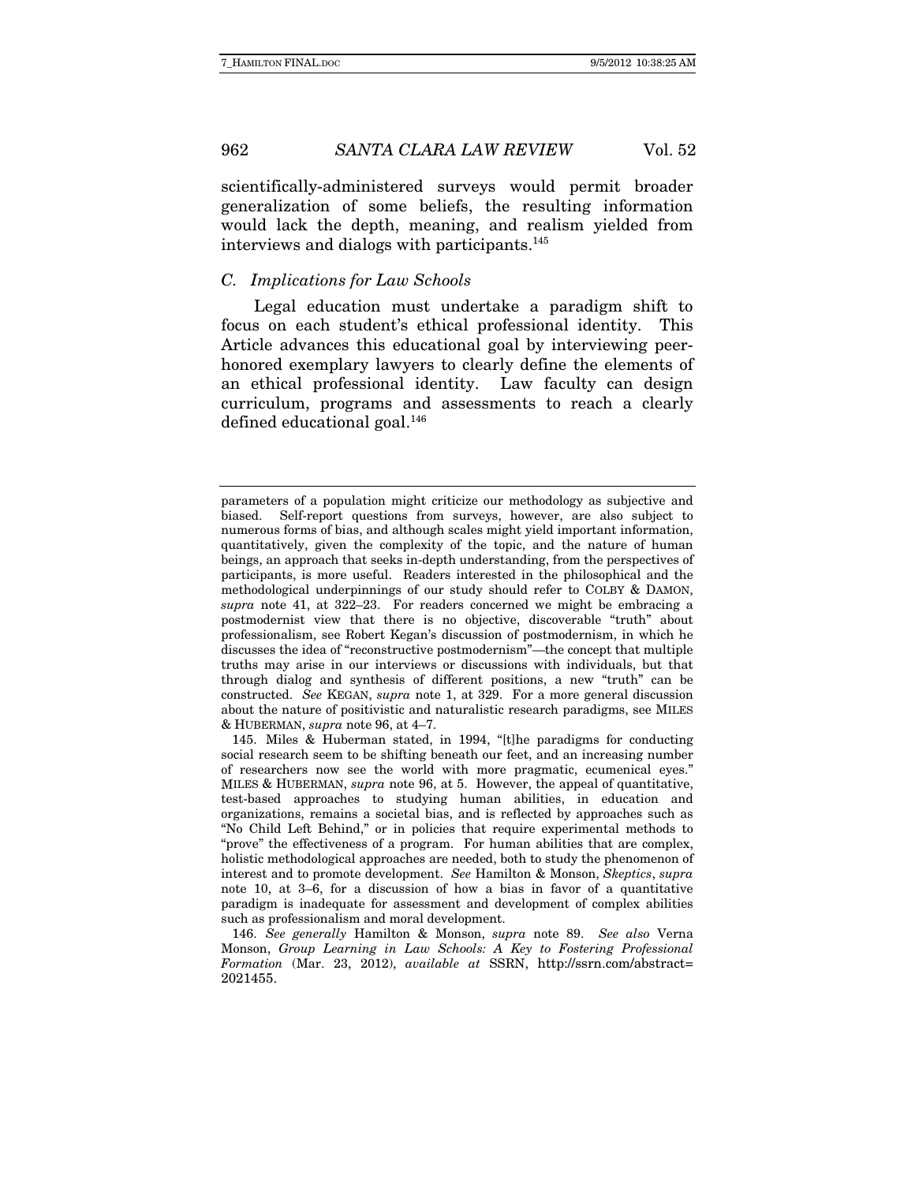scientifically-administered surveys would permit broader generalization of some beliefs, the resulting information would lack the depth, meaning, and realism yielded from interviews and dialogs with participants.[145]

### *C. Implications for Law Schools*

Legal education must undertake a paradigm shift to focus on each student's ethical professional identity. This Article advances this educational goal by interviewing peer-honored exemplary lawyers to clearly define the elements of an ethical professional identity. Law faculty can design curriculum, programs and assessments to reach a clearly defined educational goal.[146]

---

parameters of a population might criticize our methodology as subjective and biased. Self-report questions from surveys, however, are also subject to numerous forms of bias, and although scales might yield important information, quantitatively, given the complexity of the topic, and the nature of human beings, an approach that seeks in-depth understanding, from the perspectives of participants, is more useful. Readers interested in the philosophical and the methodological underpinnings of our study should refer to COLBY & DAMON, *supra* note 41, at 322–23. For readers concerned we might be embracing a postmodernist view that there is no objective, discoverable "truth" about professionalism, see Robert Kegan's discussion of postmodernism, in which he discusses the idea of "reconstructive postmodernism"—the concept that multiple truths may arise in our interviews or discussions with individuals, but that through dialog and synthesis of different positions, a new "truth" can be constructed. *See* KEGAN, *supra* note 1, at 329. For a more general discussion about the nature of positivistic and naturalistic research paradigms, see MILES & HUBERMAN, *supra* note 96, at 4–7.

145. Miles & Huberman stated, in 1994, "[t]he paradigms for conducting social research seem to be shifting beneath our feet, and an increasing number of researchers now see the world with more pragmatic, ecumenical eyes." MILES & HUBERMAN, *supra* note 96, at 5. However, the appeal of quantitative, test-based approaches to studying human abilities, in education and organizations, remains a societal bias, and is reflected by approaches such as "No Child Left Behind," or in policies that require experimental methods to "prove" the effectiveness of a program. For human abilities that are complex, holistic methodological approaches are needed, both to study the phenomenon of interest and to promote development. *See* Hamilton & Monson, *Skeptics*, *supra* note 10, at 3–6, for a discussion of how a bias in favor of a quantitative paradigm is inadequate for assessment and development of complex abilities such as professionalism and moral development.

146. *See generally* Hamilton & Monson, *supra* note 89. *See also* Verna Monson, *Group Learning in Law Schools: A Key to Fostering Professional Formation* (Mar. 23, 2012), *available at* SSRN, http://ssrn.com/abstract=2021455.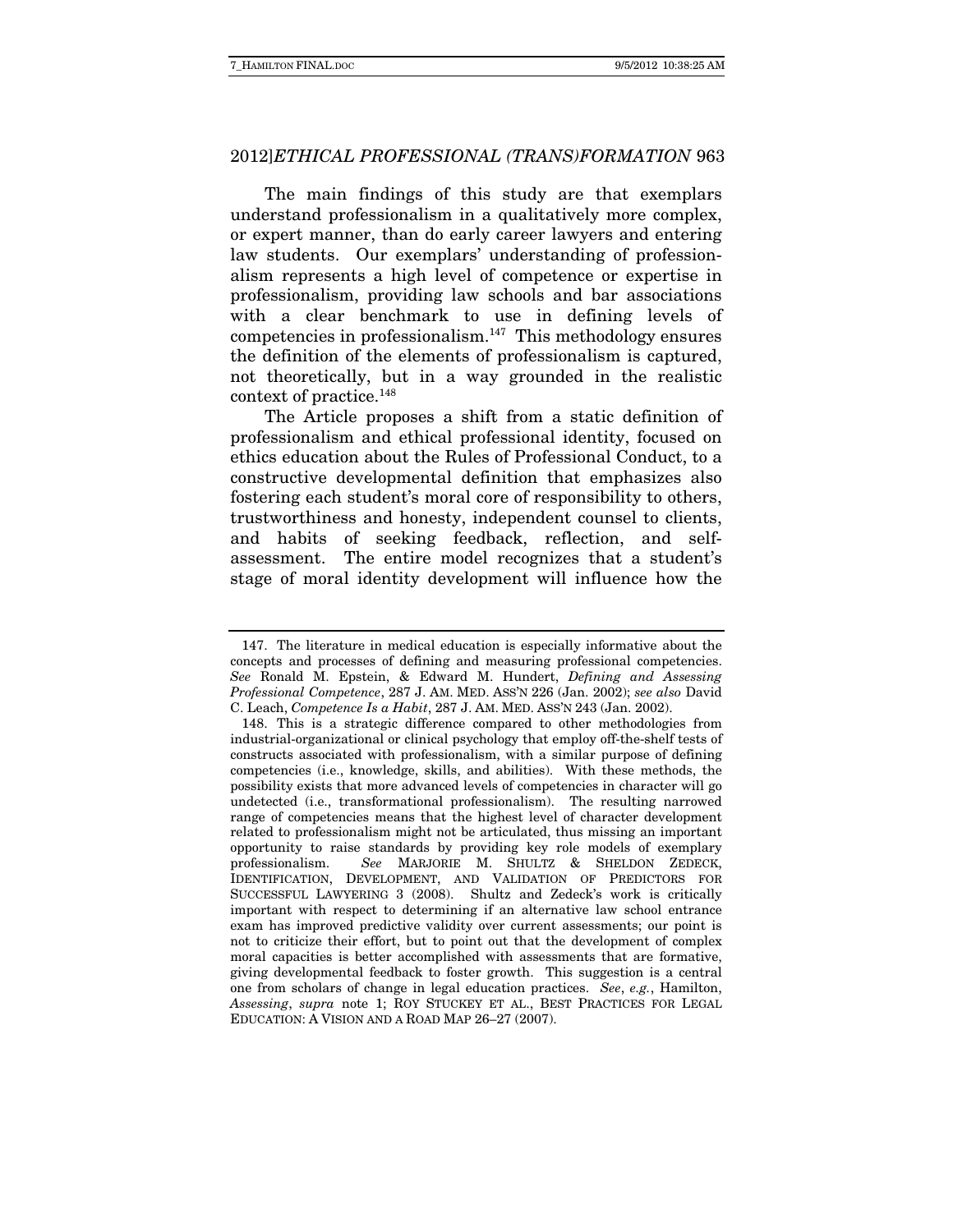The main findings of this study are that exemplars understand professionalism in a qualitatively more complex, or expert manner, than do early career lawyers and entering law students. Our exemplars' understanding of professionalism represents a high level of competence or expertise in professionalism, providing law schools and bar associations with a clear benchmark to use in defining levels of competencies in professionalism.[147] This methodology ensures the definition of the elements of professionalism is captured, not theoretically, but in a way grounded in the realistic context of practice.[148]

The Article proposes a shift from a static definition of professionalism and ethical professional identity, focused on ethics education about the Rules of Professional Conduct, to a constructive developmental definition that emphasizes also fostering each student's moral core of responsibility to others, trustworthiness and honesty, independent counsel to clients, and habits of seeking feedback, reflection, and self-assessment. The entire model recognizes that a student's stage of moral identity development will influence how the

---

147. The literature in medical education is especially informative about the concepts and processes of defining and measuring professional competencies. *See* Ronald M. Epstein, & Edward M. Hundert, *Defining and Assessing Professional Competence*, 287 J. AM. MED. ASS'N 226 (Jan. 2002); *see also* David C. Leach, *Competence Is a Habit*, 287 J. AM. MED. ASS'N 243 (Jan. 2002).

148. This is a strategic difference compared to other methodologies from industrial-organizational or clinical psychology that employ off-the-shelf tests of constructs associated with professionalism, with a similar purpose of defining competencies (i.e., knowledge, skills, and abilities). With these methods, the possibility exists that more advanced levels of competencies in character will go undetected (i.e., transformational professionalism). The resulting narrowed range of competencies means that the highest level of character development related to professionalism might not be articulated, thus missing an important opportunity to raise standards by providing key role models of exemplary professionalism. *See* MARJORIE M. SHULTZ & SHELDON ZEDECK, IDENTIFICATION, DEVELOPMENT, AND VALIDATION OF PREDICTORS FOR SUCCESSFUL LAWYERING 3 (2008). Shultz and Zedeck's work is critically important with respect to determining if an alternative law school entrance exam has improved predictive validity over current assessments; our point is not to criticize their effort, but to point out that the development of complex moral capacities is better accomplished with assessments that are formative, giving developmental feedback to foster growth. This suggestion is a central one from scholars of change in legal education practices. *See*, *e.g.*, Hamilton, *Assessing*, *supra* note 1; ROY STUCKEY ET AL., BEST PRACTICES FOR LEGAL EDUCATION: A VISION AND A ROAD MAP 26–27 (2007).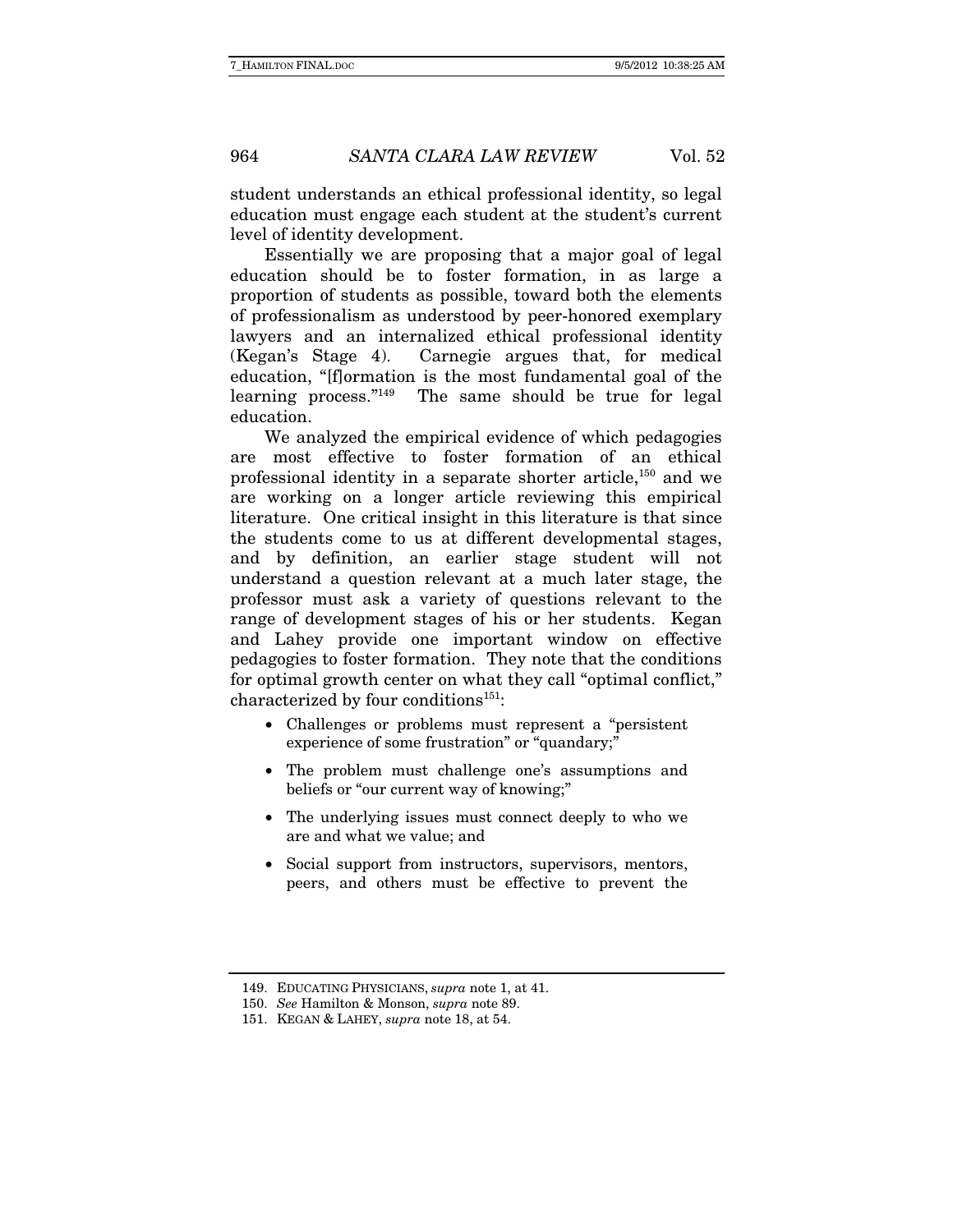student understands an ethical professional identity, so legal education must engage each student at the student's current level of identity development.

Essentially we are proposing that a major goal of legal education should be to foster formation, in as large a proportion of students as possible, toward both the elements of professionalism as understood by peer-honored exemplary lawyers and an internalized ethical professional identity (Kegan's Stage 4). Carnegie argues that, for medical education, "[f]ormation is the most fundamental goal of the learning process."[149] The same should be true for legal education.

We analyzed the empirical evidence of which pedagogies are most effective to foster formation of an ethical professional identity in a separate shorter article,[150] and we are working on a longer article reviewing this empirical literature. One critical insight in this literature is that since the students come to us at different developmental stages, and by definition, an earlier stage student will not understand a question relevant at a much later stage, the professor must ask a variety of questions relevant to the range of development stages of his or her students. Kegan and Lahey provide one important window on effective pedagogies to foster formation. They note that the conditions for optimal growth center on what they call "optimal conflict," characterized by four conditions[151]:

- Challenges or problems must represent a "persistent experience of some frustration" or "quandary;"
- The problem must challenge one's assumptions and beliefs or "our current way of knowing;"
- The underlying issues must connect deeply to who we are and what we value; and
- Social support from instructors, supervisors, mentors, peers, and others must be effective to prevent the

---

149. EDUCATING PHYSICIANS, *supra* note 1, at 41.

150. *See* Hamilton & Monson, *supra* note 89.

151. KEGAN & LAHEY, *supra* note 18, at 54.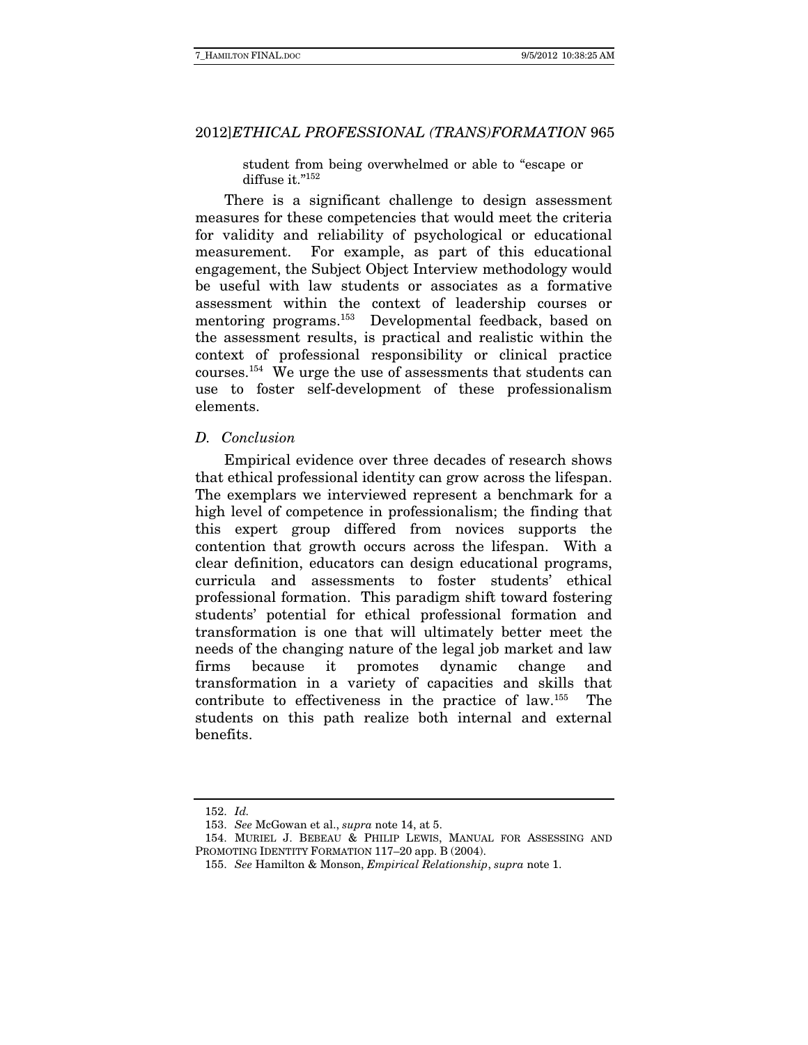student from being overwhelmed or able to "escape or diffuse it."[152]

There is a significant challenge to design assessment measures for these competencies that would meet the criteria for validity and reliability of psychological or educational measurement. For example, as part of this educational engagement, the Subject Object Interview methodology would be useful with law students or associates as a formative assessment within the context of leadership courses or mentoring programs.[153] Developmental feedback, based on the assessment results, is practical and realistic within the context of professional responsibility or clinical practice courses.[154] We urge the use of assessments that students can use to foster self-development of these professionalism elements.

### *D. Conclusion*

Empirical evidence over three decades of research shows that ethical professional identity can grow across the lifespan. The exemplars we interviewed represent a benchmark for a high level of competence in professionalism; the finding that this expert group differed from novices supports the contention that growth occurs across the lifespan. With a clear definition, educators can design educational programs, curricula and assessments to foster students' ethical professional formation. This paradigm shift toward fostering students' potential for ethical professional formation and transformation is one that will ultimately better meet the needs of the changing nature of the legal job market and law firms because it promotes dynamic change and transformation in a variety of capacities and skills that contribute to effectiveness in the practice of law.[155] The students on this path realize both internal and external benefits.

---

152. *Id.*

153. *See* McGowan et al., *supra* note 14, at 5.

154. MURIEL J. BEBEAU & PHILIP LEWIS, MANUAL FOR ASSESSING AND PROMOTING IDENTITY FORMATION 117–20 app. B (2004).

155. *See* Hamilton & Monson, *Empirical Relationship*, *supra* note 1.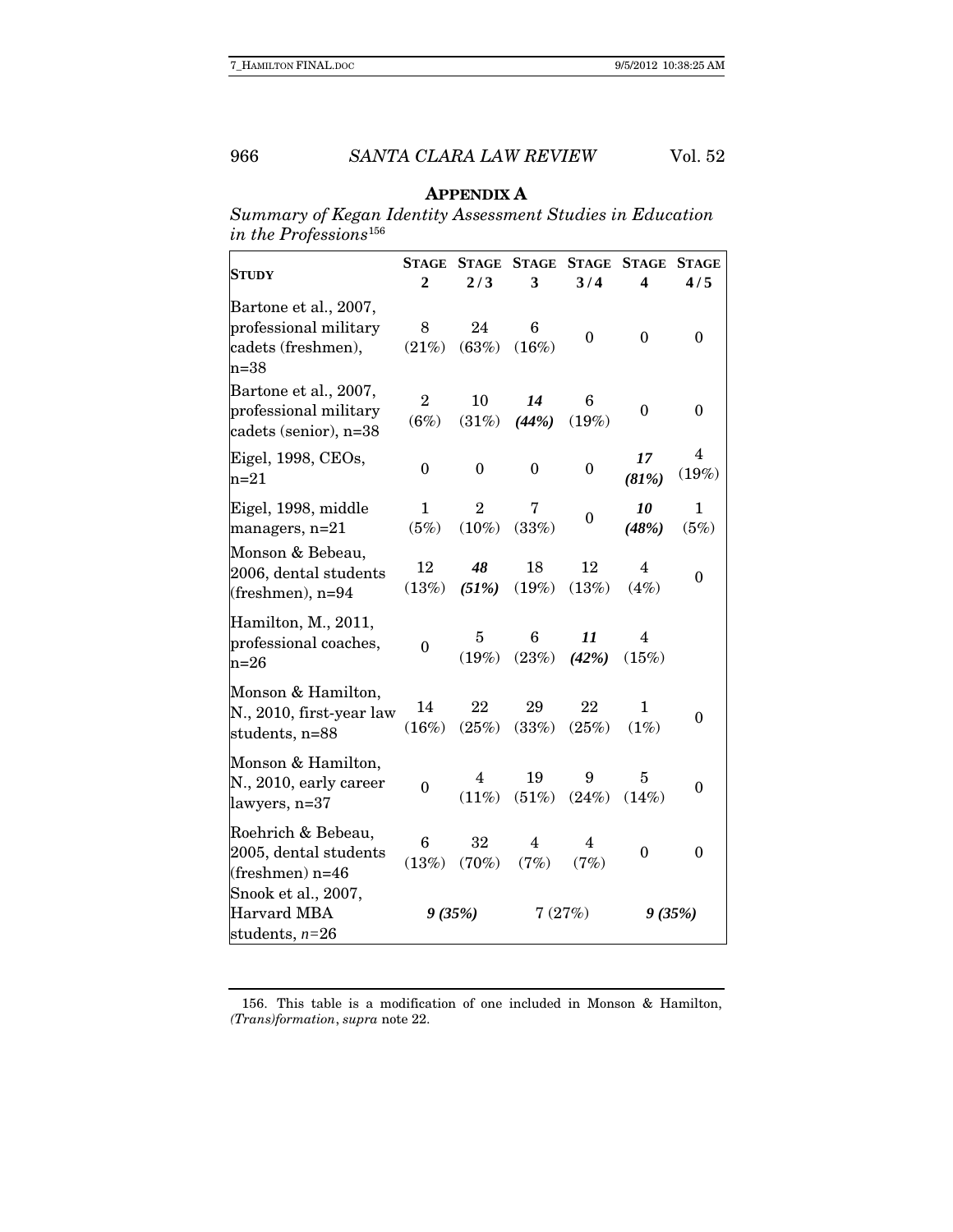## APPENDIX A

*Summary of Kegan Identity Assessment Studies in Education in the Professions*[156]

| STUDY | STAGE 2 | STAGE 2/3 | STAGE 3 | STAGE 3/4 | STAGE 4 | STAGE 4/5 |
|---|---|---|---|---|---|---|
| Bartone et al., 2007, professional military cadets (freshmen), n=38 | 8 (21%) | 24 (63%) | 6 (16%) | 0 | 0 | 0 |
| Bartone et al., 2007, professional military cadets (senior), n=38 | 2 (6%) | 10 (31%) | ***14 (44%)*** | 6 (19%) | 0 | 0 |
| Eigel, 1998, CEOs, n=21 | 0 | 0 | 0 | 0 | ***17 (81%)*** | 4 (19%) |
| Eigel, 1998, middle managers, n=21 | 1 (5%) | 2 (10%) | 7 (33%) | 0 | ***10 (48%)*** | 1 (5%) |
| Monson & Bebeau, 2006, dental students (freshmen), n=94 | 12 (13%) | ***48 (51%)*** | 18 (19%) | 12 (13%) | 4 (4%) | 0 |
| Hamilton, M., 2011, professional coaches, n=26 | 0 | 5 (19%) | 6 (23%) | ***11 (42%)*** | 4 (15%) | |
| Monson & Hamilton, N., 2010, first-year law students, n=88 | 14 (16%) | 22 (25%) | 29 (33%) | 22 (25%) | 1 (1%) | 0 |
| Monson & Hamilton, N., 2010, early career lawyers, n=37 | 0 | 4 (11%) | 19 (51%) | 9 (24%) | 5 (14%) | 0 |
| Roehrich & Bebeau, 2005, dental students (freshmen) n=46 | 6 (13%) | 32 (70%) | 4 (7%) | 4 (7%) | 0 | 0 |
| Snook et al., 2007, Harvard MBA students, *n*=26 | ***9 (35%)*** | | 7 (27%) | | ***9 (35%)*** | |

156. This table is a modification of one included in Monson & Hamilton, *(Trans)formation*, *supra* note 22.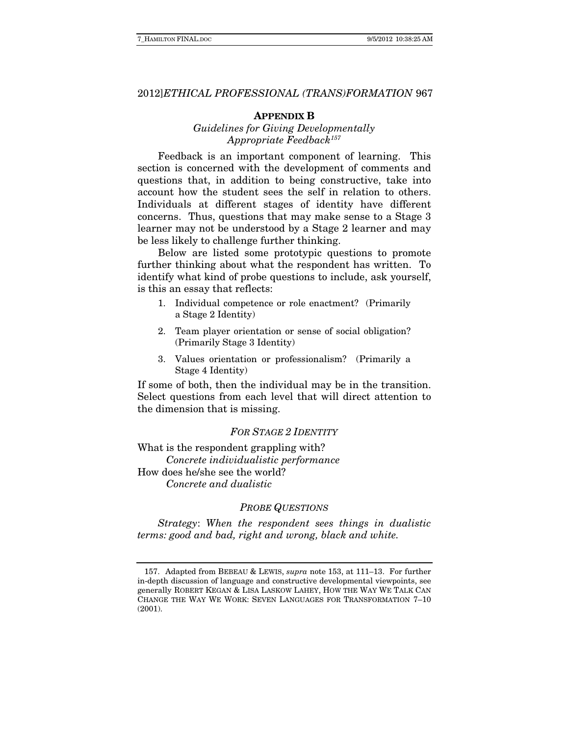## APPENDIX B

### *Guidelines for Giving Developmentally Appropriate Feedback*[157]

Feedback is an important component of learning. This section is concerned with the development of comments and questions that, in addition to being constructive, take into account how the student sees the self in relation to others. Individuals at different stages of identity have different concerns. Thus, questions that may make sense to a Stage 3 learner may not be understood by a Stage 2 learner and may be less likely to challenge further thinking.

Below are listed some prototypic questions to promote further thinking about what the respondent has written. To identify what kind of probe questions to include, ask yourself, is this an essay that reflects:

1. Individual competence or role enactment? (Primarily a Stage 2 Identity)
2. Team player orientation or sense of social obligation? (Primarily Stage 3 Identity)
3. Values orientation or professionalism? (Primarily a Stage 4 Identity)

If some of both, then the individual may be in the transition. Select questions from each level that will direct attention to the dimension that is missing.

#### *FOR STAGE 2 IDENTITY*

What is the respondent grappling with?

*Concrete individualistic performance*

How does he/she see the world?

*Concrete and dualistic*

#### *PROBE QUESTIONS*

*Strategy*: *When the respondent sees things in dualistic terms: good and bad, right and wrong, black and white.*

---

157. Adapted from BEBEAU & LEWIS, *supra* note 153, at 111–13. For further in-depth discussion of language and constructive developmental viewpoints, see generally ROBERT KEGAN & LISA LASKOW LAHEY, HOW THE WAY WE TALK CAN CHANGE THE WAY WE WORK: SEVEN LANGUAGES FOR TRANSFORMATION 7–10 (2001).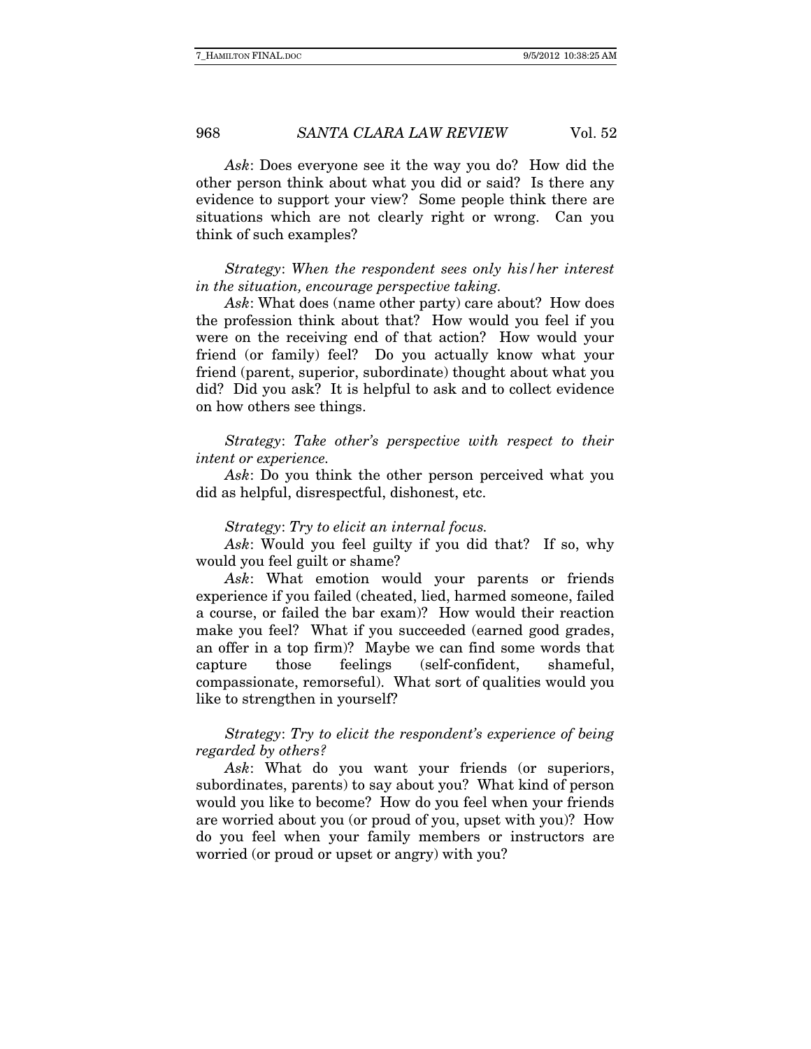*Ask*: Does everyone see it the way you do? How did the other person think about what you did or said? Is there any evidence to support your view? Some people think there are situations which are not clearly right or wrong. Can you think of such examples?

*Strategy*: *When the respondent sees only his/her interest in the situation, encourage perspective taking.*

*Ask*: What does (name other party) care about? How does the profession think about that? How would you feel if you were on the receiving end of that action? How would your friend (or family) feel? Do you actually know what your friend (parent, superior, subordinate) thought about what you did? Did you ask? It is helpful to ask and to collect evidence on how others see things.

*Strategy*: *Take other's perspective with respect to their intent or experience.*

*Ask*: Do you think the other person perceived what you did as helpful, disrespectful, dishonest, etc.

*Strategy*: *Try to elicit an internal focus.*

*Ask*: Would you feel guilty if you did that? If so, why would you feel guilt or shame?

*Ask*: What emotion would your parents or friends experience if you failed (cheated, lied, harmed someone, failed a course, or failed the bar exam)? How would their reaction make you feel? What if you succeeded (earned good grades, an offer in a top firm)? Maybe we can find some words that capture those feelings (self-confident, shameful, compassionate, remorseful). What sort of qualities would you like to strengthen in yourself?

*Strategy*: *Try to elicit the respondent's experience of being regarded by others?*

*Ask*: What do you want your friends (or superiors, subordinates, parents) to say about you? What kind of person would you like to become? How do you feel when your friends are worried about you (or proud of you, upset with you)? How do you feel when your family members or instructors are worried (or proud or upset or angry) with you?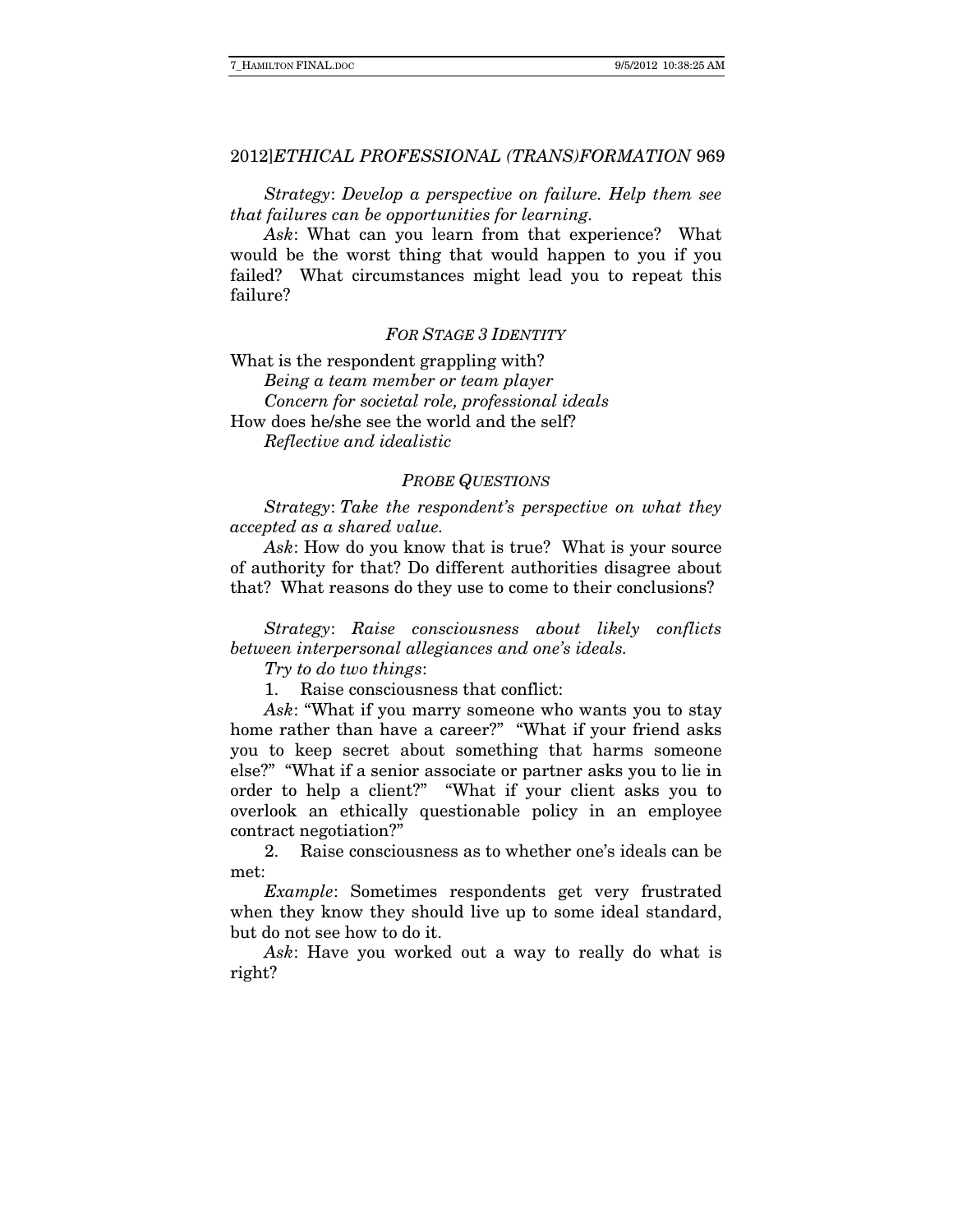*Strategy*: *Develop a perspective on failure. Help them see that failures can be opportunities for learning.*

*Ask*: What can you learn from that experience? What would be the worst thing that would happen to you if you failed? What circumstances might lead you to repeat this failure?

### *FOR STAGE 3 IDENTITY*

What is the respondent grappling with?

*Being a team member or team player*

*Concern for societal role, professional ideals*

How does he/she see the world and the self?

*Reflective and idealistic*

### *PROBE QUESTIONS*

*Strategy*: *Take the respondent's perspective on what they accepted as a shared value.*

*Ask*: How do you know that is true? What is your source of authority for that? Do different authorities disagree about that? What reasons do they use to come to their conclusions?

*Strategy*: *Raise consciousness about likely conflicts between interpersonal allegiances and one's ideals.*

*Try to do two things*:

1. Raise consciousness that conflict:

*Ask*: "What if you marry someone who wants you to stay home rather than have a career?" "What if your friend asks you to keep secret about something that harms someone else?" "What if a senior associate or partner asks you to lie in order to help a client?" "What if your client asks you to overlook an ethically questionable policy in an employee contract negotiation?"

2. Raise consciousness as to whether one's ideals can be met:

*Example*: Sometimes respondents get very frustrated when they know they should live up to some ideal standard, but do not see how to do it.

*Ask*: Have you worked out a way to really do what is right?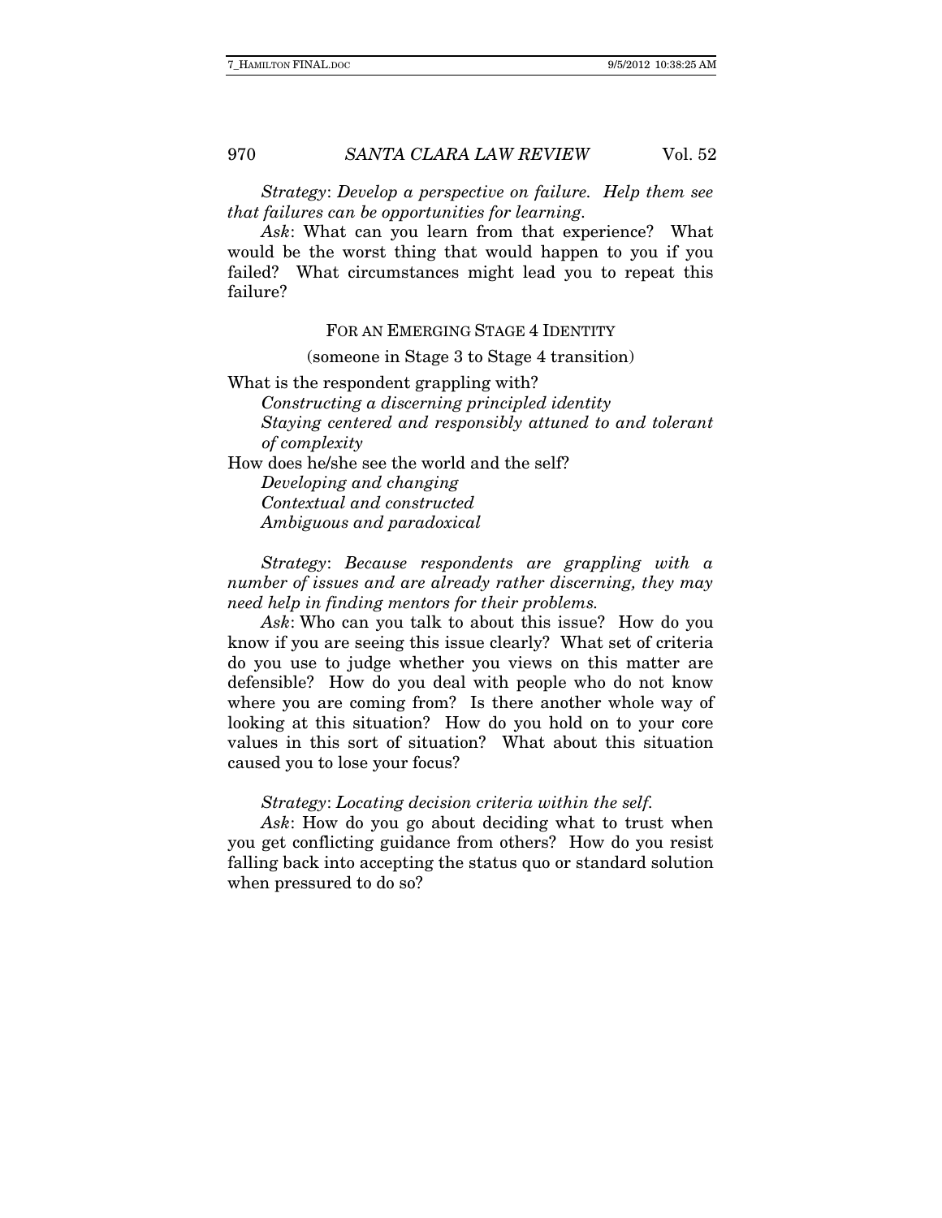*Strategy*: *Develop a perspective on failure. Help them see that failures can be opportunities for learning.*

*Ask*: What can you learn from that experience? What would be the worst thing that would happen to you if you failed? What circumstances might lead you to repeat this failure?

### FOR AN EMERGING STAGE 4 IDENTITY

(someone in Stage 3 to Stage 4 transition)

What is the respondent grappling with?

*Constructing a discerning principled identity*
*Staying centered and responsibly attuned to and tolerant of complexity*

How does he/she see the world and the self?

*Developing and changing*
*Contextual and constructed*
*Ambiguous and paradoxical*

*Strategy*: *Because respondents are grappling with a number of issues and are already rather discerning, they may need help in finding mentors for their problems.*

*Ask*: Who can you talk to about this issue? How do you know if you are seeing this issue clearly? What set of criteria do you use to judge whether you views on this matter are defensible? How do you deal with people who do not know where you are coming from? Is there another whole way of looking at this situation? How do you hold on to your core values in this sort of situation? What about this situation caused you to lose your focus?

*Strategy*: *Locating decision criteria within the self.*

*Ask*: How do you go about deciding what to trust when you get conflicting guidance from others? How do you resist falling back into accepting the status quo or standard solution when pressured to do so?